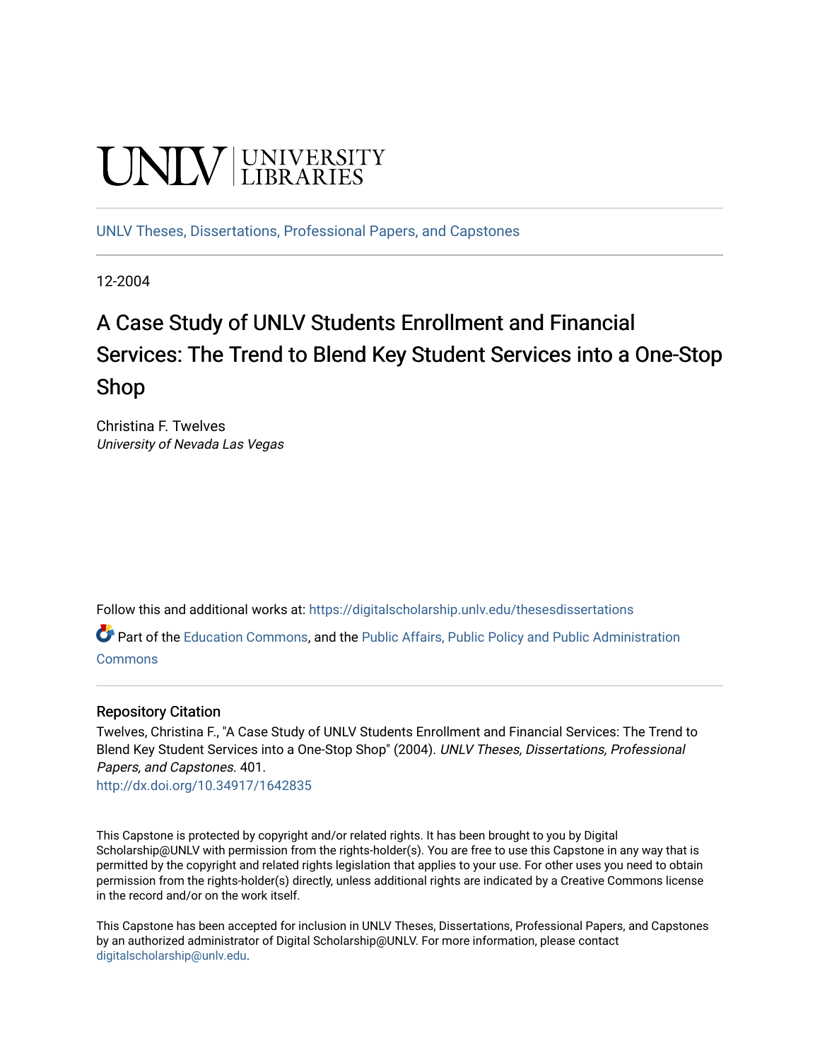UNLV | UNIVERSITY LIBRARIES

UNLV Theses, Dissertations, Professional Papers, and Capstones

12-2004

# A Case Study of UNLV Students Enrollment and Financial Services: The Trend to Blend Key Student Services into a One-Stop Shop

Christina F. Twelves
*University of Nevada Las Vegas*

Follow this and additional works at: https://digitalscholarship.unlv.edu/thesesdissertations

Part of the Education Commons, and the Public Affairs, Public Policy and Public Administration Commons

### Repository Citation

Twelves, Christina F., "A Case Study of UNLV Students Enrollment and Financial Services: The Trend to Blend Key Student Services into a One-Stop Shop" (2004). *UNLV Theses, Dissertations, Professional Papers, and Capstones*. 401.
http://dx.doi.org/10.34917/1642835

This Capstone is protected by copyright and/or related rights. It has been brought to you by Digital Scholarship@UNLV with permission from the rights-holder(s). You are free to use this Capstone in any way that is permitted by the copyright and related rights legislation that applies to your use. For other uses you need to obtain permission from the rights-holder(s) directly, unless additional rights are indicated by a Creative Commons license in the record and/or on the work itself.

This Capstone has been accepted for inclusion in UNLV Theses, Dissertations, Professional Papers, and Capstones by an authorized administrator of Digital Scholarship@UNLV. For more information, please contact digitalscholarship@unlv.edu.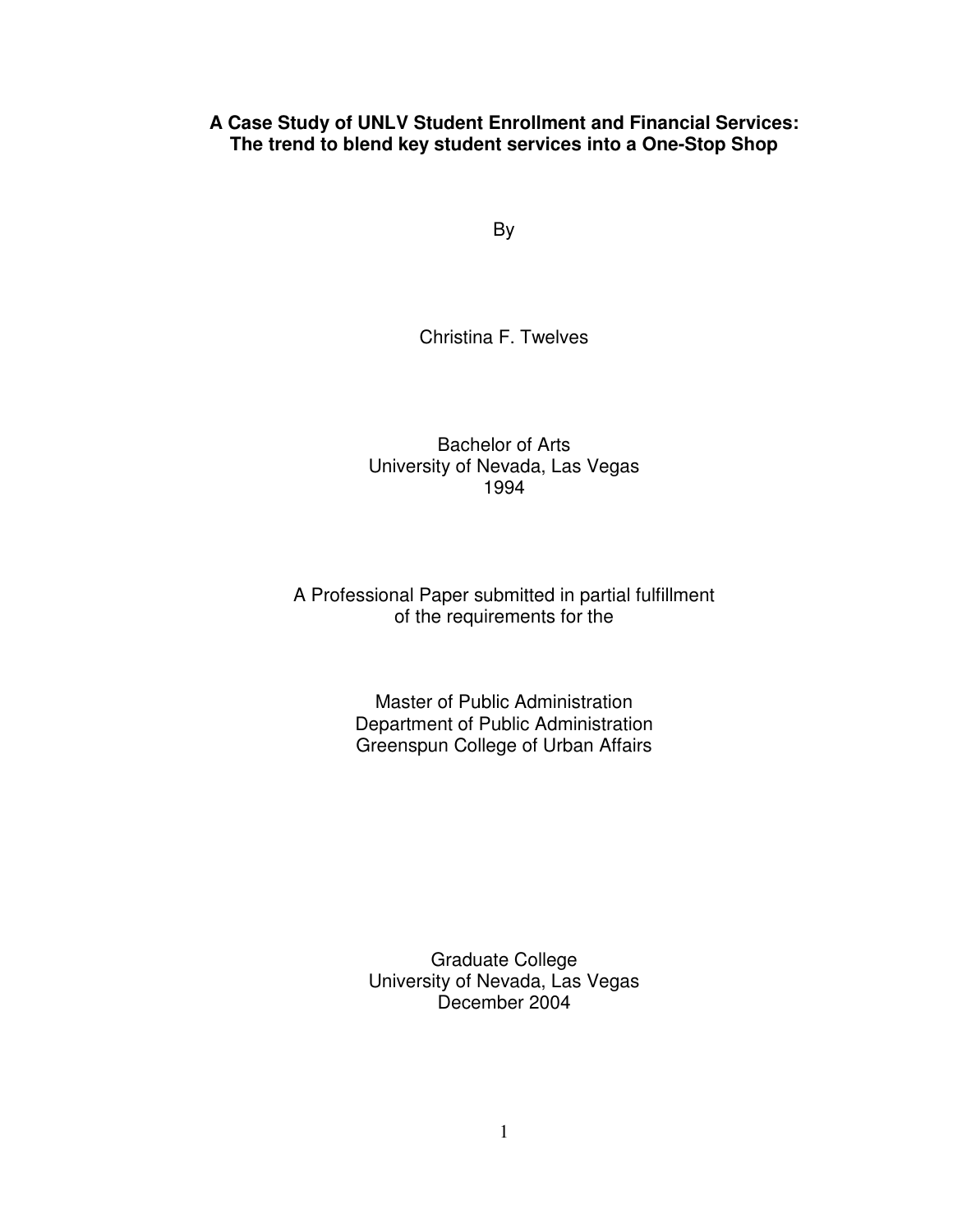# A Case Study of UNLV Student Enrollment and Financial Services: The trend to blend key student services into a One-Stop Shop

By

Christina F. Twelves

Bachelor of Arts
University of Nevada, Las Vegas
1994

A Professional Paper submitted in partial fulfillment
of the requirements for the

Master of Public Administration
Department of Public Administration
Greenspun College of Urban Affairs

Graduate College
University of Nevada, Las Vegas
December 2004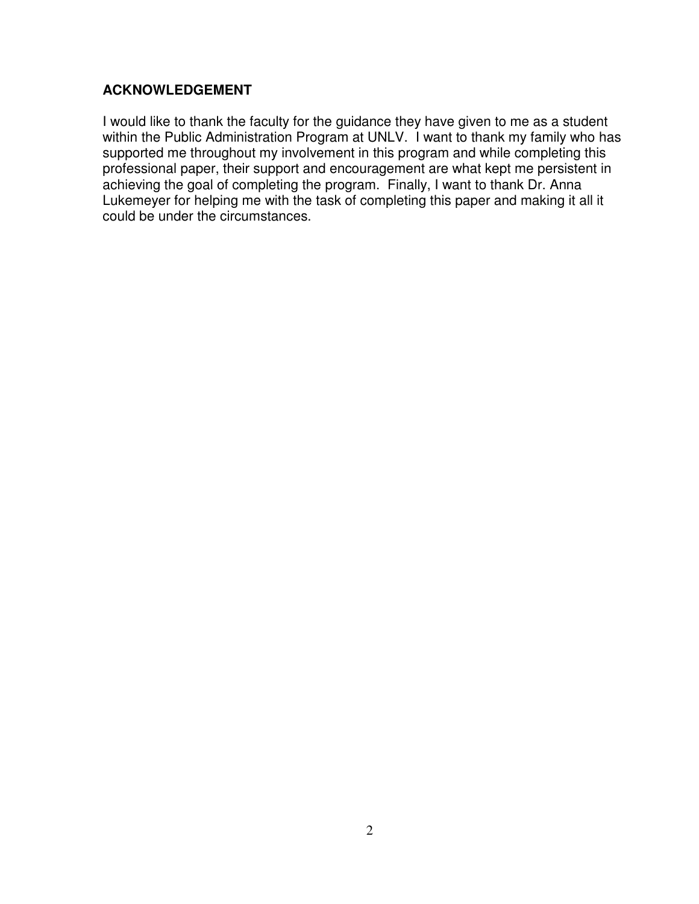## ACKNOWLEDGEMENT

I would like to thank the faculty for the guidance they have given to me as a student within the Public Administration Program at UNLV. I want to thank my family who has supported me throughout my involvement in this program and while completing this professional paper, their support and encouragement are what kept me persistent in achieving the goal of completing the program. Finally, I want to thank Dr. Anna Lukemeyer for helping me with the task of completing this paper and making it all it could be under the circumstances.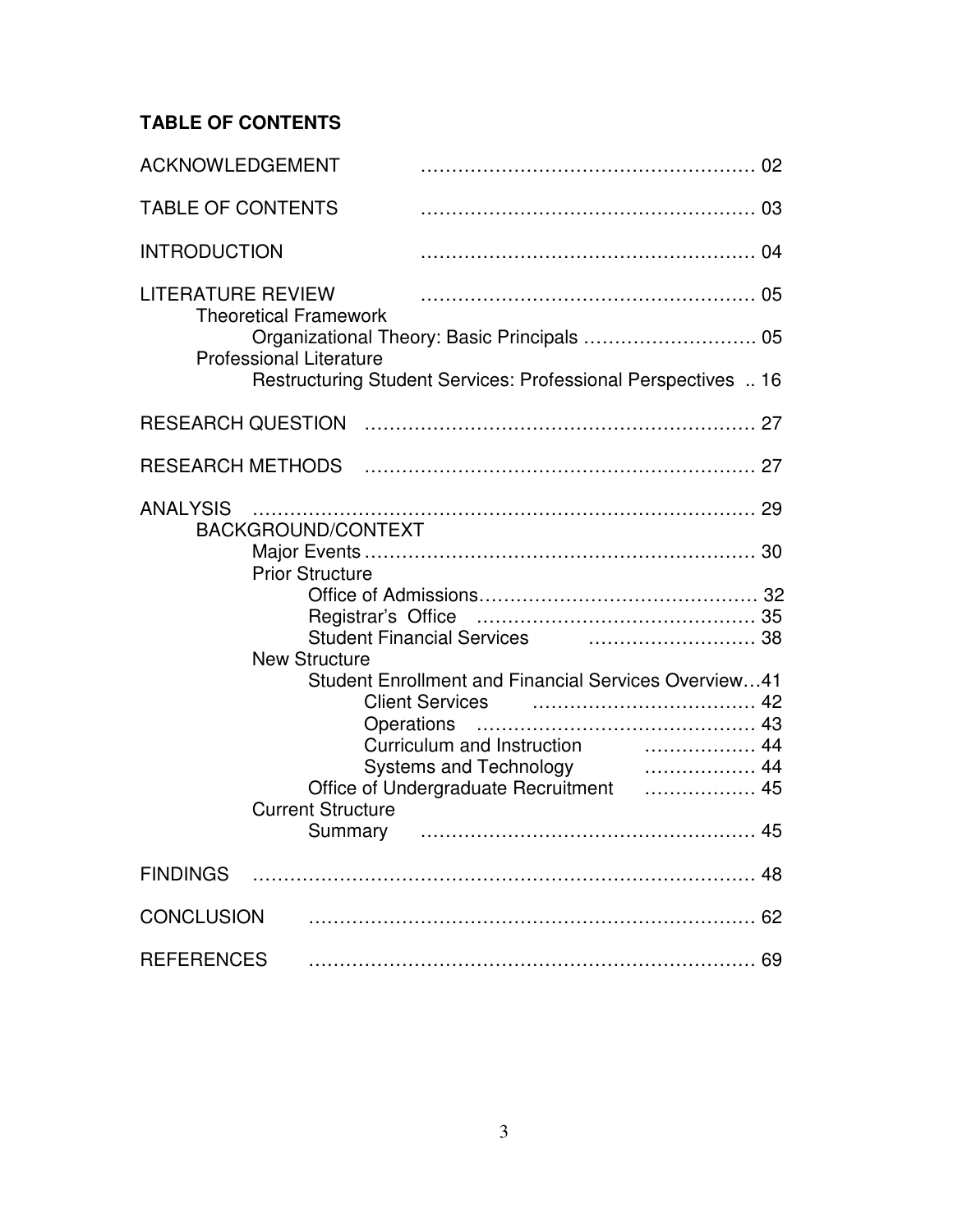**TABLE OF CONTENTS**

ACKNOWLEDGEMENT ………………………………………………… 02

TABLE OF CONTENTS ………………………………………………… 03

INTRODUCTION ………………………………………………… 04

LITERATURE REVIEW ………………………………………………… 05

- Theoretical Framework
  - Organizational Theory: Basic Principals ……………………… 05
- Professional Literature
  - Restructuring Student Services: Professional Perspectives .. 16

RESEARCH QUESTION ……………………………………………………… 27

RESEARCH METHODS ……………………………………………………… 27

ANALYSIS ……………………………………………………………………… 29

- BACKGROUND/CONTEXT
  - Major Events …………………………………………………… 30
  - Prior Structure
    - Office of Admissions……………………………………… 32
    - Registrar's Office ……………………………………… 35
    - Student Financial Services ……………………… 38
  - New Structure
    - Student Enrollment and Financial Services Overview…41
      - Client Services ……………………………… 42
      - Operations ……………………………………… 43
      - Curriculum and Instruction ……………… 44
      - Systems and Technology ……………… 44
    - Office of Undergraduate Recruitment ……………… 45
  - Current Structure
    - Summary ……………………………………………… 45

FINDINGS ……………………………………………………………………… 48

CONCLUSION ………………………………………………………………… 62

REFERENCES ………………………………………………………………… 69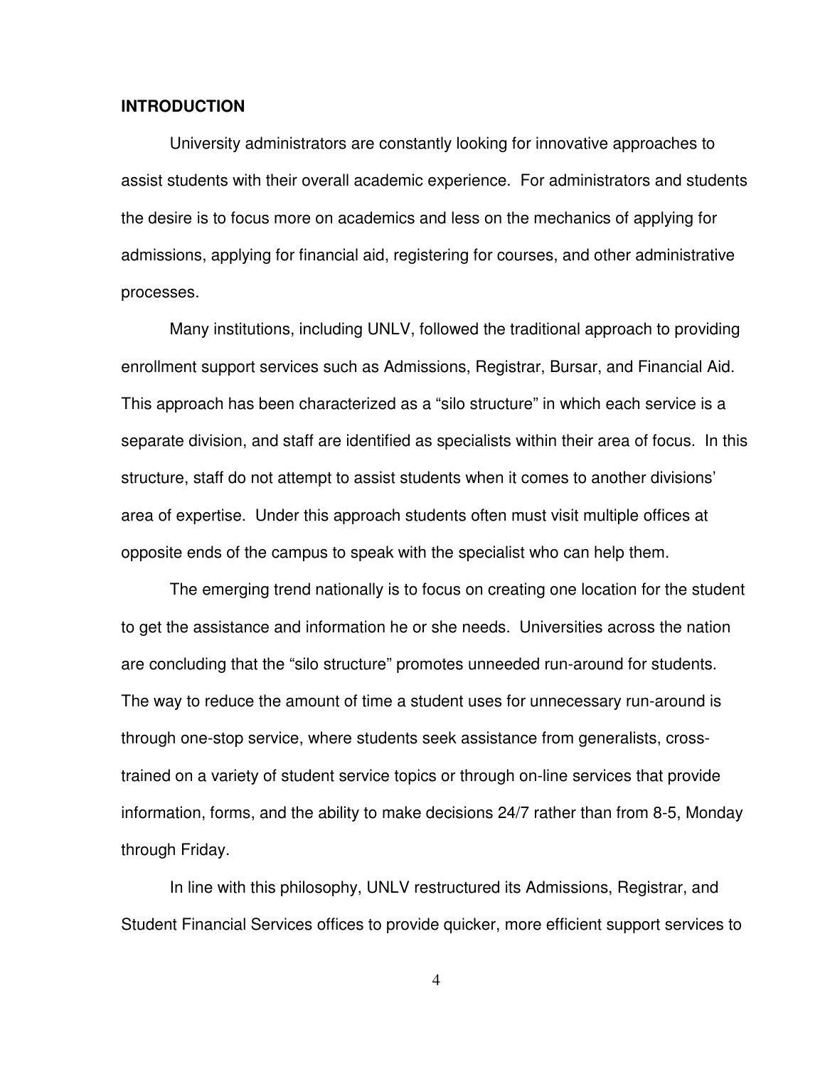## INTRODUCTION

University administrators are constantly looking for innovative approaches to assist students with their overall academic experience. For administrators and students the desire is to focus more on academics and less on the mechanics of applying for admissions, applying for financial aid, registering for courses, and other administrative processes.

Many institutions, including UNLV, followed the traditional approach to providing enrollment support services such as Admissions, Registrar, Bursar, and Financial Aid. This approach has been characterized as a "silo structure" in which each service is a separate division, and staff are identified as specialists within their area of focus. In this structure, staff do not attempt to assist students when it comes to another divisions' area of expertise. Under this approach students often must visit multiple offices at opposite ends of the campus to speak with the specialist who can help them.

The emerging trend nationally is to focus on creating one location for the student to get the assistance and information he or she needs. Universities across the nation are concluding that the "silo structure" promotes unneeded run-around for students. The way to reduce the amount of time a student uses for unnecessary run-around is through one-stop service, where students seek assistance from generalists, cross-trained on a variety of student service topics or through on-line services that provide information, forms, and the ability to make decisions 24/7 rather than from 8-5, Monday through Friday.

In line with this philosophy, UNLV restructured its Admissions, Registrar, and Student Financial Services offices to provide quicker, more efficient support services to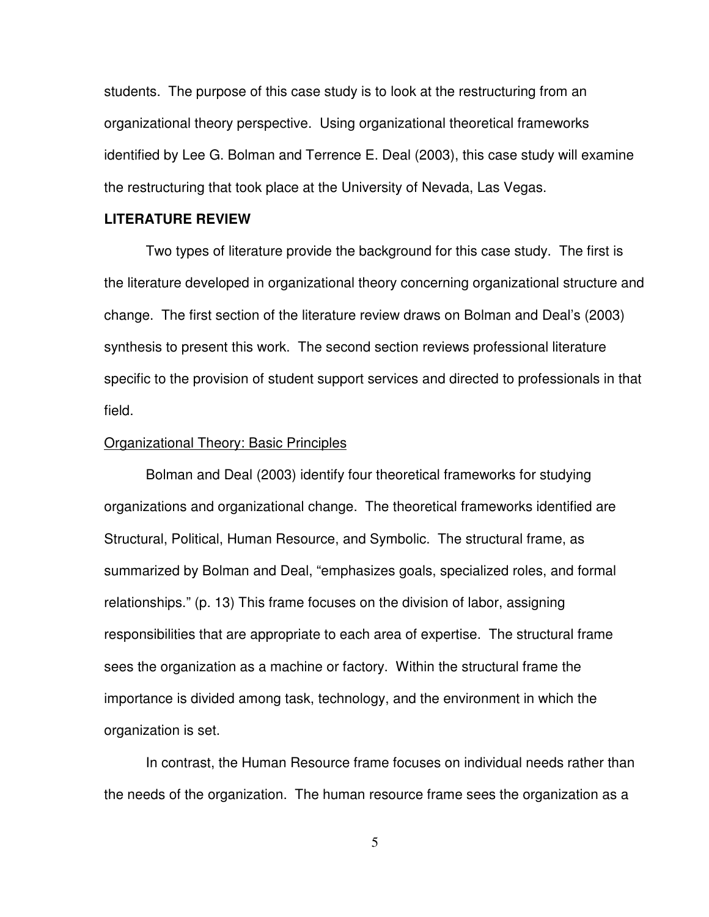students. The purpose of this case study is to look at the restructuring from an organizational theory perspective. Using organizational theoretical frameworks identified by Lee G. Bolman and Terrence E. Deal (2003), this case study will examine the restructuring that took place at the University of Nevada, Las Vegas.

## LITERATURE REVIEW

Two types of literature provide the background for this case study. The first is the literature developed in organizational theory concerning organizational structure and change. The first section of the literature review draws on Bolman and Deal's (2003) synthesis to present this work. The second section reviews professional literature specific to the provision of student support services and directed to professionals in that field.

### Organizational Theory: Basic Principles

Bolman and Deal (2003) identify four theoretical frameworks for studying organizations and organizational change. The theoretical frameworks identified are Structural, Political, Human Resource, and Symbolic. The structural frame, as summarized by Bolman and Deal, "emphasizes goals, specialized roles, and formal relationships." (p. 13) This frame focuses on the division of labor, assigning responsibilities that are appropriate to each area of expertise. The structural frame sees the organization as a machine or factory. Within the structural frame the importance is divided among task, technology, and the environment in which the organization is set.

In contrast, the Human Resource frame focuses on individual needs rather than the needs of the organization. The human resource frame sees the organization as a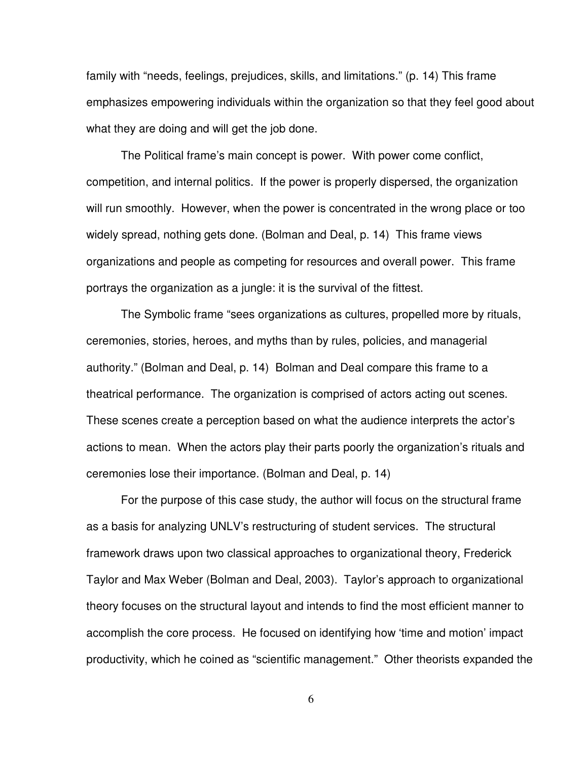family with “needs, feelings, prejudices, skills, and limitations.” (p. 14) This frame emphasizes empowering individuals within the organization so that they feel good about what they are doing and will get the job done.

The Political frame’s main concept is power. With power come conflict, competition, and internal politics. If the power is properly dispersed, the organization will run smoothly. However, when the power is concentrated in the wrong place or too widely spread, nothing gets done. (Bolman and Deal, p. 14) This frame views organizations and people as competing for resources and overall power. This frame portrays the organization as a jungle: it is the survival of the fittest.

The Symbolic frame “sees organizations as cultures, propelled more by rituals, ceremonies, stories, heroes, and myths than by rules, policies, and managerial authority.” (Bolman and Deal, p. 14) Bolman and Deal compare this frame to a theatrical performance. The organization is comprised of actors acting out scenes. These scenes create a perception based on what the audience interprets the actor’s actions to mean. When the actors play their parts poorly the organization’s rituals and ceremonies lose their importance. (Bolman and Deal, p. 14)

For the purpose of this case study, the author will focus on the structural frame as a basis for analyzing UNLV’s restructuring of student services. The structural framework draws upon two classical approaches to organizational theory, Frederick Taylor and Max Weber (Bolman and Deal, 2003). Taylor’s approach to organizational theory focuses on the structural layout and intends to find the most efficient manner to accomplish the core process. He focused on identifying how ‘time and motion’ impact productivity, which he coined as “scientific management.” Other theorists expanded the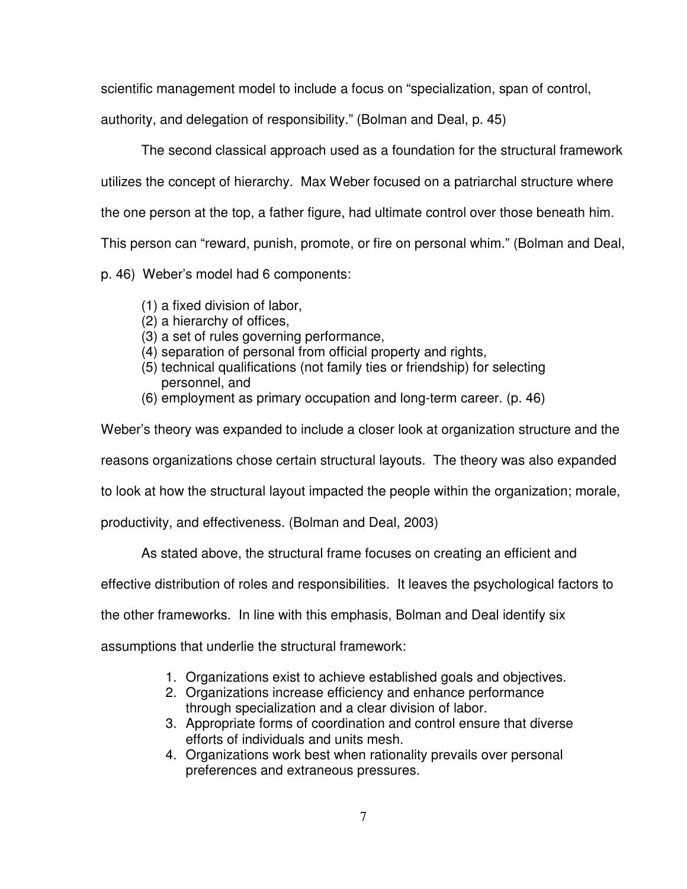scientific management model to include a focus on "specialization, span of control, authority, and delegation of responsibility." (Bolman and Deal, p. 45)

The second classical approach used as a foundation for the structural framework utilizes the concept of hierarchy. Max Weber focused on a patriarchal structure where the one person at the top, a father figure, had ultimate control over those beneath him. This person can "reward, punish, promote, or fire on personal whim." (Bolman and Deal, p. 46) Weber's model had 6 components:

> (1) a fixed division of labor,
> (2) a hierarchy of offices,
> (3) a set of rules governing performance,
> (4) separation of personal from official property and rights,
> (5) technical qualifications (not family ties or friendship) for selecting personnel, and
> (6) employment as primary occupation and long-term career. (p. 46)

Weber's theory was expanded to include a closer look at organization structure and the reasons organizations chose certain structural layouts. The theory was also expanded to look at how the structural layout impacted the people within the organization; morale, productivity, and effectiveness. (Bolman and Deal, 2003)

As stated above, the structural frame focuses on creating an efficient and effective distribution of roles and responsibilities. It leaves the psychological factors to the other frameworks. In line with this emphasis, Bolman and Deal identify six assumptions that underlie the structural framework:

1. Organizations exist to achieve established goals and objectives.
2. Organizations increase efficiency and enhance performance through specialization and a clear division of labor.
3. Appropriate forms of coordination and control ensure that diverse efforts of individuals and units mesh.
4. Organizations work best when rationality prevails over personal preferences and extraneous pressures.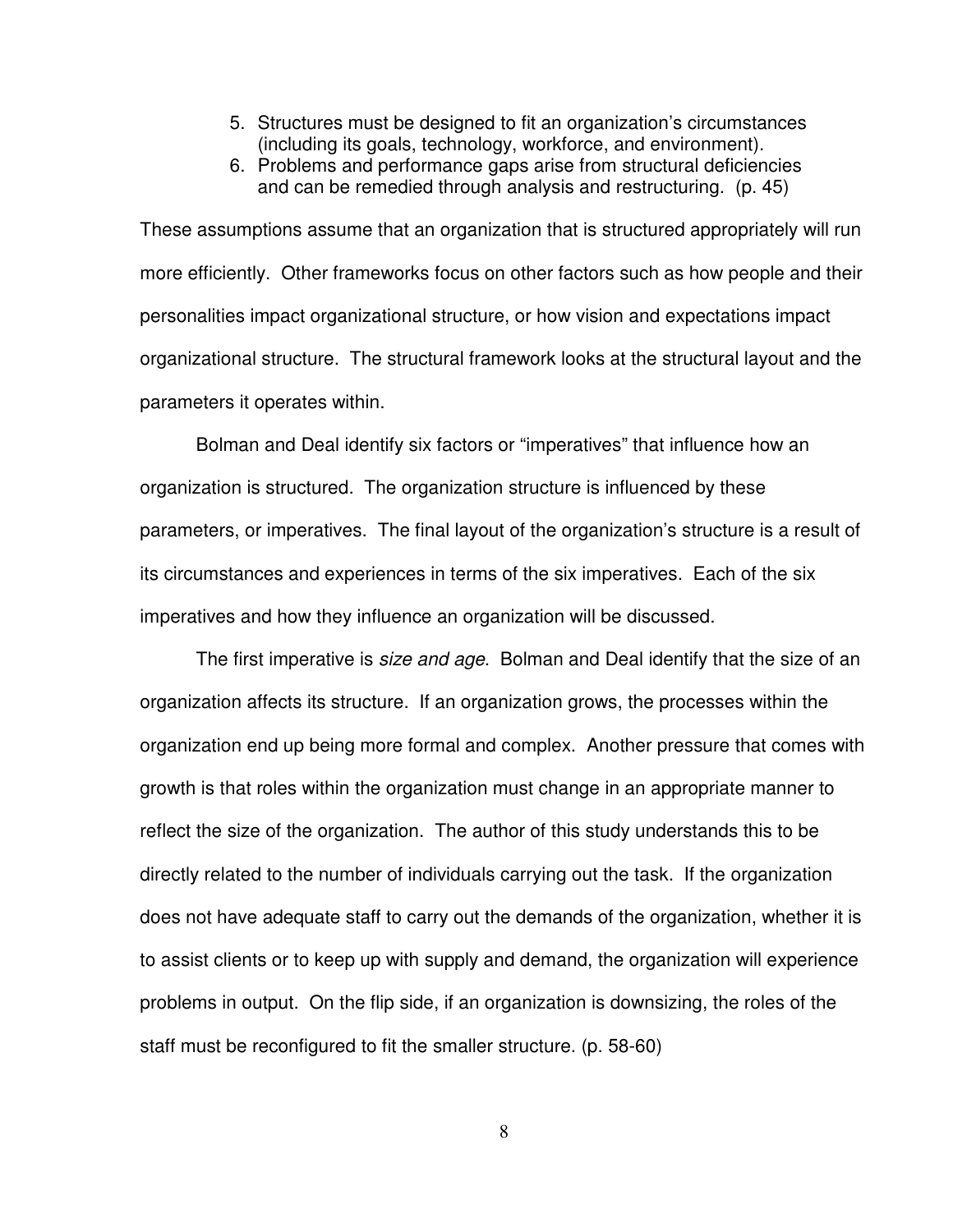5. Structures must be designed to fit an organization's circumstances (including its goals, technology, workforce, and environment).
6. Problems and performance gaps arise from structural deficiencies and can be remedied through analysis and restructuring. (p. 45)

These assumptions assume that an organization that is structured appropriately will run more efficiently. Other frameworks focus on other factors such as how people and their personalities impact organizational structure, or how vision and expectations impact organizational structure. The structural framework looks at the structural layout and the parameters it operates within.

Bolman and Deal identify six factors or "imperatives" that influence how an organization is structured. The organization structure is influenced by these parameters, or imperatives. The final layout of the organization's structure is a result of its circumstances and experiences in terms of the six imperatives. Each of the six imperatives and how they influence an organization will be discussed.

The first imperative is *size and age*. Bolman and Deal identify that the size of an organization affects its structure. If an organization grows, the processes within the organization end up being more formal and complex. Another pressure that comes with growth is that roles within the organization must change in an appropriate manner to reflect the size of the organization. The author of this study understands this to be directly related to the number of individuals carrying out the task. If the organization does not have adequate staff to carry out the demands of the organization, whether it is to assist clients or to keep up with supply and demand, the organization will experience problems in output. On the flip side, if an organization is downsizing, the roles of the staff must be reconfigured to fit the smaller structure. (p. 58-60)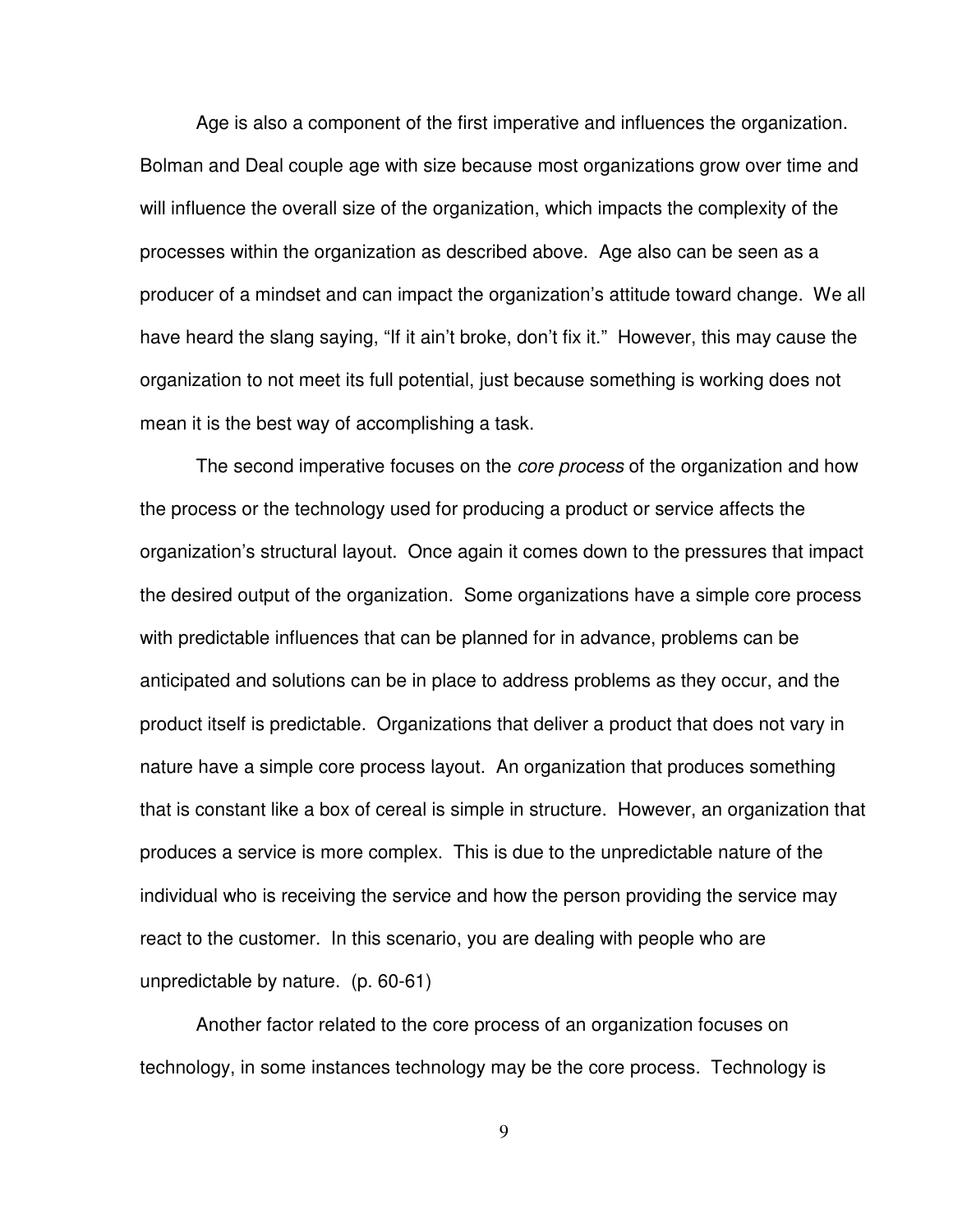Age is also a component of the first imperative and influences the organization. Bolman and Deal couple age with size because most organizations grow over time and will influence the overall size of the organization, which impacts the complexity of the processes within the organization as described above. Age also can be seen as a producer of a mindset and can impact the organization's attitude toward change. We all have heard the slang saying, "If it ain't broke, don't fix it." However, this may cause the organization to not meet its full potential, just because something is working does not mean it is the best way of accomplishing a task.

The second imperative focuses on the *core process* of the organization and how the process or the technology used for producing a product or service affects the organization's structural layout. Once again it comes down to the pressures that impact the desired output of the organization. Some organizations have a simple core process with predictable influences that can be planned for in advance, problems can be anticipated and solutions can be in place to address problems as they occur, and the product itself is predictable. Organizations that deliver a product that does not vary in nature have a simple core process layout. An organization that produces something that is constant like a box of cereal is simple in structure. However, an organization that produces a service is more complex. This is due to the unpredictable nature of the individual who is receiving the service and how the person providing the service may react to the customer. In this scenario, you are dealing with people who are unpredictable by nature. (p. 60-61)

Another factor related to the core process of an organization focuses on technology, in some instances technology may be the core process. Technology is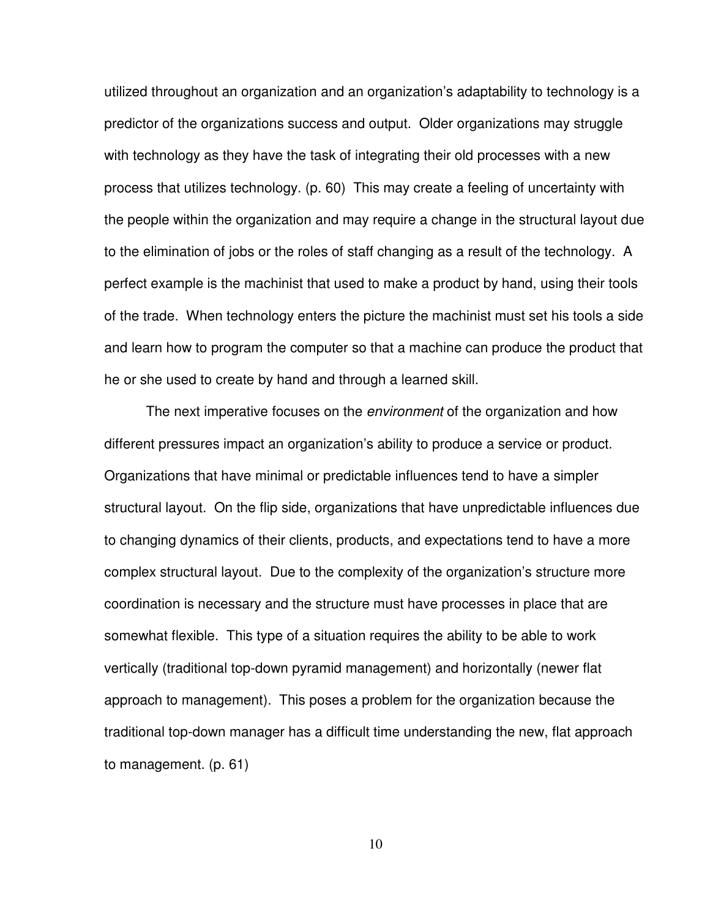utilized throughout an organization and an organization's adaptability to technology is a predictor of the organizations success and output. Older organizations may struggle with technology as they have the task of integrating their old processes with a new process that utilizes technology. (p. 60) This may create a feeling of uncertainty with the people within the organization and may require a change in the structural layout due to the elimination of jobs or the roles of staff changing as a result of the technology. A perfect example is the machinist that used to make a product by hand, using their tools of the trade. When technology enters the picture the machinist must set his tools a side and learn how to program the computer so that a machine can produce the product that he or she used to create by hand and through a learned skill.

The next imperative focuses on the *environment* of the organization and how different pressures impact an organization's ability to produce a service or product. Organizations that have minimal or predictable influences tend to have a simpler structural layout. On the flip side, organizations that have unpredictable influences due to changing dynamics of their clients, products, and expectations tend to have a more complex structural layout. Due to the complexity of the organization's structure more coordination is necessary and the structure must have processes in place that are somewhat flexible. This type of a situation requires the ability to be able to work vertically (traditional top-down pyramid management) and horizontally (newer flat approach to management). This poses a problem for the organization because the traditional top-down manager has a difficult time understanding the new, flat approach to management. (p. 61)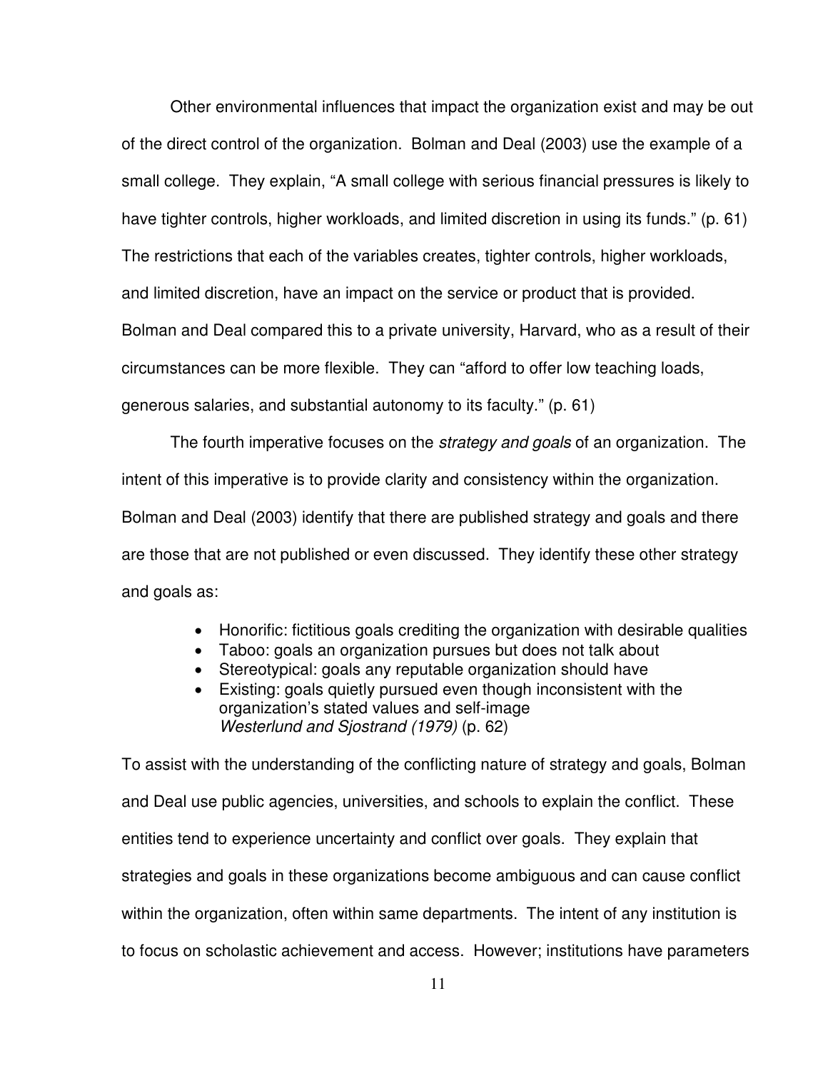Other environmental influences that impact the organization exist and may be out of the direct control of the organization. Bolman and Deal (2003) use the example of a small college. They explain, "A small college with serious financial pressures is likely to have tighter controls, higher workloads, and limited discretion in using its funds." (p. 61) The restrictions that each of the variables creates, tighter controls, higher workloads, and limited discretion, have an impact on the service or product that is provided. Bolman and Deal compared this to a private university, Harvard, who as a result of their circumstances can be more flexible. They can "afford to offer low teaching loads, generous salaries, and substantial autonomy to its faculty." (p. 61)

The fourth imperative focuses on the *strategy and goals* of an organization. The intent of this imperative is to provide clarity and consistency within the organization. Bolman and Deal (2003) identify that there are published strategy and goals and there are those that are not published or even discussed. They identify these other strategy and goals as:

- Honorific: fictitious goals crediting the organization with desirable qualities
- Taboo: goals an organization pursues but does not talk about
- Stereotypical: goals any reputable organization should have
- Existing: goals quietly pursued even though inconsistent with the organization's stated values and self-image
  *Westerlund and Sjostrand (1979)* (p. 62)

To assist with the understanding of the conflicting nature of strategy and goals, Bolman and Deal use public agencies, universities, and schools to explain the conflict. These entities tend to experience uncertainty and conflict over goals. They explain that strategies and goals in these organizations become ambiguous and can cause conflict within the organization, often within same departments. The intent of any institution is to focus on scholastic achievement and access. However; institutions have parameters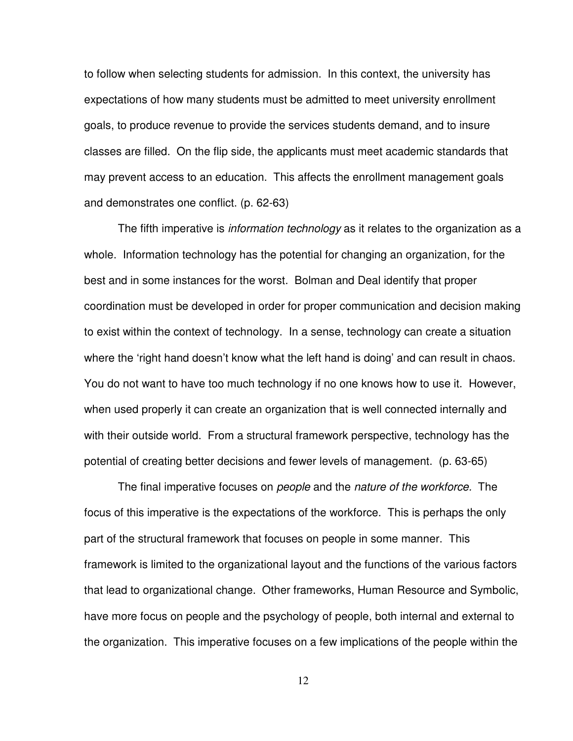to follow when selecting students for admission. In this context, the university has expectations of how many students must be admitted to meet university enrollment goals, to produce revenue to provide the services students demand, and to insure classes are filled. On the flip side, the applicants must meet academic standards that may prevent access to an education. This affects the enrollment management goals and demonstrates one conflict. (p. 62-63)

The fifth imperative is *information technology* as it relates to the organization as a whole. Information technology has the potential for changing an organization, for the best and in some instances for the worst. Bolman and Deal identify that proper coordination must be developed in order for proper communication and decision making to exist within the context of technology. In a sense, technology can create a situation where the 'right hand doesn't know what the left hand is doing' and can result in chaos. You do not want to have too much technology if no one knows how to use it. However, when used properly it can create an organization that is well connected internally and with their outside world. From a structural framework perspective, technology has the potential of creating better decisions and fewer levels of management. (p. 63-65)

The final imperative focuses on *people* and the *nature of the workforce.* The focus of this imperative is the expectations of the workforce. This is perhaps the only part of the structural framework that focuses on people in some manner. This framework is limited to the organizational layout and the functions of the various factors that lead to organizational change. Other frameworks, Human Resource and Symbolic, have more focus on people and the psychology of people, both internal and external to the organization. This imperative focuses on a few implications of the people within the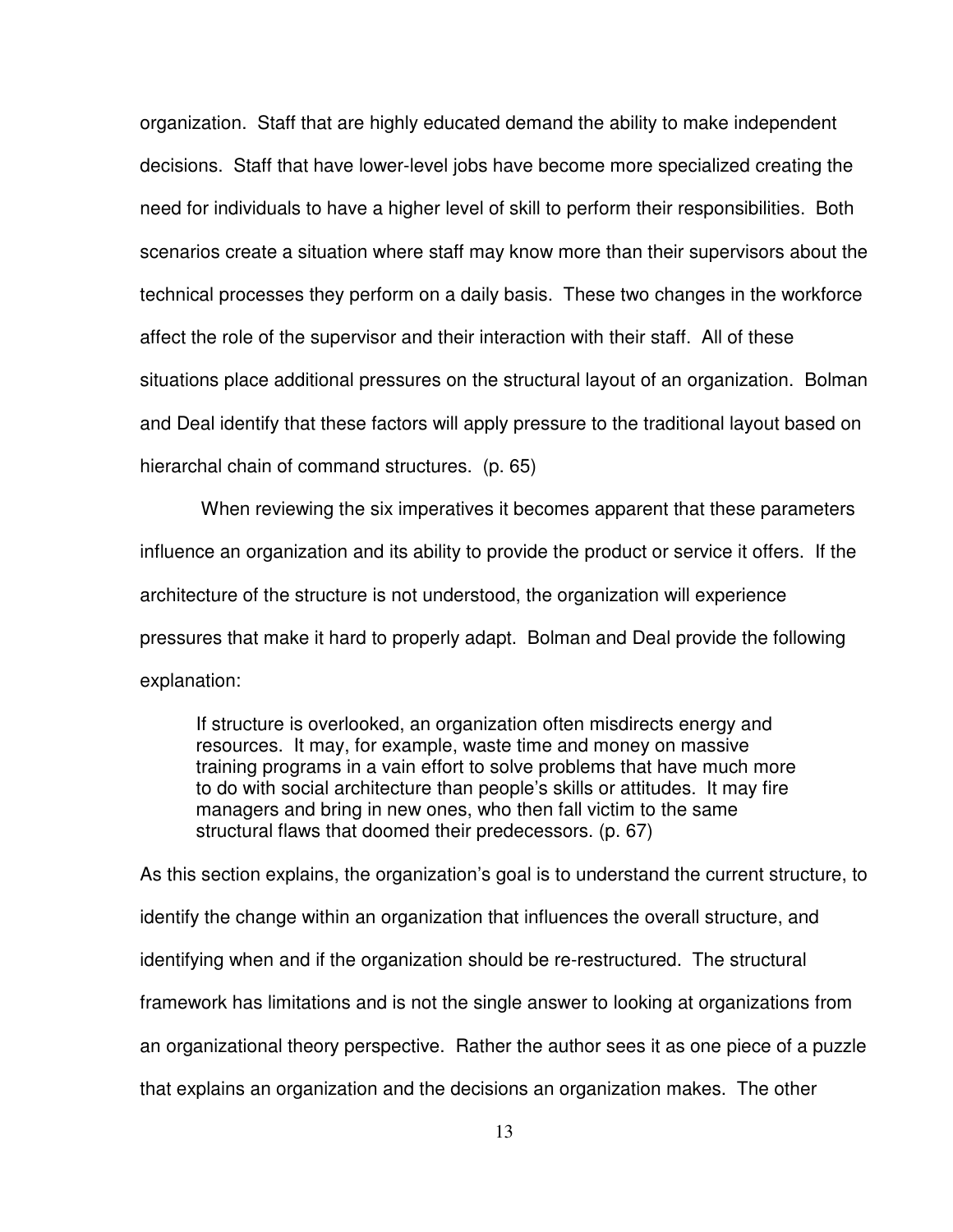organization. Staff that are highly educated demand the ability to make independent decisions. Staff that have lower-level jobs have become more specialized creating the need for individuals to have a higher level of skill to perform their responsibilities. Both scenarios create a situation where staff may know more than their supervisors about the technical processes they perform on a daily basis. These two changes in the workforce affect the role of the supervisor and their interaction with their staff. All of these situations place additional pressures on the structural layout of an organization. Bolman and Deal identify that these factors will apply pressure to the traditional layout based on hierarchal chain of command structures. (p. 65)

When reviewing the six imperatives it becomes apparent that these parameters influence an organization and its ability to provide the product or service it offers. If the architecture of the structure is not understood, the organization will experience pressures that make it hard to properly adapt. Bolman and Deal provide the following explanation:

> If structure is overlooked, an organization often misdirects energy and resources. It may, for example, waste time and money on massive training programs in a vain effort to solve problems that have much more to do with social architecture than people's skills or attitudes. It may fire managers and bring in new ones, who then fall victim to the same structural flaws that doomed their predecessors. (p. 67)

As this section explains, the organization's goal is to understand the current structure, to identify the change within an organization that influences the overall structure, and identifying when and if the organization should be re-restructured. The structural framework has limitations and is not the single answer to looking at organizations from an organizational theory perspective. Rather the author sees it as one piece of a puzzle that explains an organization and the decisions an organization makes. The other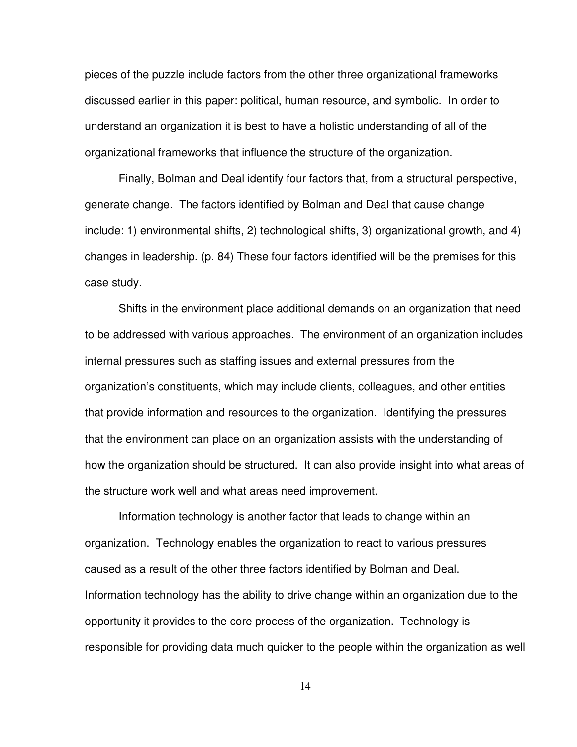pieces of the puzzle include factors from the other three organizational frameworks discussed earlier in this paper: political, human resource, and symbolic. In order to understand an organization it is best to have a holistic understanding of all of the organizational frameworks that influence the structure of the organization.

Finally, Bolman and Deal identify four factors that, from a structural perspective, generate change. The factors identified by Bolman and Deal that cause change include: 1) environmental shifts, 2) technological shifts, 3) organizational growth, and 4) changes in leadership. (p. 84) These four factors identified will be the premises for this case study.

Shifts in the environment place additional demands on an organization that need to be addressed with various approaches. The environment of an organization includes internal pressures such as staffing issues and external pressures from the organization's constituents, which may include clients, colleagues, and other entities that provide information and resources to the organization. Identifying the pressures that the environment can place on an organization assists with the understanding of how the organization should be structured. It can also provide insight into what areas of the structure work well and what areas need improvement.

Information technology is another factor that leads to change within an organization. Technology enables the organization to react to various pressures caused as a result of the other three factors identified by Bolman and Deal. Information technology has the ability to drive change within an organization due to the opportunity it provides to the core process of the organization. Technology is responsible for providing data much quicker to the people within the organization as well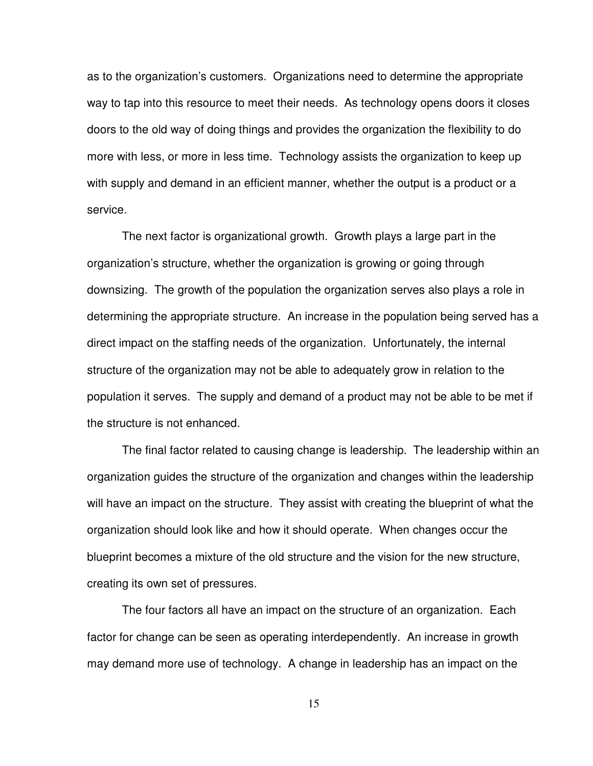as to the organization's customers. Organizations need to determine the appropriate way to tap into this resource to meet their needs. As technology opens doors it closes doors to the old way of doing things and provides the organization the flexibility to do more with less, or more in less time. Technology assists the organization to keep up with supply and demand in an efficient manner, whether the output is a product or a service.

The next factor is organizational growth. Growth plays a large part in the organization's structure, whether the organization is growing or going through downsizing. The growth of the population the organization serves also plays a role in determining the appropriate structure. An increase in the population being served has a direct impact on the staffing needs of the organization. Unfortunately, the internal structure of the organization may not be able to adequately grow in relation to the population it serves. The supply and demand of a product may not be able to be met if the structure is not enhanced.

The final factor related to causing change is leadership. The leadership within an organization guides the structure of the organization and changes within the leadership will have an impact on the structure. They assist with creating the blueprint of what the organization should look like and how it should operate. When changes occur the blueprint becomes a mixture of the old structure and the vision for the new structure, creating its own set of pressures.

The four factors all have an impact on the structure of an organization. Each factor for change can be seen as operating interdependently. An increase in growth may demand more use of technology. A change in leadership has an impact on the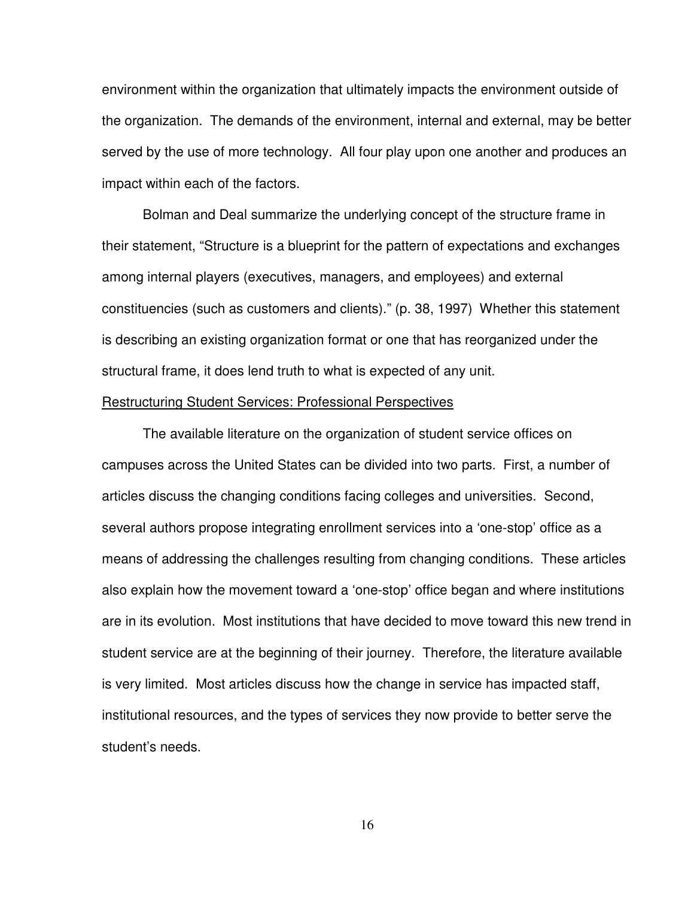environment within the organization that ultimately impacts the environment outside of the organization. The demands of the environment, internal and external, may be better served by the use of more technology. All four play upon one another and produces an impact within each of the factors.

Bolman and Deal summarize the underlying concept of the structure frame in their statement, "Structure is a blueprint for the pattern of expectations and exchanges among internal players (executives, managers, and employees) and external constituencies (such as customers and clients)." (p. 38, 1997) Whether this statement is describing an existing organization format or one that has reorganized under the structural frame, it does lend truth to what is expected of any unit.

<u>Restructuring Student Services: Professional Perspectives</u>

The available literature on the organization of student service offices on campuses across the United States can be divided into two parts. First, a number of articles discuss the changing conditions facing colleges and universities. Second, several authors propose integrating enrollment services into a 'one-stop' office as a means of addressing the challenges resulting from changing conditions. These articles also explain how the movement toward a 'one-stop' office began and where institutions are in its evolution. Most institutions that have decided to move toward this new trend in student service are at the beginning of their journey. Therefore, the literature available is very limited. Most articles discuss how the change in service has impacted staff, institutional resources, and the types of services they now provide to better serve the student's needs.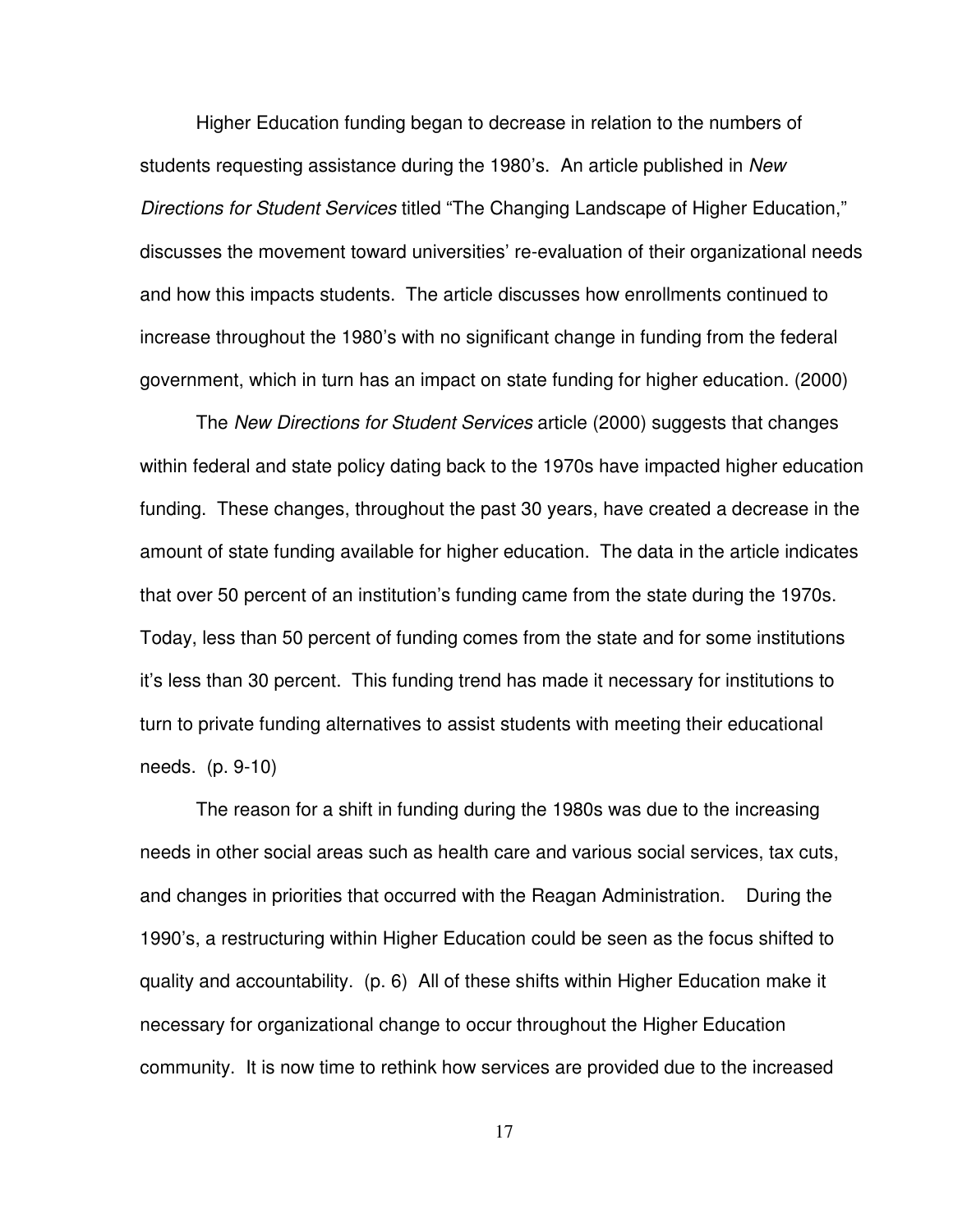Higher Education funding began to decrease in relation to the numbers of students requesting assistance during the 1980's. An article published in *New Directions for Student Services* titled "The Changing Landscape of Higher Education," discusses the movement toward universities' re-evaluation of their organizational needs and how this impacts students. The article discusses how enrollments continued to increase throughout the 1980's with no significant change in funding from the federal government, which in turn has an impact on state funding for higher education. (2000)

The *New Directions for Student Services* article (2000) suggests that changes within federal and state policy dating back to the 1970s have impacted higher education funding. These changes, throughout the past 30 years, have created a decrease in the amount of state funding available for higher education. The data in the article indicates that over 50 percent of an institution's funding came from the state during the 1970s. Today, less than 50 percent of funding comes from the state and for some institutions it's less than 30 percent. This funding trend has made it necessary for institutions to turn to private funding alternatives to assist students with meeting their educational needs. (p. 9-10)

The reason for a shift in funding during the 1980s was due to the increasing needs in other social areas such as health care and various social services, tax cuts, and changes in priorities that occurred with the Reagan Administration. During the 1990's, a restructuring within Higher Education could be seen as the focus shifted to quality and accountability. (p. 6) All of these shifts within Higher Education make it necessary for organizational change to occur throughout the Higher Education community. It is now time to rethink how services are provided due to the increased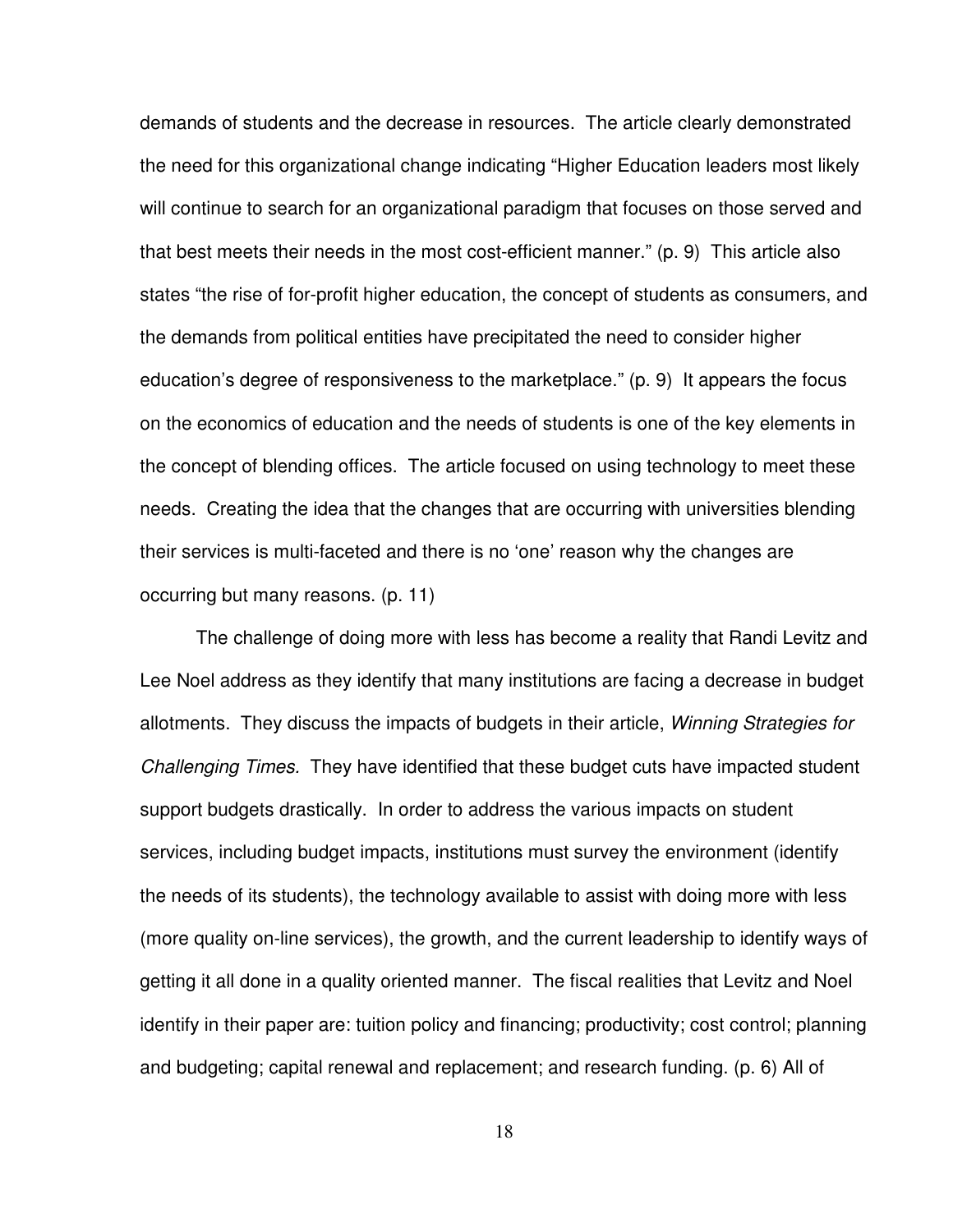demands of students and the decrease in resources. The article clearly demonstrated the need for this organizational change indicating “Higher Education leaders most likely will continue to search for an organizational paradigm that focuses on those served and that best meets their needs in the most cost-efficient manner.” (p. 9) This article also states “the rise of for-profit higher education, the concept of students as consumers, and the demands from political entities have precipitated the need to consider higher education’s degree of responsiveness to the marketplace.” (p. 9) It appears the focus on the economics of education and the needs of students is one of the key elements in the concept of blending offices. The article focused on using technology to meet these needs. Creating the idea that the changes that are occurring with universities blending their services is multi-faceted and there is no ‘one’ reason why the changes are occurring but many reasons. (p. 11)

The challenge of doing more with less has become a reality that Randi Levitz and Lee Noel address as they identify that many institutions are facing a decrease in budget allotments. They discuss the impacts of budgets in their article, *Winning Strategies for Challenging Times.* They have identified that these budget cuts have impacted student support budgets drastically. In order to address the various impacts on student services, including budget impacts, institutions must survey the environment (identify the needs of its students), the technology available to assist with doing more with less (more quality on-line services), the growth, and the current leadership to identify ways of getting it all done in a quality oriented manner. The fiscal realities that Levitz and Noel identify in their paper are: tuition policy and financing; productivity; cost control; planning and budgeting; capital renewal and replacement; and research funding. (p. 6) All of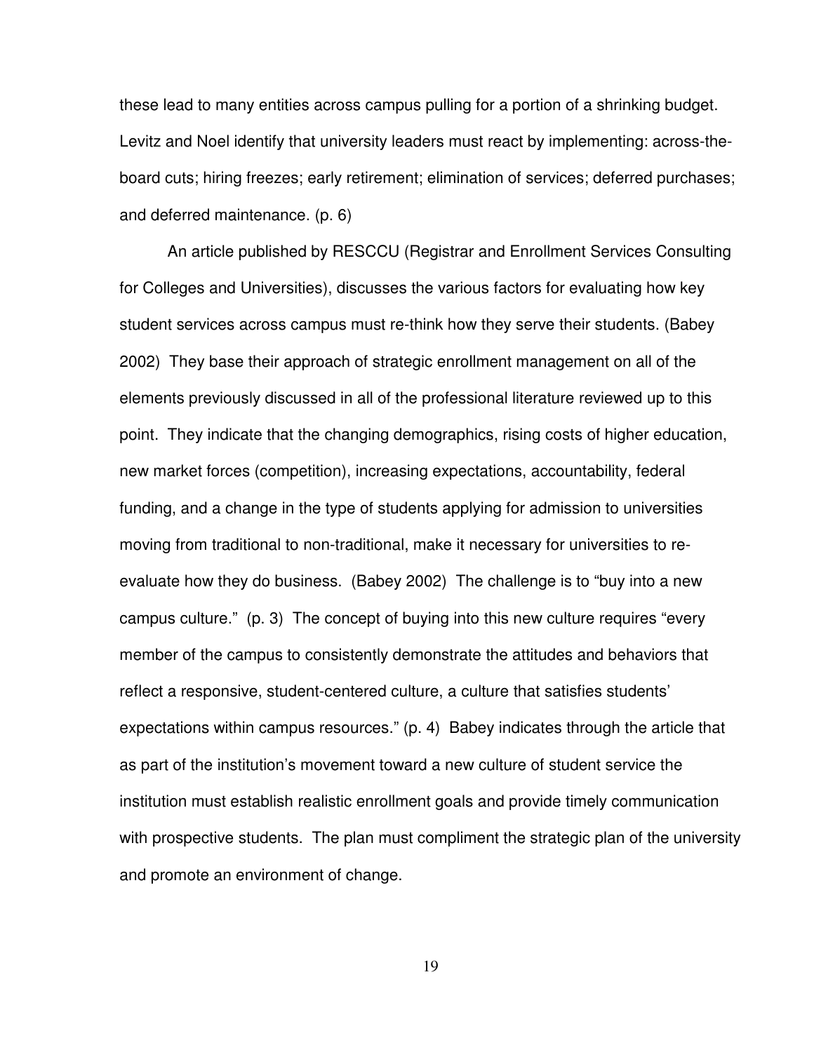these lead to many entities across campus pulling for a portion of a shrinking budget. Levitz and Noel identify that university leaders must react by implementing: across-the-board cuts; hiring freezes; early retirement; elimination of services; deferred purchases; and deferred maintenance. (p. 6)

An article published by RESCCU (Registrar and Enrollment Services Consulting for Colleges and Universities), discusses the various factors for evaluating how key student services across campus must re-think how they serve their students. (Babey 2002) They base their approach of strategic enrollment management on all of the elements previously discussed in all of the professional literature reviewed up to this point. They indicate that the changing demographics, rising costs of higher education, new market forces (competition), increasing expectations, accountability, federal funding, and a change in the type of students applying for admission to universities moving from traditional to non-traditional, make it necessary for universities to re-evaluate how they do business. (Babey 2002) The challenge is to "buy into a new campus culture." (p. 3) The concept of buying into this new culture requires "every member of the campus to consistently demonstrate the attitudes and behaviors that reflect a responsive, student-centered culture, a culture that satisfies students' expectations within campus resources." (p. 4) Babey indicates through the article that as part of the institution's movement toward a new culture of student service the institution must establish realistic enrollment goals and provide timely communication with prospective students. The plan must compliment the strategic plan of the university and promote an environment of change.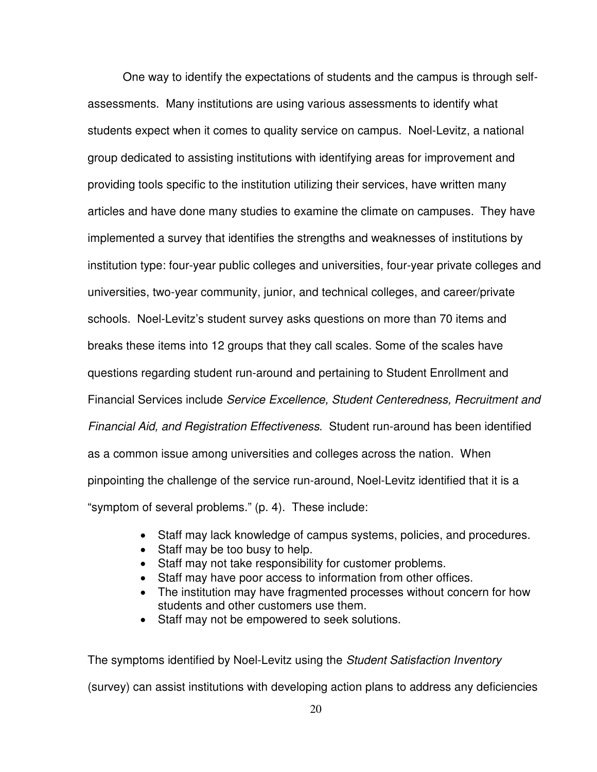One way to identify the expectations of students and the campus is through self-assessments. Many institutions are using various assessments to identify what students expect when it comes to quality service on campus. Noel-Levitz, a national group dedicated to assisting institutions with identifying areas for improvement and providing tools specific to the institution utilizing their services, have written many articles and have done many studies to examine the climate on campuses. They have implemented a survey that identifies the strengths and weaknesses of institutions by institution type: four-year public colleges and universities, four-year private colleges and universities, two-year community, junior, and technical colleges, and career/private schools. Noel-Levitz's student survey asks questions on more than 70 items and breaks these items into 12 groups that they call scales. Some of the scales have questions regarding student run-around and pertaining to Student Enrollment and Financial Services include *Service Excellence, Student Centeredness, Recruitment and Financial Aid, and Registration Effectiveness*. Student run-around has been identified as a common issue among universities and colleges across the nation. When pinpointing the challenge of the service run-around, Noel-Levitz identified that it is a "symptom of several problems." (p. 4). These include:

- Staff may lack knowledge of campus systems, policies, and procedures.
- Staff may be too busy to help.
- Staff may not take responsibility for customer problems.
- Staff may have poor access to information from other offices.
- The institution may have fragmented processes without concern for how students and other customers use them.
- Staff may not be empowered to seek solutions.

The symptoms identified by Noel-Levitz using the *Student Satisfaction Inventory* (survey) can assist institutions with developing action plans to address any deficiencies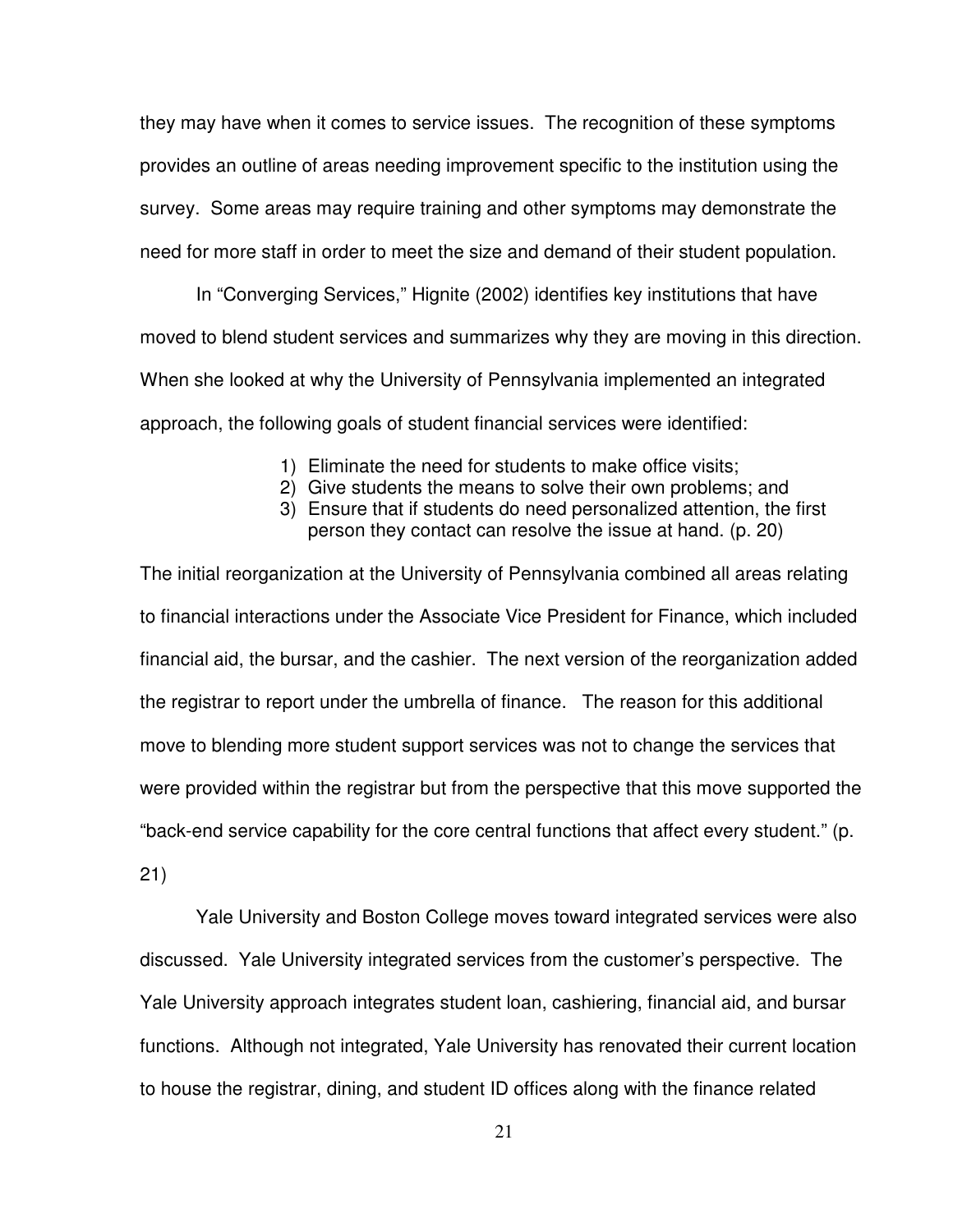they may have when it comes to service issues. The recognition of these symptoms provides an outline of areas needing improvement specific to the institution using the survey. Some areas may require training and other symptoms may demonstrate the need for more staff in order to meet the size and demand of their student population.

In "Converging Services," Hignite (2002) identifies key institutions that have moved to blend student services and summarizes why they are moving in this direction. When she looked at why the University of Pennsylvania implemented an integrated approach, the following goals of student financial services were identified:

> 1) Eliminate the need for students to make office visits;
> 2) Give students the means to solve their own problems; and
> 3) Ensure that if students do need personalized attention, the first person they contact can resolve the issue at hand. (p. 20)

The initial reorganization at the University of Pennsylvania combined all areas relating to financial interactions under the Associate Vice President for Finance, which included financial aid, the bursar, and the cashier. The next version of the reorganization added the registrar to report under the umbrella of finance. The reason for this additional move to blending more student support services was not to change the services that were provided within the registrar but from the perspective that this move supported the "back-end service capability for the core central functions that affect every student." (p. 21)

Yale University and Boston College moves toward integrated services were also discussed. Yale University integrated services from the customer's perspective. The Yale University approach integrates student loan, cashiering, financial aid, and bursar functions. Although not integrated, Yale University has renovated their current location to house the registrar, dining, and student ID offices along with the finance related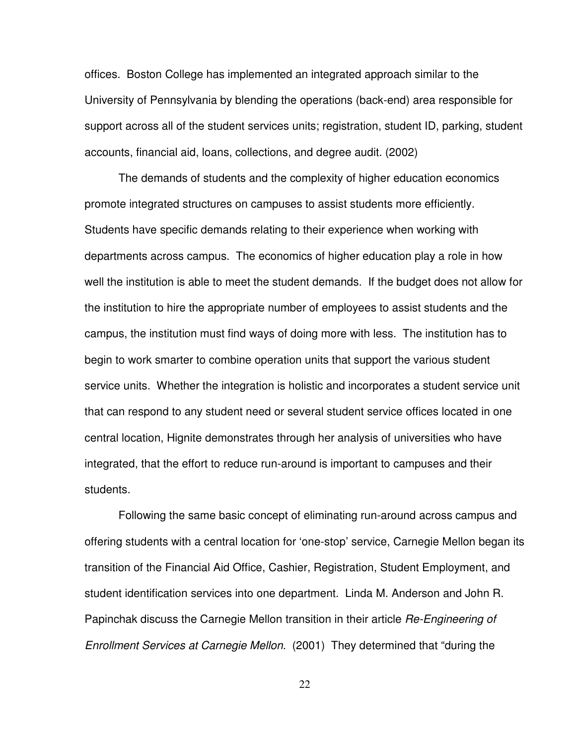offices. Boston College has implemented an integrated approach similar to the University of Pennsylvania by blending the operations (back-end) area responsible for support across all of the student services units; registration, student ID, parking, student accounts, financial aid, loans, collections, and degree audit. (2002)

The demands of students and the complexity of higher education economics promote integrated structures on campuses to assist students more efficiently. Students have specific demands relating to their experience when working with departments across campus. The economics of higher education play a role in how well the institution is able to meet the student demands. If the budget does not allow for the institution to hire the appropriate number of employees to assist students and the campus, the institution must find ways of doing more with less. The institution has to begin to work smarter to combine operation units that support the various student service units. Whether the integration is holistic and incorporates a student service unit that can respond to any student need or several student service offices located in one central location, Hignite demonstrates through her analysis of universities who have integrated, that the effort to reduce run-around is important to campuses and their students.

Following the same basic concept of eliminating run-around across campus and offering students with a central location for 'one-stop' service, Carnegie Mellon began its transition of the Financial Aid Office, Cashier, Registration, Student Employment, and student identification services into one department. Linda M. Anderson and John R. Papinchak discuss the Carnegie Mellon transition in their article *Re-Engineering of Enrollment Services at Carnegie Mellon*. (2001) They determined that "during the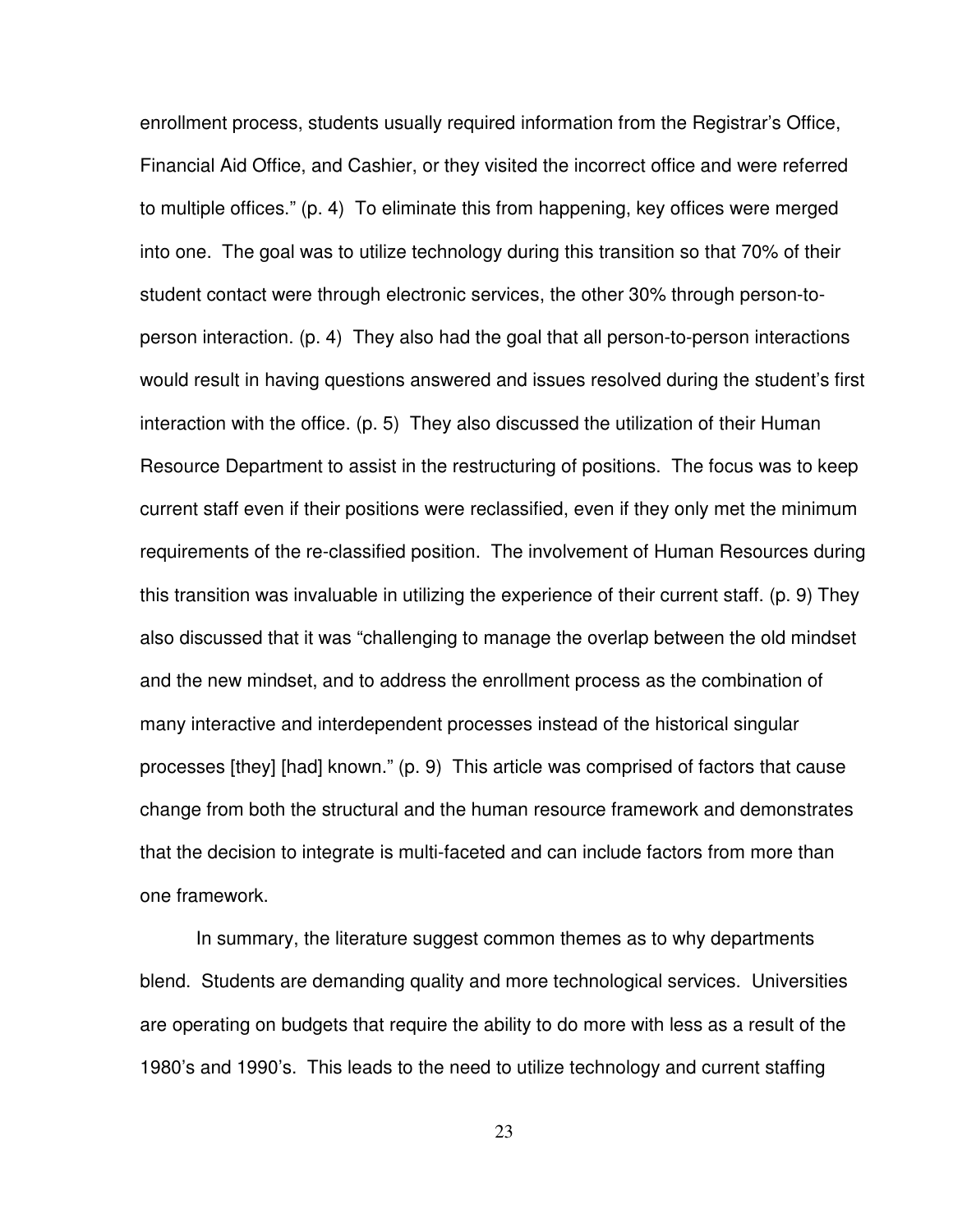enrollment process, students usually required information from the Registrar's Office, Financial Aid Office, and Cashier, or they visited the incorrect office and were referred to multiple offices." (p. 4) To eliminate this from happening, key offices were merged into one. The goal was to utilize technology during this transition so that 70% of their student contact were through electronic services, the other 30% through person-to-person interaction. (p. 4) They also had the goal that all person-to-person interactions would result in having questions answered and issues resolved during the student's first interaction with the office. (p. 5) They also discussed the utilization of their Human Resource Department to assist in the restructuring of positions. The focus was to keep current staff even if their positions were reclassified, even if they only met the minimum requirements of the re-classified position. The involvement of Human Resources during this transition was invaluable in utilizing the experience of their current staff. (p. 9) They also discussed that it was "challenging to manage the overlap between the old mindset and the new mindset, and to address the enrollment process as the combination of many interactive and interdependent processes instead of the historical singular processes [they] [had] known." (p. 9) This article was comprised of factors that cause change from both the structural and the human resource framework and demonstrates that the decision to integrate is multi-faceted and can include factors from more than one framework.

In summary, the literature suggest common themes as to why departments blend. Students are demanding quality and more technological services. Universities are operating on budgets that require the ability to do more with less as a result of the 1980's and 1990's. This leads to the need to utilize technology and current staffing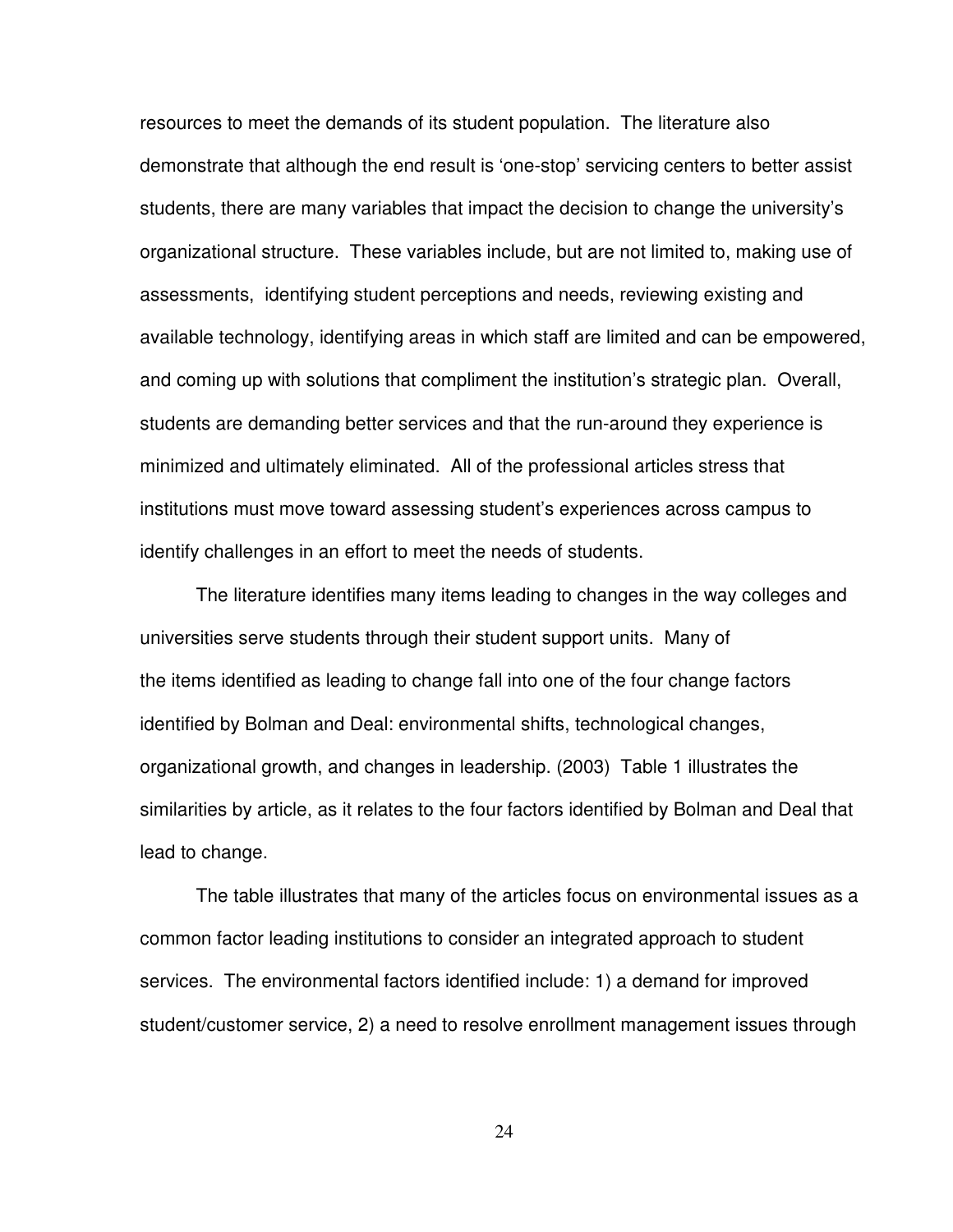resources to meet the demands of its student population. The literature also demonstrate that although the end result is 'one-stop' servicing centers to better assist students, there are many variables that impact the decision to change the university's organizational structure. These variables include, but are not limited to, making use of assessments, identifying student perceptions and needs, reviewing existing and available technology, identifying areas in which staff are limited and can be empowered, and coming up with solutions that compliment the institution's strategic plan. Overall, students are demanding better services and that the run-around they experience is minimized and ultimately eliminated. All of the professional articles stress that institutions must move toward assessing student's experiences across campus to identify challenges in an effort to meet the needs of students.

The literature identifies many items leading to changes in the way colleges and universities serve students through their student support units. Many of the items identified as leading to change fall into one of the four change factors identified by Bolman and Deal: environmental shifts, technological changes, organizational growth, and changes in leadership. (2003) Table 1 illustrates the similarities by article, as it relates to the four factors identified by Bolman and Deal that lead to change.

The table illustrates that many of the articles focus on environmental issues as a common factor leading institutions to consider an integrated approach to student services. The environmental factors identified include: 1) a demand for improved student/customer service, 2) a need to resolve enrollment management issues through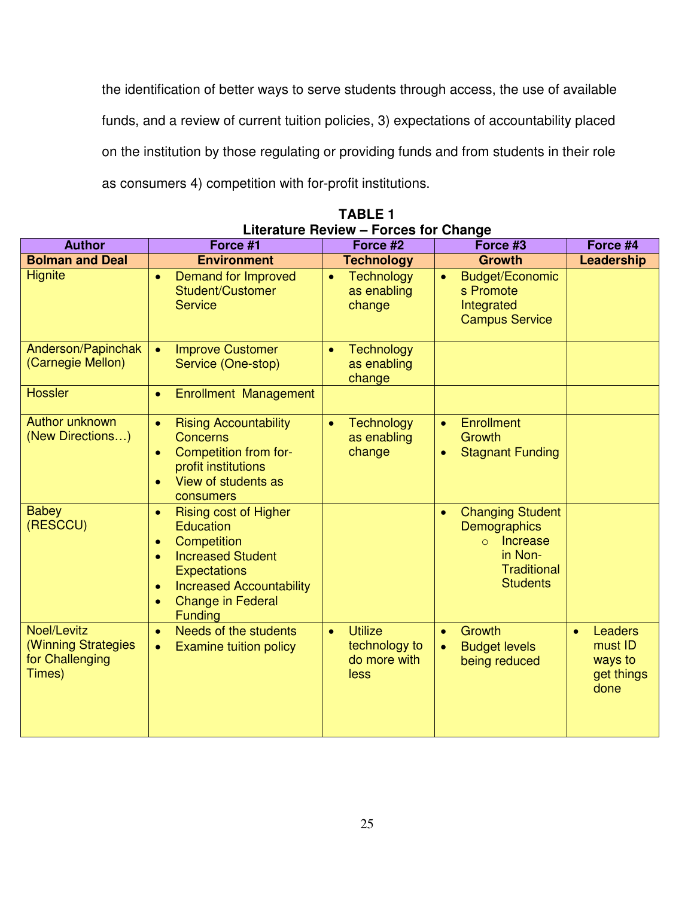the identification of better ways to serve students through access, the use of available funds, and a review of current tuition policies, 3) expectations of accountability placed on the institution by those regulating or providing funds and from students in their role as consumers 4) competition with for-profit institutions.

**TABLE 1**
**Literature Review – Forces for Change**

| Author | Force #1 | Force #2 | Force #3 | Force #4 |
|---|---|---|---|---|
| **Bolman and Deal** | **Environment** | **Technology** | **Growth** | **Leadership** |
| Hignite | • Demand for Improved Student/Customer Service | • Technology as enabling change | • Budget/Economics Promote Integrated Campus Service | |
| Anderson/Papinchak (Carnegie Mellon) | • Improve Customer Service (One-stop) | • Technology as enabling change | | |
| Hossler | • Enrollment Management | | | |
| Author unknown (New Directions…) | • Rising Accountability Concerns<br>• Competition from for-profit institutions<br>• View of students as consumers | • Technology as enabling change | • Enrollment Growth<br>• Stagnant Funding | |
| Babey (RESCCU) | • Rising cost of Higher Education<br>• Competition<br>• Increased Student Expectations<br>• Increased Accountability<br>• Change in Federal Funding | | • Changing Student Demographics<br>  ○ Increase in Non-Traditional Students | |
| Noel/Levitz (Winning Strategies for Challenging Times) | • Needs of the students<br>• Examine tuition policy | • Utilize technology to do more with less | • Growth<br>• Budget levels being reduced | • Leaders must ID ways to get things done |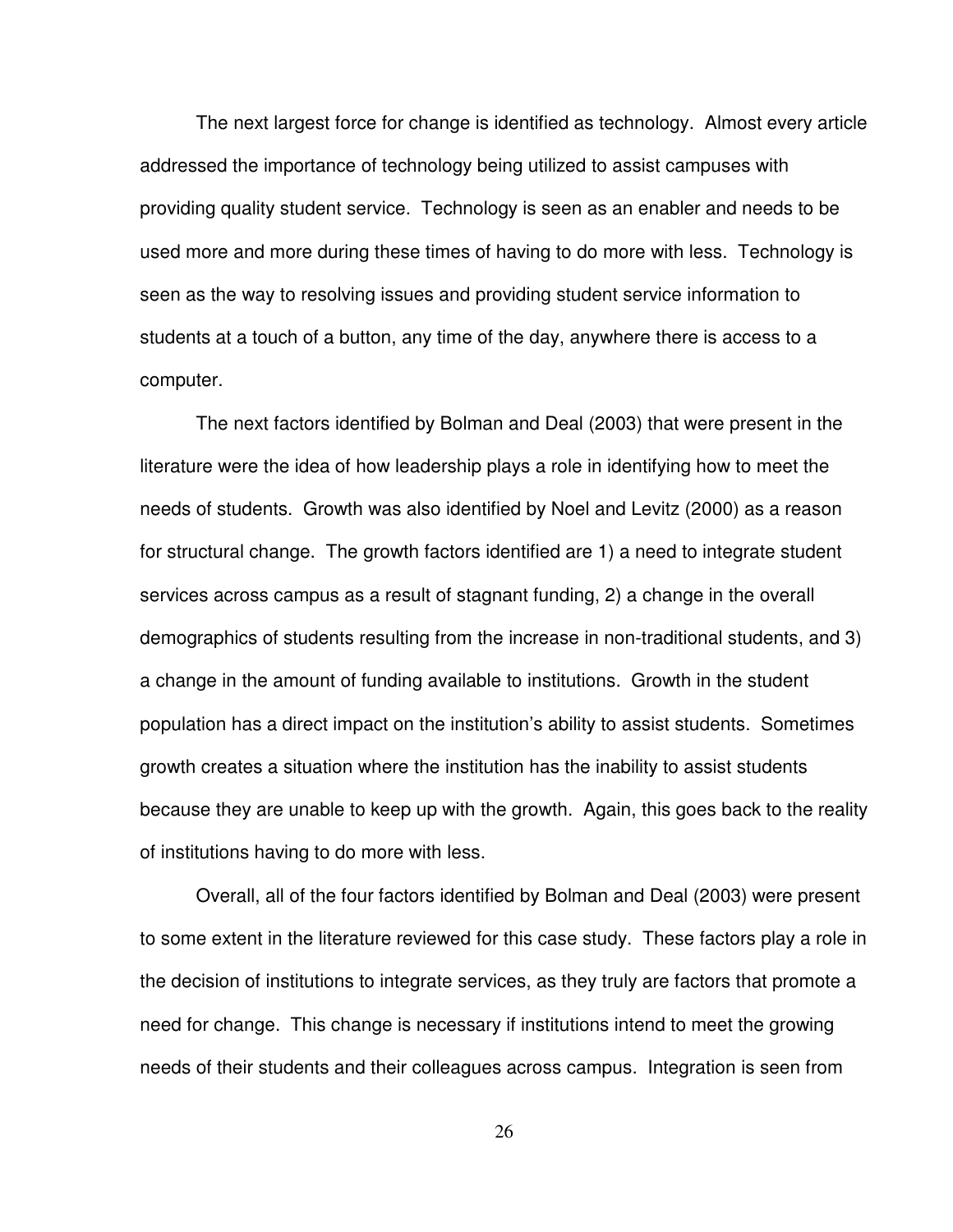The next largest force for change is identified as technology. Almost every article addressed the importance of technology being utilized to assist campuses with providing quality student service. Technology is seen as an enabler and needs to be used more and more during these times of having to do more with less. Technology is seen as the way to resolving issues and providing student service information to students at a touch of a button, any time of the day, anywhere there is access to a computer.

The next factors identified by Bolman and Deal (2003) that were present in the literature were the idea of how leadership plays a role in identifying how to meet the needs of students. Growth was also identified by Noel and Levitz (2000) as a reason for structural change. The growth factors identified are 1) a need to integrate student services across campus as a result of stagnant funding, 2) a change in the overall demographics of students resulting from the increase in non-traditional students, and 3) a change in the amount of funding available to institutions. Growth in the student population has a direct impact on the institution's ability to assist students. Sometimes growth creates a situation where the institution has the inability to assist students because they are unable to keep up with the growth. Again, this goes back to the reality of institutions having to do more with less.

Overall, all of the four factors identified by Bolman and Deal (2003) were present to some extent in the literature reviewed for this case study. These factors play a role in the decision of institutions to integrate services, as they truly are factors that promote a need for change. This change is necessary if institutions intend to meet the growing needs of their students and their colleagues across campus. Integration is seen from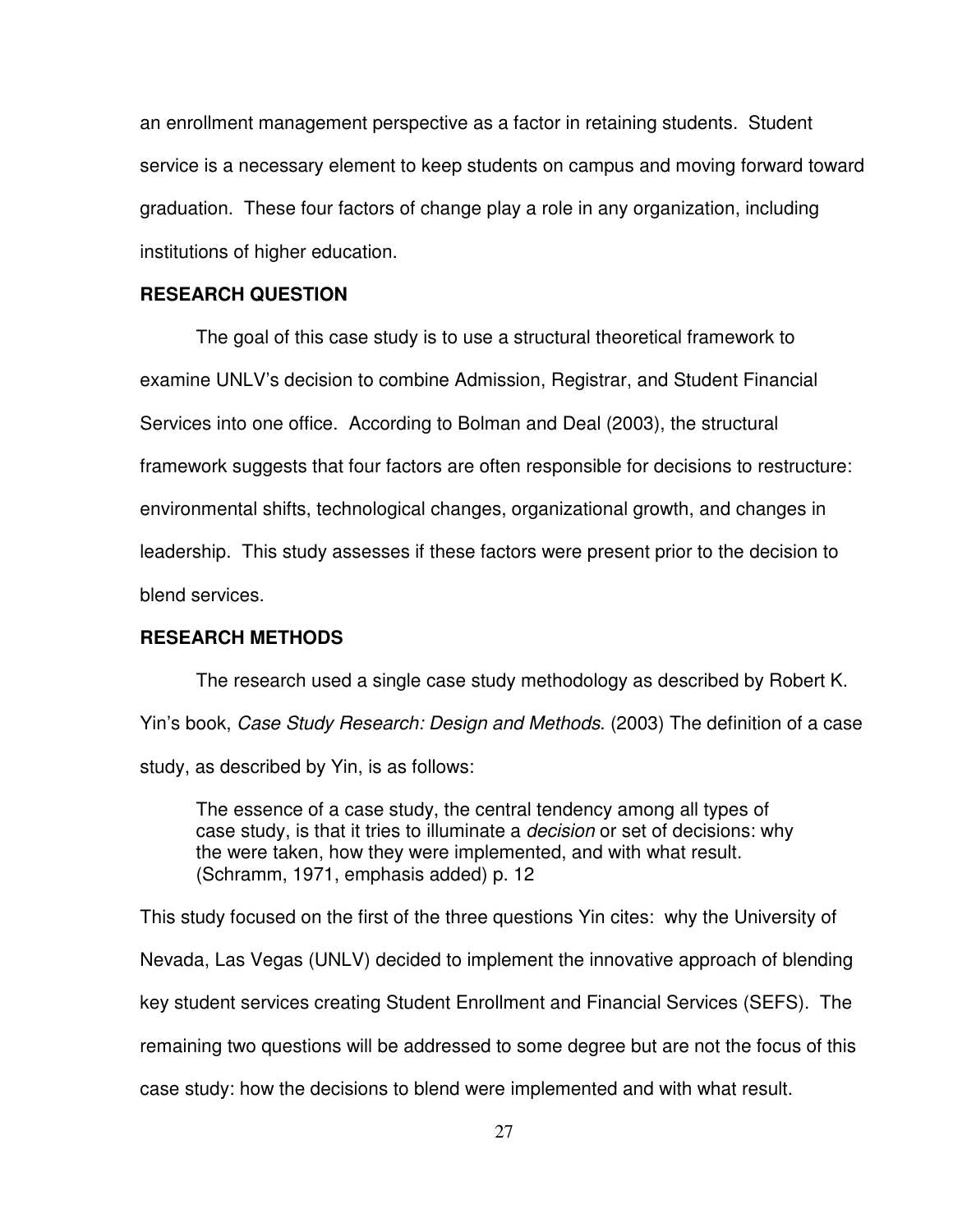an enrollment management perspective as a factor in retaining students. Student service is a necessary element to keep students on campus and moving forward toward graduation. These four factors of change play a role in any organization, including institutions of higher education.

## RESEARCH QUESTION

The goal of this case study is to use a structural theoretical framework to examine UNLV's decision to combine Admission, Registrar, and Student Financial Services into one office. According to Bolman and Deal (2003), the structural framework suggests that four factors are often responsible for decisions to restructure: environmental shifts, technological changes, organizational growth, and changes in leadership. This study assesses if these factors were present prior to the decision to blend services.

## RESEARCH METHODS

The research used a single case study methodology as described by Robert K. Yin's book, *Case Study Research: Design and Methods*. (2003) The definition of a case study, as described by Yin, is as follows:

> The essence of a case study, the central tendency among all types of case study, is that it tries to illuminate a *decision* or set of decisions: why the were taken, how they were implemented, and with what result. (Schramm, 1971, emphasis added) p. 12

This study focused on the first of the three questions Yin cites: why the University of Nevada, Las Vegas (UNLV) decided to implement the innovative approach of blending key student services creating Student Enrollment and Financial Services (SEFS). The remaining two questions will be addressed to some degree but are not the focus of this case study: how the decisions to blend were implemented and with what result.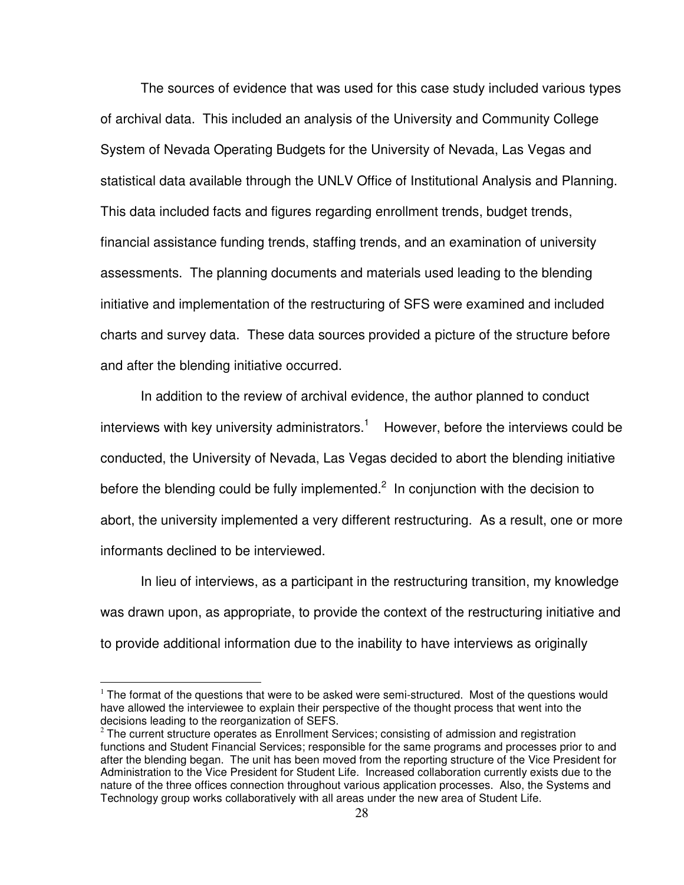The sources of evidence that was used for this case study included various types of archival data. This included an analysis of the University and Community College System of Nevada Operating Budgets for the University of Nevada, Las Vegas and statistical data available through the UNLV Office of Institutional Analysis and Planning. This data included facts and figures regarding enrollment trends, budget trends, financial assistance funding trends, staffing trends, and an examination of university assessments. The planning documents and materials used leading to the blending initiative and implementation of the restructuring of SFS were examined and included charts and survey data. These data sources provided a picture of the structure before and after the blending initiative occurred.

In addition to the review of archival evidence, the author planned to conduct interviews with key university administrators.[1] However, before the interviews could be conducted, the University of Nevada, Las Vegas decided to abort the blending initiative before the blending could be fully implemented.[2] In conjunction with the decision to abort, the university implemented a very different restructuring. As a result, one or more informants declined to be interviewed.

In lieu of interviews, as a participant in the restructuring transition, my knowledge was drawn upon, as appropriate, to provide the context of the restructuring initiative and to provide additional information due to the inability to have interviews as originally

---

[1] The format of the questions that were to be asked were semi-structured. Most of the questions would have allowed the interviewee to explain their perspective of the thought process that went into the decisions leading to the reorganization of SEFS.

[2] The current structure operates as Enrollment Services; consisting of admission and registration functions and Student Financial Services; responsible for the same programs and processes prior to and after the blending began. The unit has been moved from the reporting structure of the Vice President for Administration to the Vice President for Student Life. Increased collaboration currently exists due to the nature of the three offices connection throughout various application processes. Also, the Systems and Technology group works collaboratively with all areas under the new area of Student Life.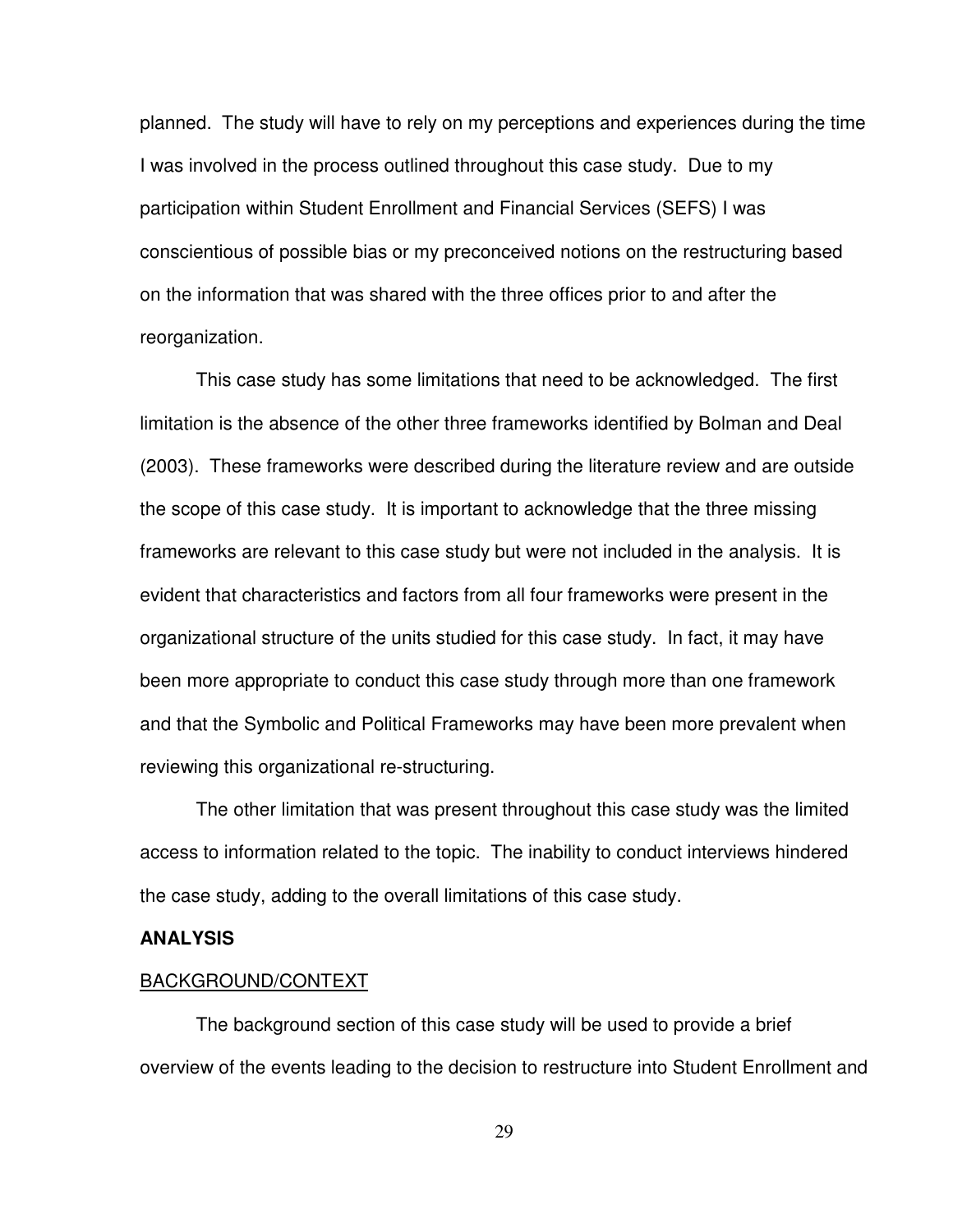planned. The study will have to rely on my perceptions and experiences during the time I was involved in the process outlined throughout this case study. Due to my participation within Student Enrollment and Financial Services (SEFS) I was conscientious of possible bias or my preconceived notions on the restructuring based on the information that was shared with the three offices prior to and after the reorganization.

This case study has some limitations that need to be acknowledged. The first limitation is the absence of the other three frameworks identified by Bolman and Deal (2003). These frameworks were described during the literature review and are outside the scope of this case study. It is important to acknowledge that the three missing frameworks are relevant to this case study but were not included in the analysis. It is evident that characteristics and factors from all four frameworks were present in the organizational structure of the units studied for this case study. In fact, it may have been more appropriate to conduct this case study through more than one framework and that the Symbolic and Political Frameworks may have been more prevalent when reviewing this organizational re-structuring.

The other limitation that was present throughout this case study was the limited access to information related to the topic. The inability to conduct interviews hindered the case study, adding to the overall limitations of this case study.

## ANALYSIS

### BACKGROUND/CONTEXT

The background section of this case study will be used to provide a brief overview of the events leading to the decision to restructure into Student Enrollment and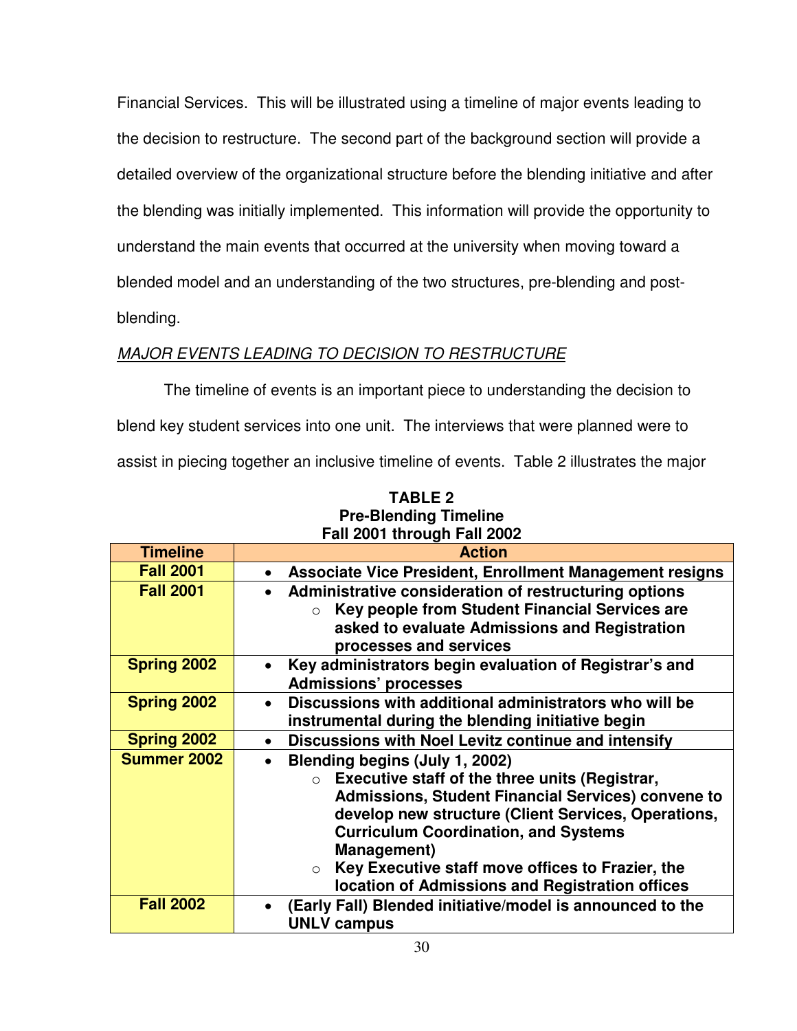Financial Services. This will be illustrated using a timeline of major events leading to the decision to restructure. The second part of the background section will provide a detailed overview of the organizational structure before the blending initiative and after the blending was initially implemented. This information will provide the opportunity to understand the main events that occurred at the university when moving toward a blended model and an understanding of the two structures, pre-blending and post-blending.

*MAJOR EVENTS LEADING TO DECISION TO RESTRUCTURE*

The timeline of events is an important piece to understanding the decision to blend key student services into one unit. The interviews that were planned were to assist in piecing together an inclusive timeline of events. Table 2 illustrates the major

**TABLE 2**
**Pre-Blending Timeline**
**Fall 2001 through Fall 2002**

| Timeline | Action |
|---|---|
| **Fall 2001** | • **Associate Vice President, Enrollment Management resigns** |
| **Fall 2001** | • **Administrative consideration of restructuring options**<br>  ○ **Key people from Student Financial Services are asked to evaluate Admissions and Registration processes and services** |
| **Spring 2002** | • **Key administrators begin evaluation of Registrar's and Admissions' processes** |
| **Spring 2002** | • **Discussions with additional administrators who will be instrumental during the blending initiative begin** |
| **Spring 2002** | • **Discussions with Noel Levitz continue and intensify** |
| **Summer 2002** | • **Blending begins (July 1, 2002)**<br>  ○ **Executive staff of the three units (Registrar, Admissions, Student Financial Services) convene to develop new structure (Client Services, Operations, Curriculum Coordination, and Systems Management)**<br>  ○ **Key Executive staff move offices to Frazier, the location of Admissions and Registration offices** |
| **Fall 2002** | • **(Early Fall) Blended initiative/model is announced to the UNLV campus** |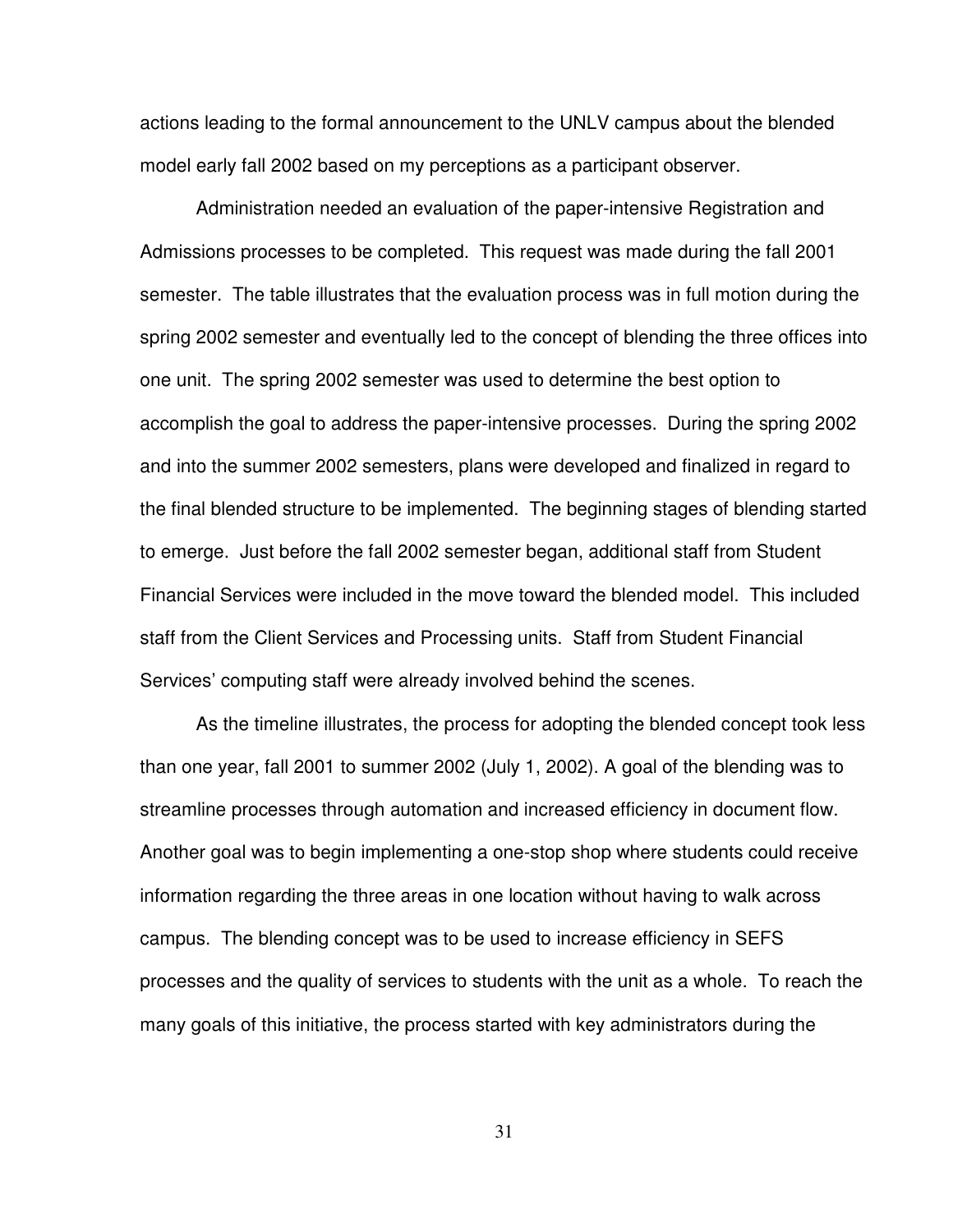actions leading to the formal announcement to the UNLV campus about the blended model early fall 2002 based on my perceptions as a participant observer.

Administration needed an evaluation of the paper-intensive Registration and Admissions processes to be completed. This request was made during the fall 2001 semester. The table illustrates that the evaluation process was in full motion during the spring 2002 semester and eventually led to the concept of blending the three offices into one unit. The spring 2002 semester was used to determine the best option to accomplish the goal to address the paper-intensive processes. During the spring 2002 and into the summer 2002 semesters, plans were developed and finalized in regard to the final blended structure to be implemented. The beginning stages of blending started to emerge. Just before the fall 2002 semester began, additional staff from Student Financial Services were included in the move toward the blended model. This included staff from the Client Services and Processing units. Staff from Student Financial Services' computing staff were already involved behind the scenes.

As the timeline illustrates, the process for adopting the blended concept took less than one year, fall 2001 to summer 2002 (July 1, 2002). A goal of the blending was to streamline processes through automation and increased efficiency in document flow. Another goal was to begin implementing a one-stop shop where students could receive information regarding the three areas in one location without having to walk across campus. The blending concept was to be used to increase efficiency in SEFS processes and the quality of services to students with the unit as a whole. To reach the many goals of this initiative, the process started with key administrators during the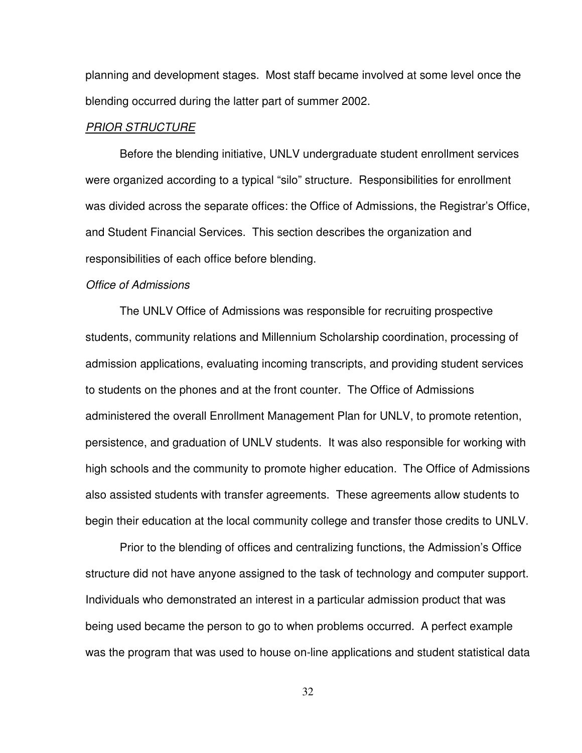planning and development stages. Most staff became involved at some level once the blending occurred during the latter part of summer 2002.

## *PRIOR STRUCTURE*

Before the blending initiative, UNLV undergraduate student enrollment services were organized according to a typical "silo" structure. Responsibilities for enrollment was divided across the separate offices: the Office of Admissions, the Registrar's Office, and Student Financial Services. This section describes the organization and responsibilities of each office before blending.

### *Office of Admissions*

The UNLV Office of Admissions was responsible for recruiting prospective students, community relations and Millennium Scholarship coordination, processing of admission applications, evaluating incoming transcripts, and providing student services to students on the phones and at the front counter. The Office of Admissions administered the overall Enrollment Management Plan for UNLV, to promote retention, persistence, and graduation of UNLV students. It was also responsible for working with high schools and the community to promote higher education. The Office of Admissions also assisted students with transfer agreements. These agreements allow students to begin their education at the local community college and transfer those credits to UNLV.

Prior to the blending of offices and centralizing functions, the Admission's Office structure did not have anyone assigned to the task of technology and computer support. Individuals who demonstrated an interest in a particular admission product that was being used became the person to go to when problems occurred. A perfect example was the program that was used to house on-line applications and student statistical data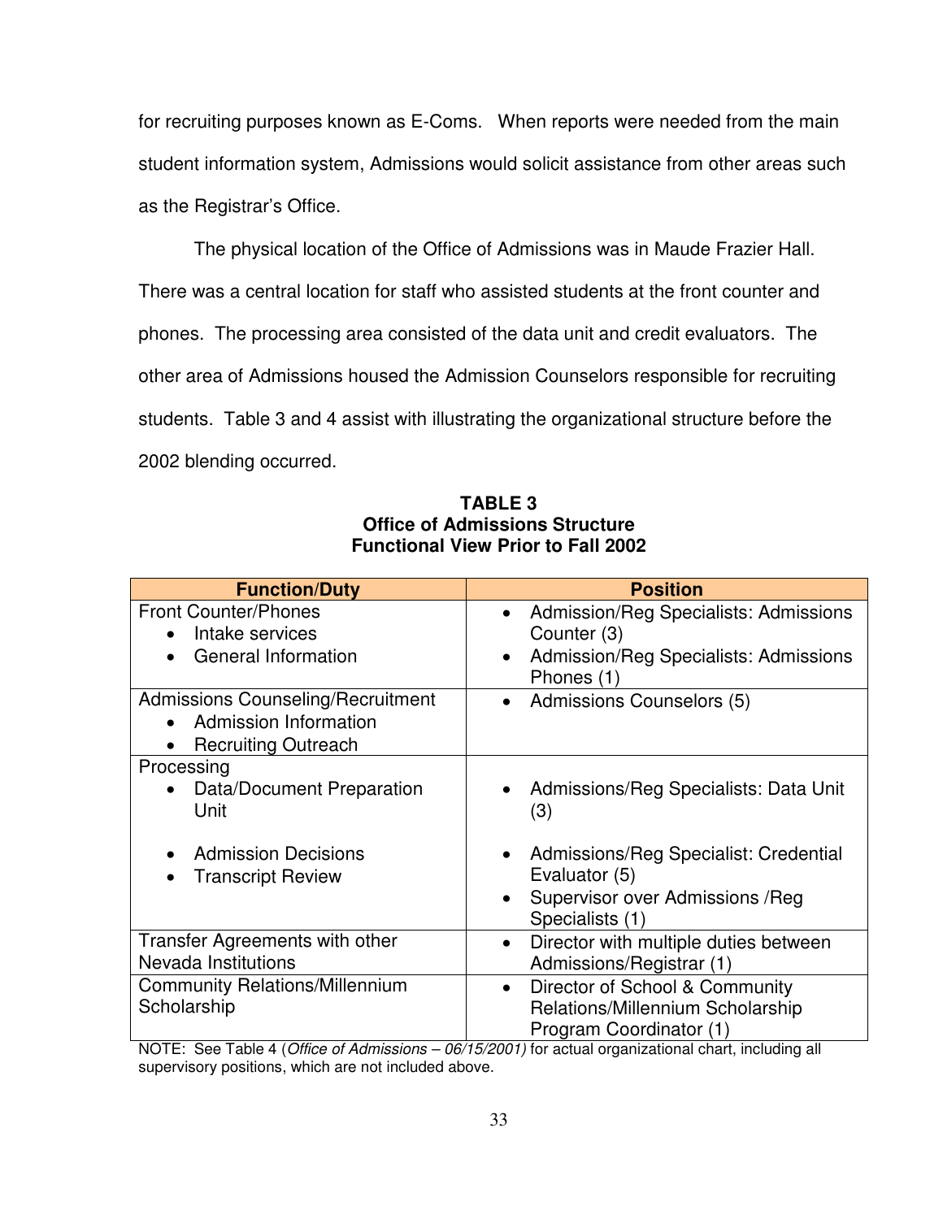for recruiting purposes known as E-Coms. When reports were needed from the main student information system, Admissions would solicit assistance from other areas such as the Registrar's Office.

The physical location of the Office of Admissions was in Maude Frazier Hall. There was a central location for staff who assisted students at the front counter and phones. The processing area consisted of the data unit and credit evaluators. The other area of Admissions housed the Admission Counselors responsible for recruiting students. Table 3 and 4 assist with illustrating the organizational structure before the 2002 blending occurred.

**TABLE 3**
**Office of Admissions Structure**
**Functional View Prior to Fall 2002**

| Function/Duty | Position |
|---|---|
| Front Counter/Phones<br>• Intake services<br>• General Information | • Admission/Reg Specialists: Admissions Counter (3)<br>• Admission/Reg Specialists: Admissions Phones (1) |
| Admissions Counseling/Recruitment<br>• Admission Information<br>• Recruiting Outreach | • Admissions Counselors (5) |
| Processing<br>• Data/Document Preparation Unit<br>• Admission Decisions<br>• Transcript Review | • Admissions/Reg Specialists: Data Unit (3)<br>• Admissions/Reg Specialist: Credential Evaluator (5)<br>• Supervisor over Admissions /Reg Specialists (1) |
| Transfer Agreements with other Nevada Institutions | • Director with multiple duties between Admissions/Registrar (1) |
| Community Relations/Millennium Scholarship | • Director of School & Community Relations/Millennium Scholarship Program Coordinator (1) |

NOTE: See Table 4 (*Office of Admissions – 06/15/2001)* for actual organizational chart, including all supervisory positions, which are not included above.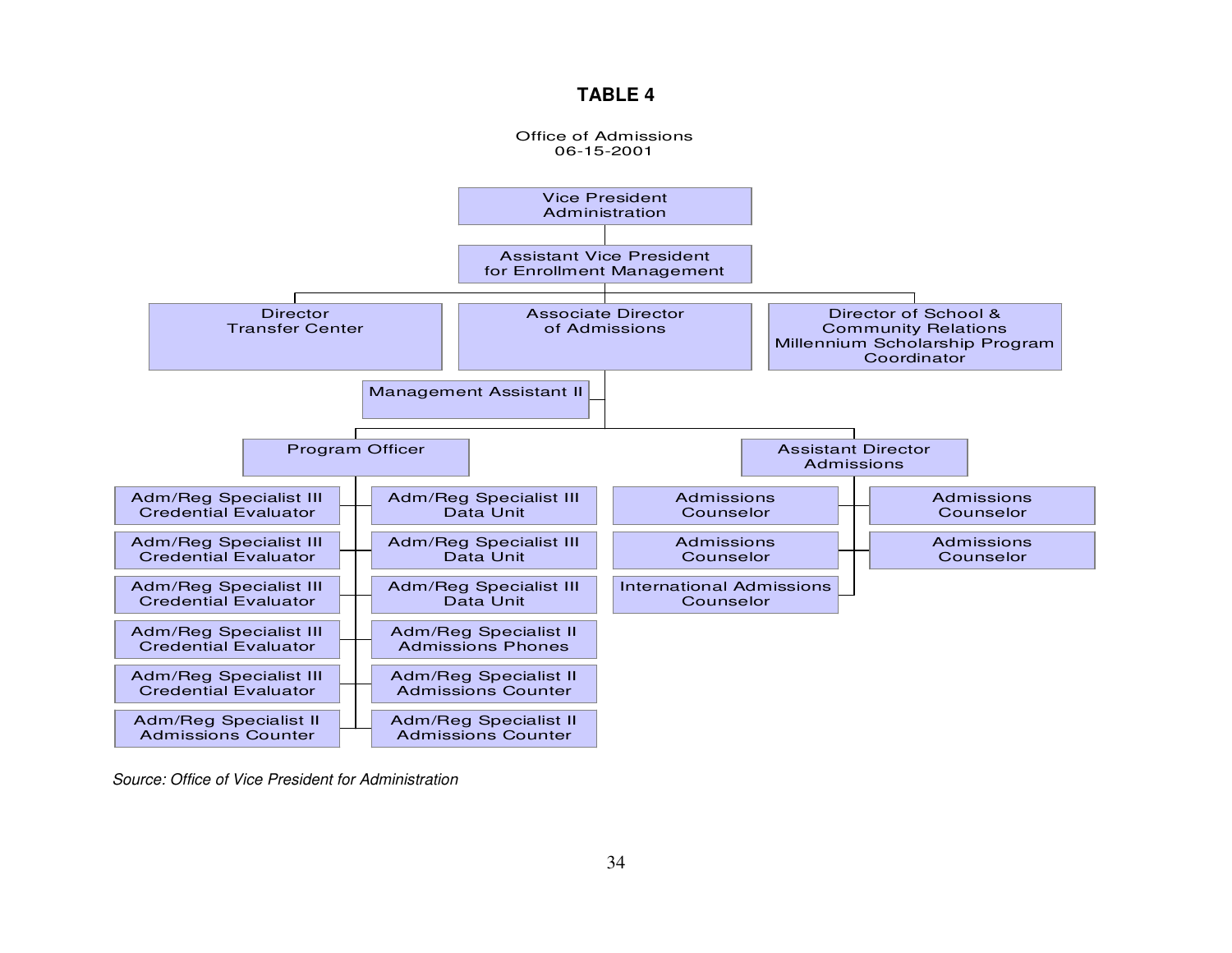# TABLE 4

Office of Admissions
06-15-2001

- Vice President Administration
  - Assistant Vice President for Enrollment Management
    - Director Transfer Center
    - Associate Director of Admissions
      - Management Assistant II
      - Program Officer
        - Adm/Reg Specialist III Credential Evaluator
        - Adm/Reg Specialist III Credential Evaluator
        - Adm/Reg Specialist III Credential Evaluator
        - Adm/Reg Specialist III Credential Evaluator
        - Adm/Reg Specialist III Credential Evaluator
        - Adm/Reg Specialist II Admissions Counter
        - Adm/Reg Specialist III Data Unit
        - Adm/Reg Specialist III Data Unit
        - Adm/Reg Specialist III Data Unit
        - Adm/Reg Specialist II Admissions Phones
        - Adm/Reg Specialist II Admissions Counter
        - Adm/Reg Specialist II Admissions Counter
      - Assistant Director Admissions
        - Admissions Counselor
        - Admissions Counselor
        - International Admissions Counselor
        - Admissions Counselor
        - Admissions Counselor
    - Director of School & Community Relations Millennium Scholarship Program Coordinator

*Source: Office of Vice President for Administration*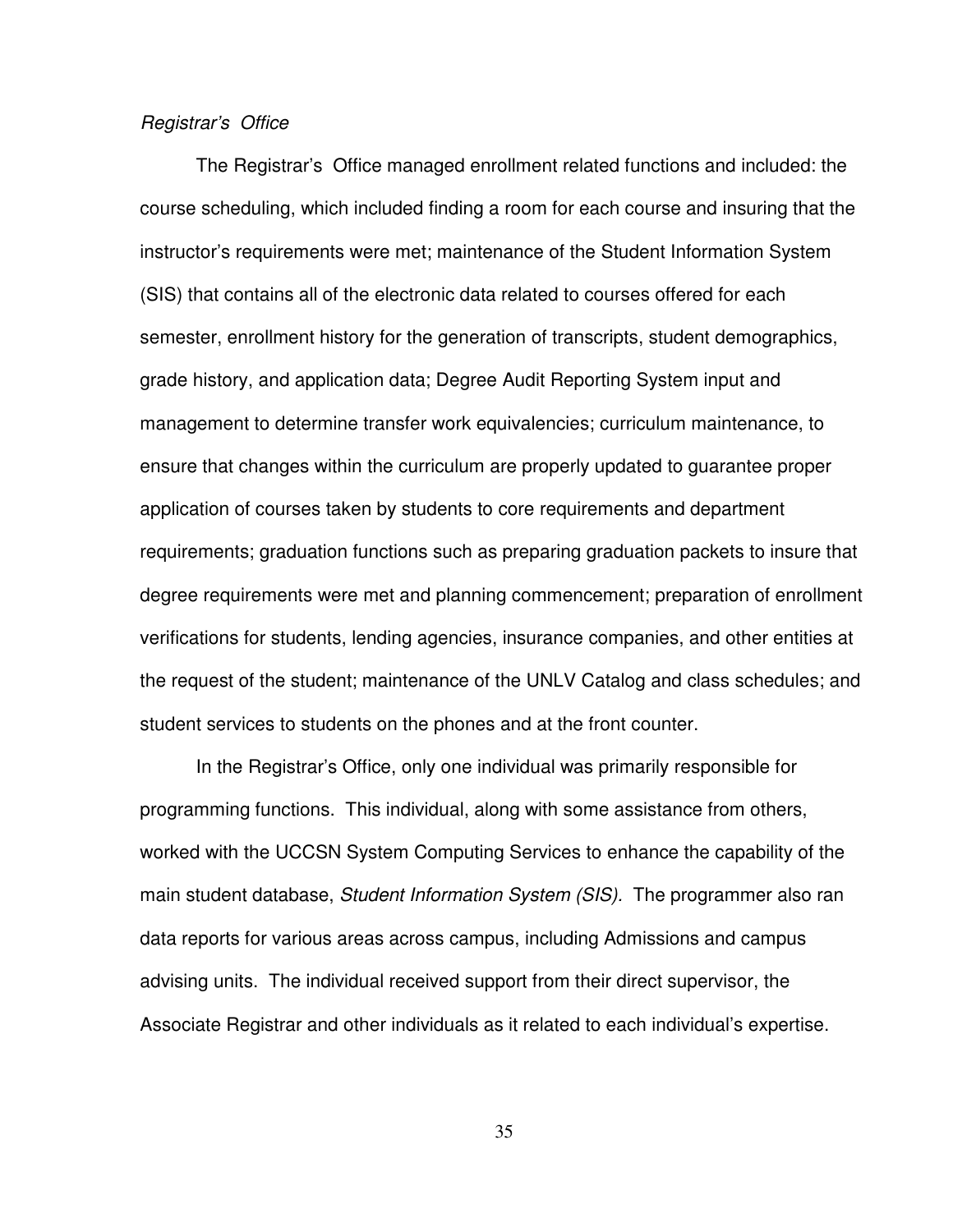*Registrar's Office*

The Registrar's Office managed enrollment related functions and included: the course scheduling, which included finding a room for each course and insuring that the instructor's requirements were met; maintenance of the Student Information System (SIS) that contains all of the electronic data related to courses offered for each semester, enrollment history for the generation of transcripts, student demographics, grade history, and application data; Degree Audit Reporting System input and management to determine transfer work equivalencies; curriculum maintenance, to ensure that changes within the curriculum are properly updated to guarantee proper application of courses taken by students to core requirements and department requirements; graduation functions such as preparing graduation packets to insure that degree requirements were met and planning commencement; preparation of enrollment verifications for students, lending agencies, insurance companies, and other entities at the request of the student; maintenance of the UNLV Catalog and class schedules; and student services to students on the phones and at the front counter.

In the Registrar's Office, only one individual was primarily responsible for programming functions. This individual, along with some assistance from others, worked with the UCCSN System Computing Services to enhance the capability of the main student database, *Student Information System (SIS).* The programmer also ran data reports for various areas across campus, including Admissions and campus advising units. The individual received support from their direct supervisor, the Associate Registrar and other individuals as it related to each individual's expertise.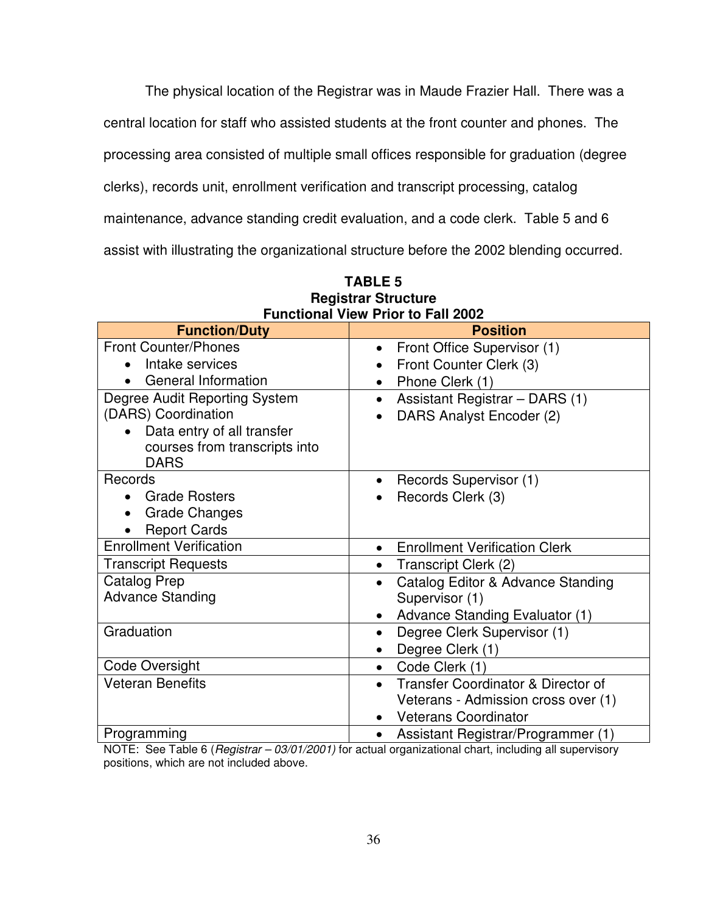The physical location of the Registrar was in Maude Frazier Hall. There was a central location for staff who assisted students at the front counter and phones. The processing area consisted of multiple small offices responsible for graduation (degree clerks), records unit, enrollment verification and transcript processing, catalog maintenance, advance standing credit evaluation, and a code clerk. Table 5 and 6 assist with illustrating the organizational structure before the 2002 blending occurred.

**TABLE 5**
**Registrar Structure**
**Functional View Prior to Fall 2002**

| Function/Duty | Position |
|---|---|
| Front Counter/Phones<br>• Intake services<br>• General Information | • Front Office Supervisor (1)<br>• Front Counter Clerk (3)<br>• Phone Clerk (1) |
| Degree Audit Reporting System (DARS) Coordination<br>• Data entry of all transfer courses from transcripts into DARS | • Assistant Registrar – DARS (1)<br>• DARS Analyst Encoder (2) |
| Records<br>• Grade Rosters<br>• Grade Changes<br>• Report Cards | • Records Supervisor (1)<br>• Records Clerk (3) |
| Enrollment Verification | • Enrollment Verification Clerk |
| Transcript Requests | • Transcript Clerk (2) |
| Catalog Prep<br>Advance Standing | • Catalog Editor & Advance Standing Supervisor (1)<br>• Advance Standing Evaluator (1) |
| Graduation | • Degree Clerk Supervisor (1)<br>• Degree Clerk (1) |
| Code Oversight | • Code Clerk (1) |
| Veteran Benefits | • Transfer Coordinator & Director of Veterans - Admission cross over (1)<br>• Veterans Coordinator |
| Programming | • Assistant Registrar/Programmer (1) |

NOTE: See Table 6 (*Registrar – 03/01/2001)* for actual organizational chart, including all supervisory positions, which are not included above.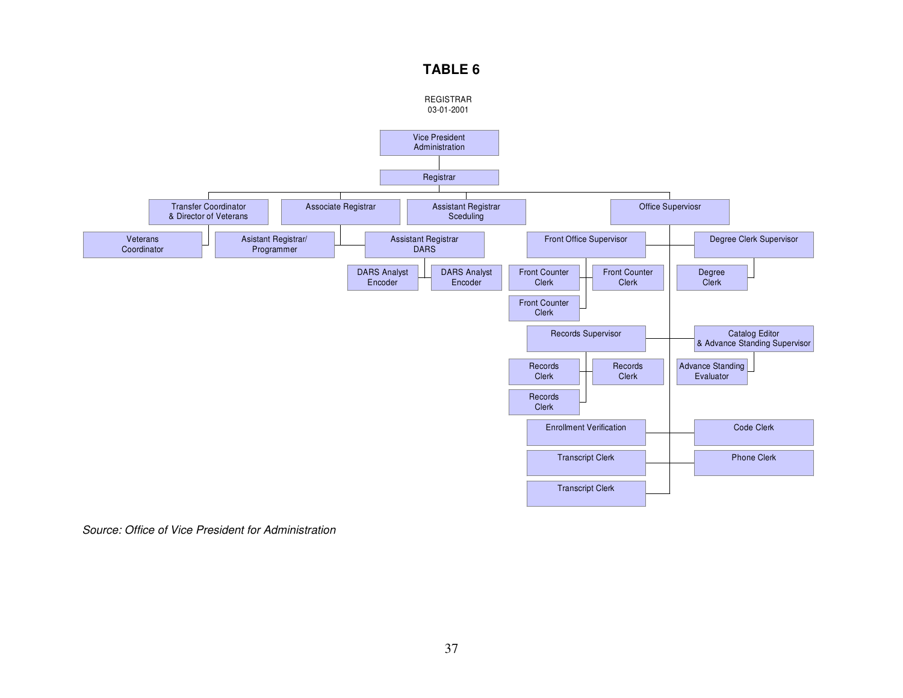# TABLE 6

REGISTRAR
03-01-2001

- Vice President Administration
  - Registrar
    - Transfer Coordinator & Director of Veterans
      - Veterans Coordinator
    - Associate Registrar
      - Asistant Registrar/ Programmer
      - Assistant Registrar DARS
        - DARS Analyst Encoder
        - DARS Analyst Encoder
    - Assistant Registrar Sceduling
    - Office Superviosr
      - Front Office Supervisor
        - Front Counter Clerk
        - Front Counter Clerk
        - Front Counter Clerk
      - Degree Clerk Supervisor
        - Degree Clerk
      - Records Supervisor
        - Records Clerk
        - Records Clerk
        - Records Clerk
      - Catalog Editor & Advance Standing Supervisor
        - Advance Standing Evaluator
      - Enrollment Verification
      - Code Clerk
      - Transcript Clerk
      - Phone Clerk
      - Transcript Clerk

*Source: Office of Vice President for Administration*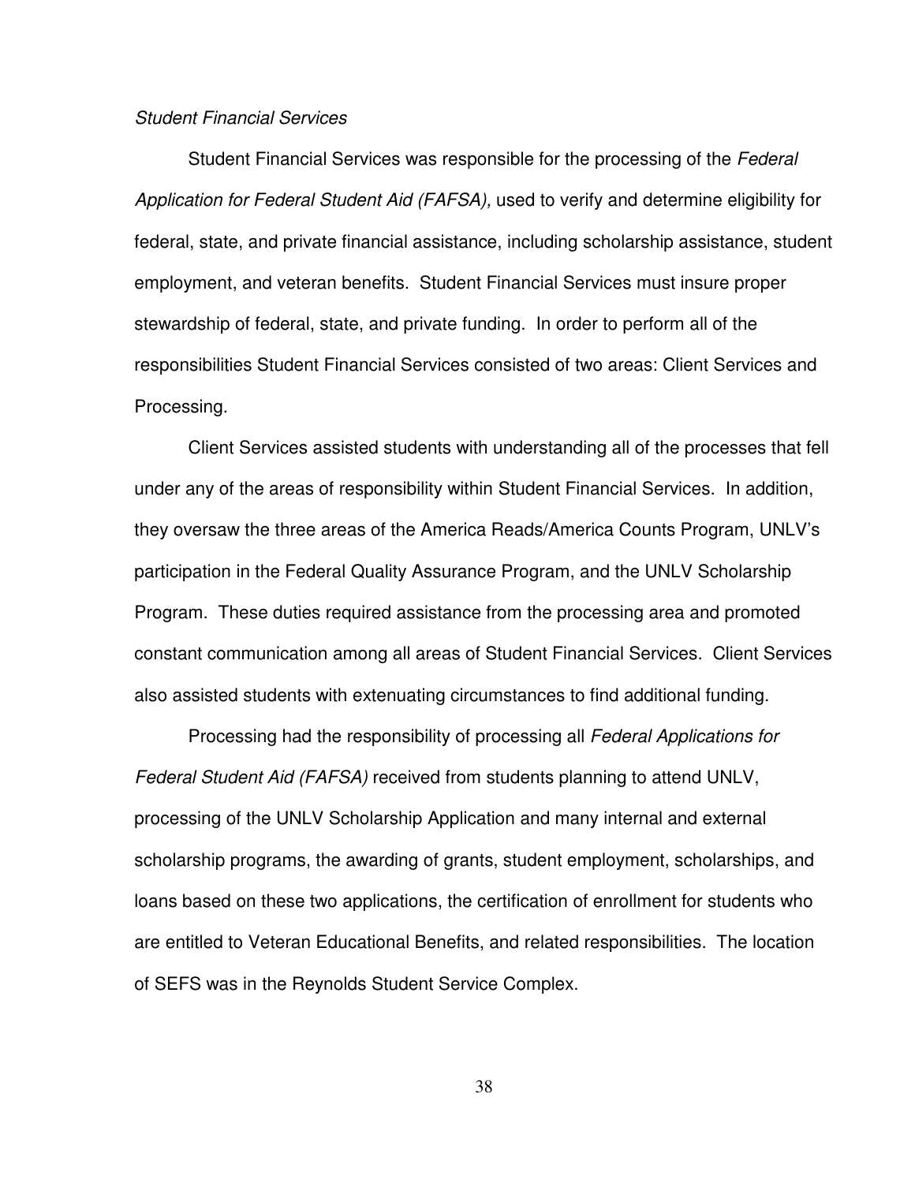*Student Financial Services*

Student Financial Services was responsible for the processing of the *Federal Application for Federal Student Aid (FAFSA),* used to verify and determine eligibility for federal, state, and private financial assistance, including scholarship assistance, student employment, and veteran benefits. Student Financial Services must insure proper stewardship of federal, state, and private funding. In order to perform all of the responsibilities Student Financial Services consisted of two areas: Client Services and Processing.

Client Services assisted students with understanding all of the processes that fell under any of the areas of responsibility within Student Financial Services. In addition, they oversaw the three areas of the America Reads/America Counts Program, UNLV's participation in the Federal Quality Assurance Program, and the UNLV Scholarship Program. These duties required assistance from the processing area and promoted constant communication among all areas of Student Financial Services. Client Services also assisted students with extenuating circumstances to find additional funding.

Processing had the responsibility of processing all *Federal Applications for Federal Student Aid (FAFSA)* received from students planning to attend UNLV, processing of the UNLV Scholarship Application and many internal and external scholarship programs, the awarding of grants, student employment, scholarships, and loans based on these two applications, the certification of enrollment for students who are entitled to Veteran Educational Benefits, and related responsibilities. The location of SEFS was in the Reynolds Student Service Complex.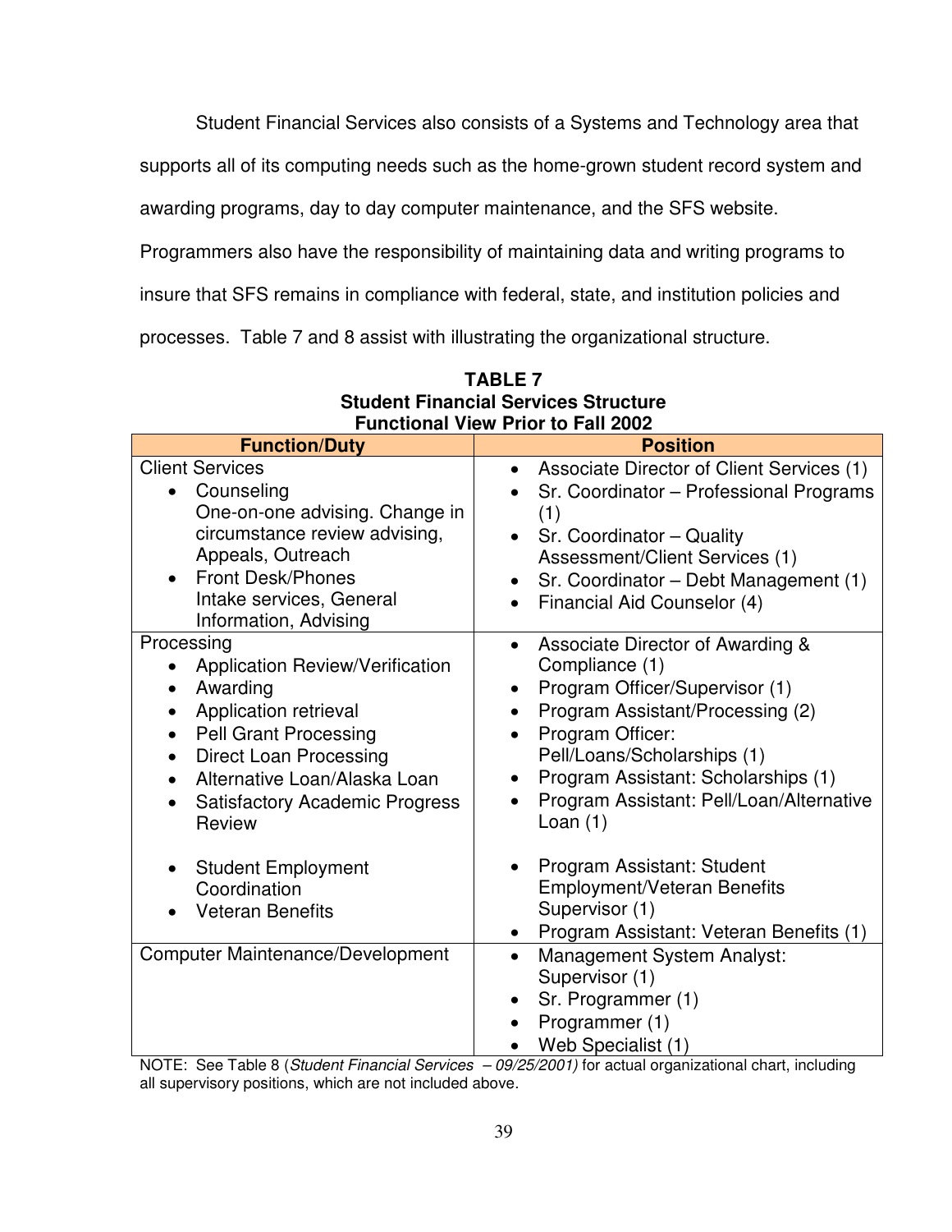Student Financial Services also consists of a Systems and Technology area that supports all of its computing needs such as the home-grown student record system and awarding programs, day to day computer maintenance, and the SFS website. Programmers also have the responsibility of maintaining data and writing programs to insure that SFS remains in compliance with federal, state, and institution policies and processes. Table 7 and 8 assist with illustrating the organizational structure.

**TABLE 7**
**Student Financial Services Structure**
**Functional View Prior to Fall 2002**

| Function/Duty | Position |
|---|---|
| Client Services<br>• Counseling<br>One-on-one advising. Change in circumstance review advising, Appeals, Outreach<br>• Front Desk/Phones<br>Intake services, General Information, Advising | • Associate Director of Client Services (1)<br>• Sr. Coordinator – Professional Programs (1)<br>• Sr. Coordinator – Quality Assessment/Client Services (1)<br>• Sr. Coordinator – Debt Management (1)<br>• Financial Aid Counselor (4) |
| Processing<br>• Application Review/Verification<br>• Awarding<br>• Application retrieval<br>• Pell Grant Processing<br>• Direct Loan Processing<br>• Alternative Loan/Alaska Loan<br>• Satisfactory Academic Progress Review<br><br>• Student Employment Coordination<br>• Veteran Benefits | • Associate Director of Awarding & Compliance (1)<br>• Program Officer/Supervisor (1)<br>• Program Assistant/Processing (2)<br>• Program Officer: Pell/Loans/Scholarships (1)<br>• Program Assistant: Scholarships (1)<br>• Program Assistant: Pell/Loan/Alternative Loan (1)<br><br>• Program Assistant: Student Employment/Veteran Benefits Supervisor (1)<br>• Program Assistant: Veteran Benefits (1) |
| Computer Maintenance/Development | • Management System Analyst: Supervisor (1)<br>• Sr. Programmer (1)<br>• Programmer (1)<br>• Web Specialist (1) |

NOTE: See Table 8 (*Student Financial Services – 09/25/2001)* for actual organizational chart, including all supervisory positions, which are not included above.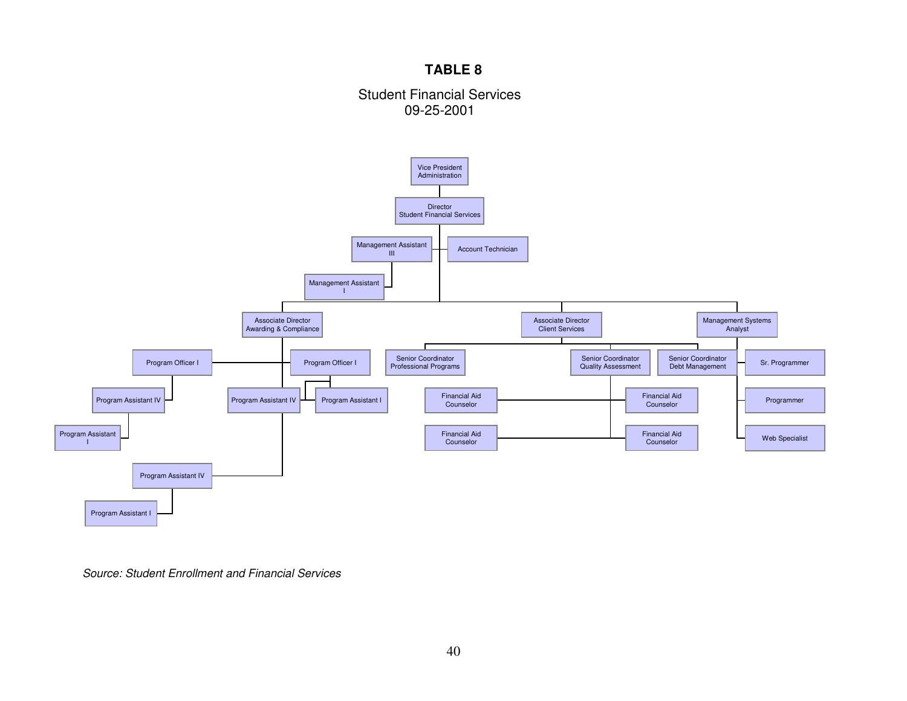**TABLE 8**

Student Financial Services
09-25-2001

- Vice President Administration
  - Director Student Financial Services
    - Management Assistant III
      - Management Assistant I
    - Account Technician
    - Associate Director Awarding & Compliance
      - Program Officer I
        - Program Assistant IV
          - Program Assistant I
      - Program Officer I
        - Program Assistant I
      - Program Assistant IV
      - Program Assistant IV
        - Program Assistant I
    - Associate Director Client Services
      - Senior Coordinator Professional Programs
      - Senior Coordinator Quality Assessment
        - Financial Aid Counselor
        - Financial Aid Counselor
        - Financial Aid Counselor
        - Financial Aid Counselor
      - Senior Coordinator Debt Management
    - Management Systems Analyst
      - Sr. Programmer
      - Programmer
      - Web Specialist

*Source: Student Enrollment and Financial Services*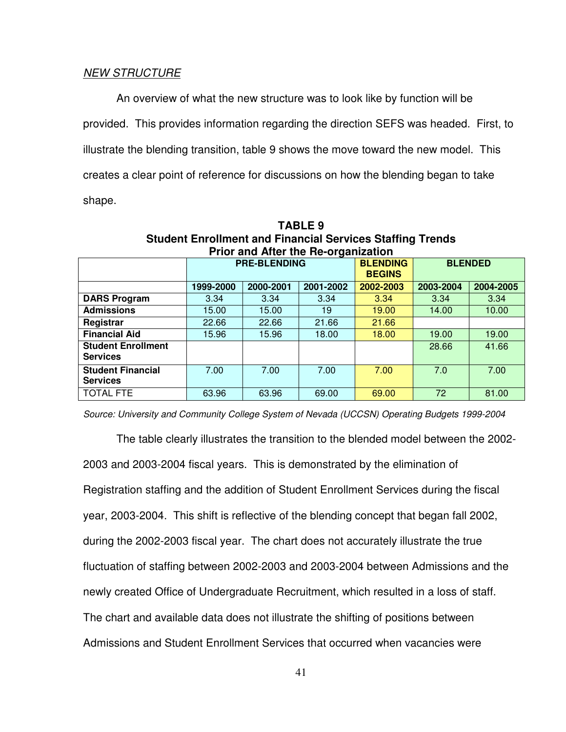*NEW STRUCTURE*

An overview of what the new structure was to look like by function will be provided. This provides information regarding the direction SEFS was headed. First, to illustrate the blending transition, table 9 shows the move toward the new model. This creates a clear point of reference for discussions on how the blending began to take shape.

**TABLE 9**
**Student Enrollment and Financial Services Staffing Trends Prior and After the Re-organization**

| | PRE-BLENDING | | | BLENDING BEGINS | BLENDED | |
|---|---|---|---|---|---|---|
| | **1999-2000** | **2000-2001** | **2001-2002** | **2002-2003** | **2003-2004** | **2004-2005** |
| **DARS Program** | 3.34 | 3.34 | 3.34 | 3.34 | 3.34 | 3.34 |
| **Admissions** | 15.00 | 15.00 | 19 | 19.00 | 14.00 | 10.00 |
| **Registrar** | 22.66 | 22.66 | 21.66 | 21.66 | | |
| **Financial Aid** | 15.96 | 15.96 | 18.00 | 18.00 | 19.00 | 19.00 |
| **Student Enrollment Services** | | | | | 28.66 | 41.66 |
| **Student Financial Services** | 7.00 | 7.00 | 7.00 | 7.00 | 7.0 | 7.00 |
| TOTAL FTE | 63.96 | 63.96 | 69.00 | 69.00 | 72 | 81.00 |

*Source: University and Community College System of Nevada (UCCSN) Operating Budgets 1999-2004*

The table clearly illustrates the transition to the blended model between the 2002-2003 and 2003-2004 fiscal years. This is demonstrated by the elimination of Registration staffing and the addition of Student Enrollment Services during the fiscal year, 2003-2004. This shift is reflective of the blending concept that began fall 2002, during the 2002-2003 fiscal year. The chart does not accurately illustrate the true fluctuation of staffing between 2002-2003 and 2003-2004 between Admissions and the newly created Office of Undergraduate Recruitment, which resulted in a loss of staff. The chart and available data does not illustrate the shifting of positions between Admissions and Student Enrollment Services that occurred when vacancies were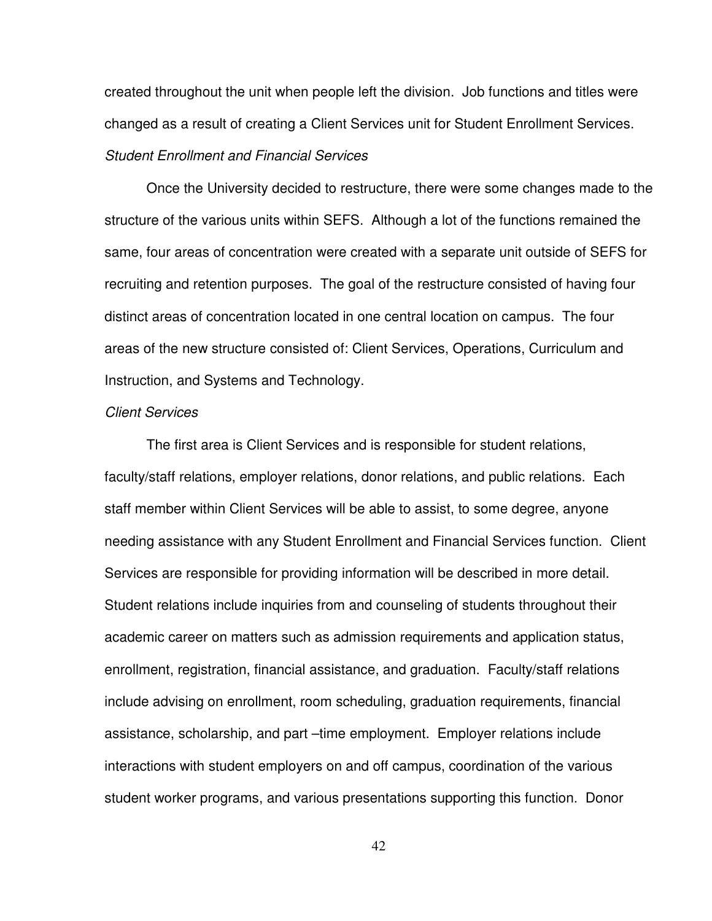created throughout the unit when people left the division. Job functions and titles were changed as a result of creating a Client Services unit for Student Enrollment Services.

*Student Enrollment and Financial Services*

Once the University decided to restructure, there were some changes made to the structure of the various units within SEFS. Although a lot of the functions remained the same, four areas of concentration were created with a separate unit outside of SEFS for recruiting and retention purposes. The goal of the restructure consisted of having four distinct areas of concentration located in one central location on campus. The four areas of the new structure consisted of: Client Services, Operations, Curriculum and Instruction, and Systems and Technology.

*Client Services*

The first area is Client Services and is responsible for student relations, faculty/staff relations, employer relations, donor relations, and public relations. Each staff member within Client Services will be able to assist, to some degree, anyone needing assistance with any Student Enrollment and Financial Services function. Client Services are responsible for providing information will be described in more detail. Student relations include inquiries from and counseling of students throughout their academic career on matters such as admission requirements and application status, enrollment, registration, financial assistance, and graduation. Faculty/staff relations include advising on enrollment, room scheduling, graduation requirements, financial assistance, scholarship, and part –time employment. Employer relations include interactions with student employers on and off campus, coordination of the various student worker programs, and various presentations supporting this function. Donor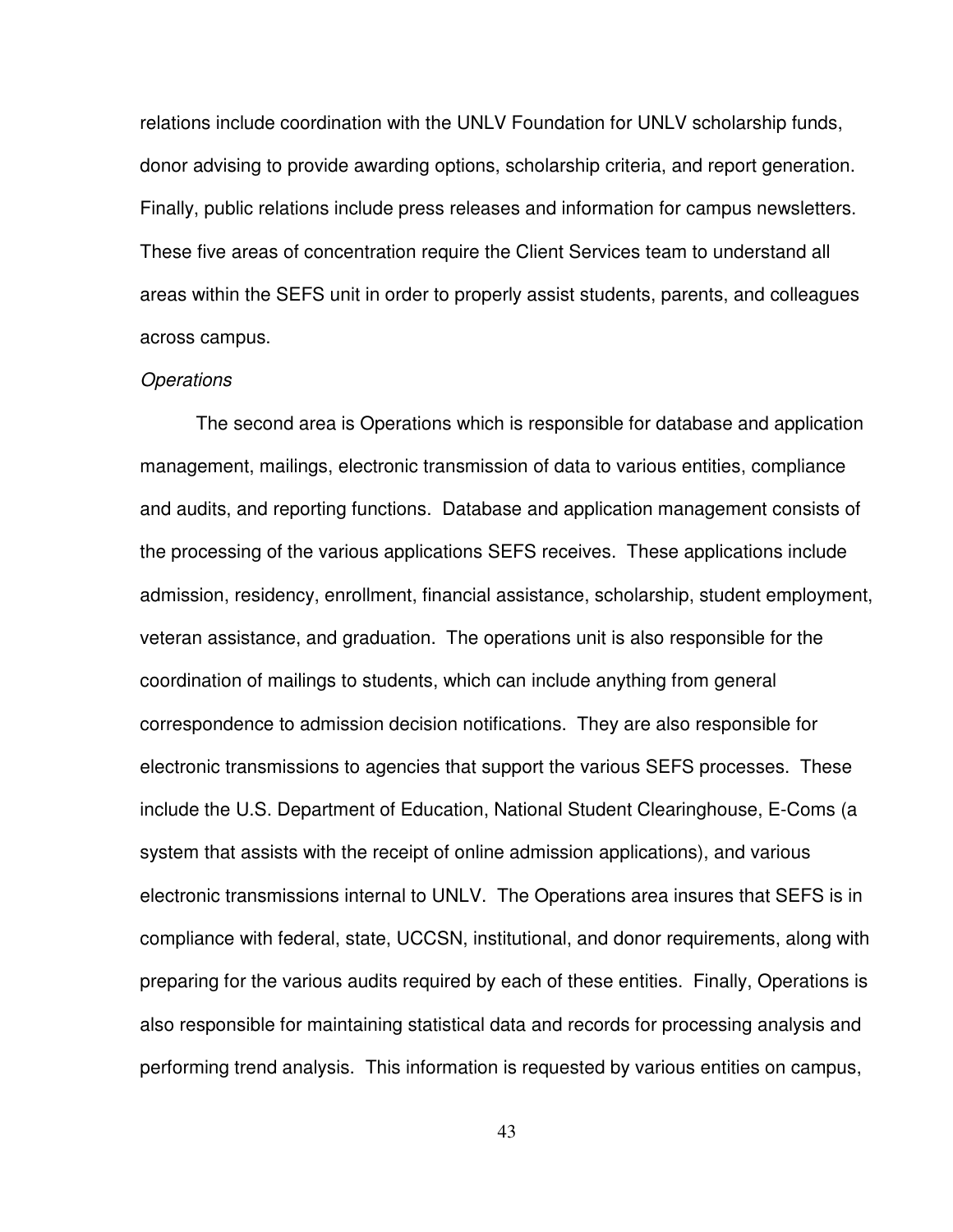relations include coordination with the UNLV Foundation for UNLV scholarship funds, donor advising to provide awarding options, scholarship criteria, and report generation. Finally, public relations include press releases and information for campus newsletters. These five areas of concentration require the Client Services team to understand all areas within the SEFS unit in order to properly assist students, parents, and colleagues across campus.

*Operations*

The second area is Operations which is responsible for database and application management, mailings, electronic transmission of data to various entities, compliance and audits, and reporting functions. Database and application management consists of the processing of the various applications SEFS receives. These applications include admission, residency, enrollment, financial assistance, scholarship, student employment, veteran assistance, and graduation. The operations unit is also responsible for the coordination of mailings to students, which can include anything from general correspondence to admission decision notifications. They are also responsible for electronic transmissions to agencies that support the various SEFS processes. These include the U.S. Department of Education, National Student Clearinghouse, E-Coms (a system that assists with the receipt of online admission applications), and various electronic transmissions internal to UNLV. The Operations area insures that SEFS is in compliance with federal, state, UCCSN, institutional, and donor requirements, along with preparing for the various audits required by each of these entities. Finally, Operations is also responsible for maintaining statistical data and records for processing analysis and performing trend analysis. This information is requested by various entities on campus,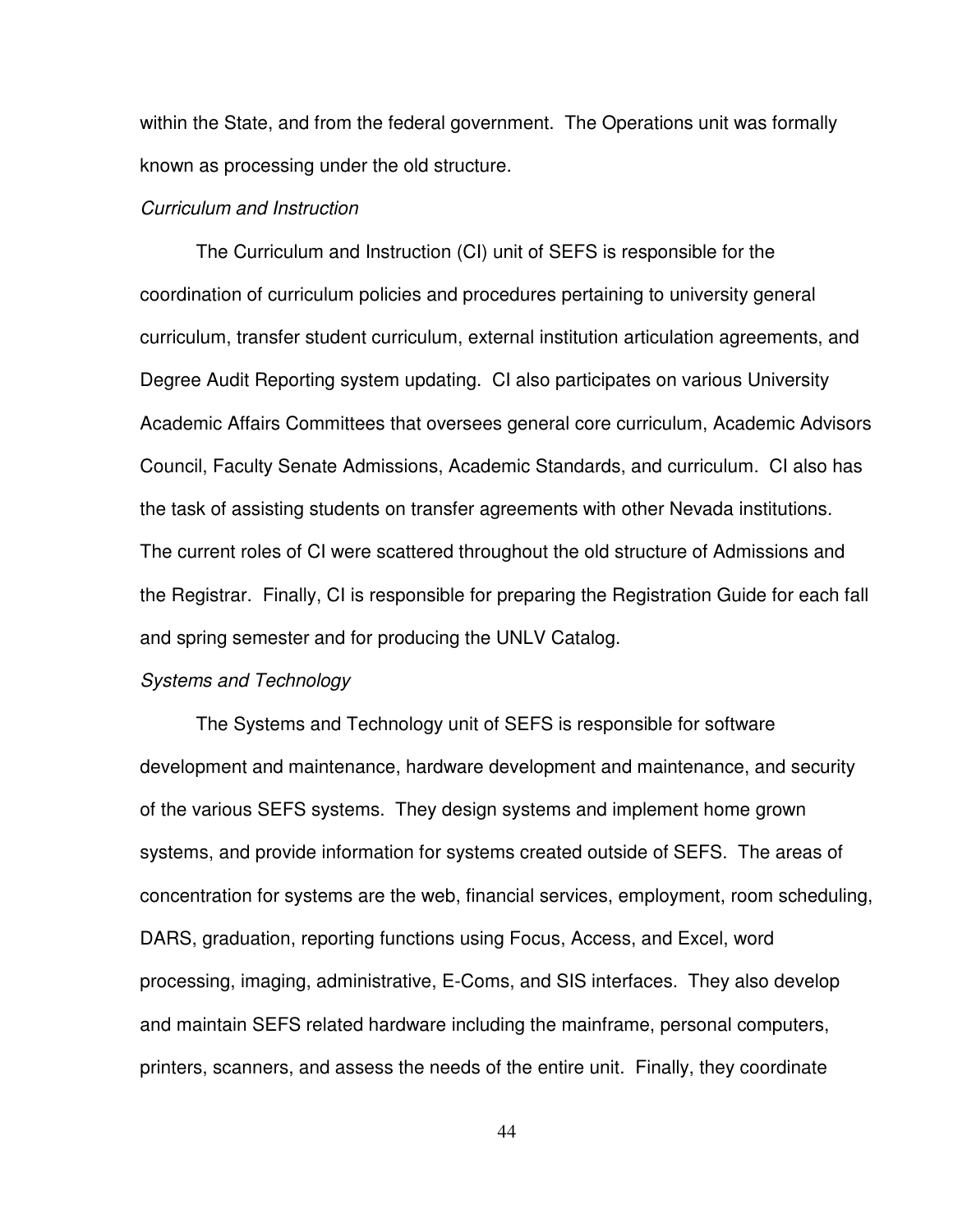within the State, and from the federal government. The Operations unit was formally known as processing under the old structure.

*Curriculum and Instruction*

The Curriculum and Instruction (CI) unit of SEFS is responsible for the coordination of curriculum policies and procedures pertaining to university general curriculum, transfer student curriculum, external institution articulation agreements, and Degree Audit Reporting system updating. CI also participates on various University Academic Affairs Committees that oversees general core curriculum, Academic Advisors Council, Faculty Senate Admissions, Academic Standards, and curriculum. CI also has the task of assisting students on transfer agreements with other Nevada institutions. The current roles of CI were scattered throughout the old structure of Admissions and the Registrar. Finally, CI is responsible for preparing the Registration Guide for each fall and spring semester and for producing the UNLV Catalog.

*Systems and Technology*

The Systems and Technology unit of SEFS is responsible for software development and maintenance, hardware development and maintenance, and security of the various SEFS systems. They design systems and implement home grown systems, and provide information for systems created outside of SEFS. The areas of concentration for systems are the web, financial services, employment, room scheduling, DARS, graduation, reporting functions using Focus, Access, and Excel, word processing, imaging, administrative, E-Coms, and SIS interfaces. They also develop and maintain SEFS related hardware including the mainframe, personal computers, printers, scanners, and assess the needs of the entire unit. Finally, they coordinate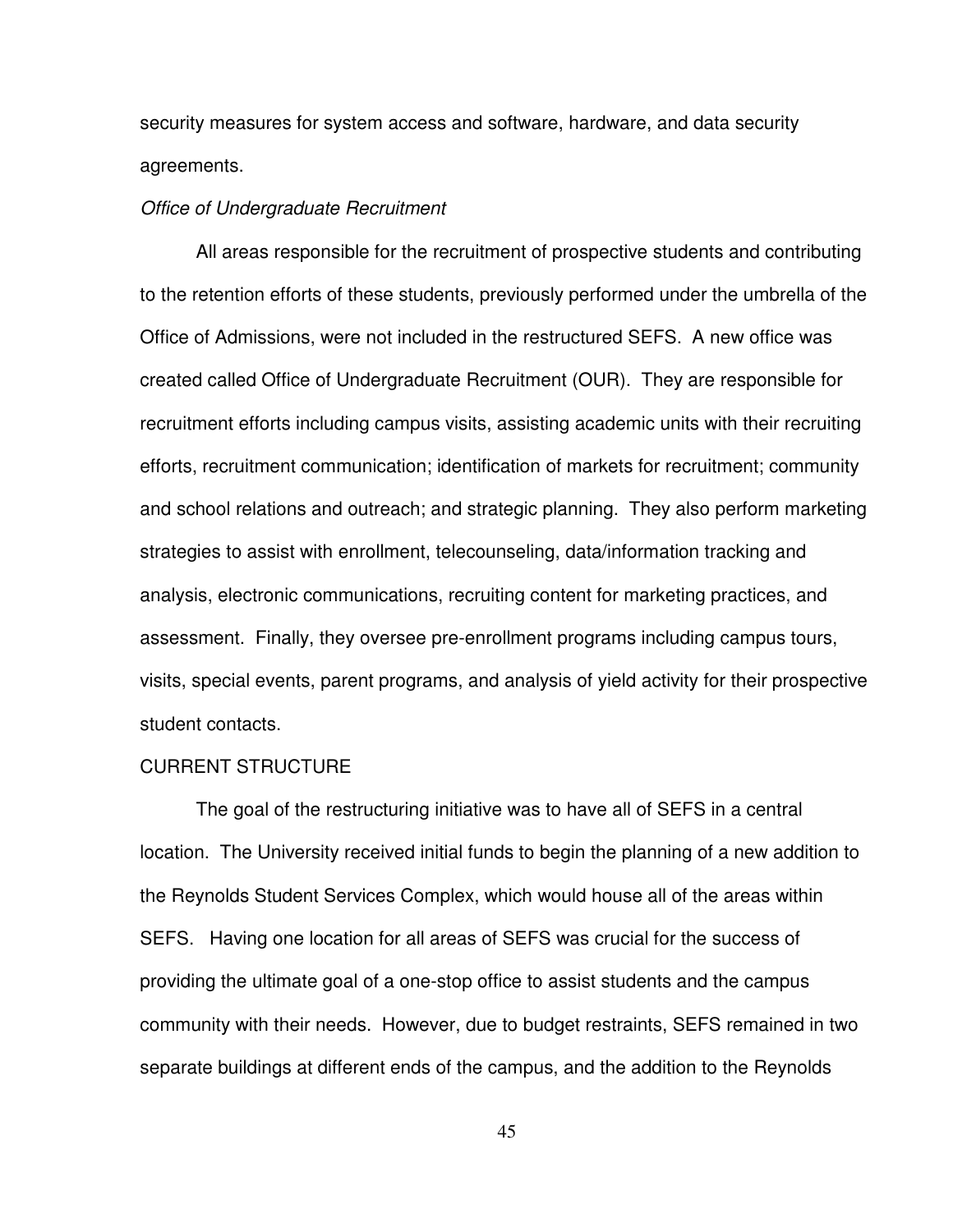security measures for system access and software, hardware, and data security agreements.

*Office of Undergraduate Recruitment*

All areas responsible for the recruitment of prospective students and contributing to the retention efforts of these students, previously performed under the umbrella of the Office of Admissions, were not included in the restructured SEFS. A new office was created called Office of Undergraduate Recruitment (OUR). They are responsible for recruitment efforts including campus visits, assisting academic units with their recruiting efforts, recruitment communication; identification of markets for recruitment; community and school relations and outreach; and strategic planning. They also perform marketing strategies to assist with enrollment, telecounseling, data/information tracking and analysis, electronic communications, recruiting content for marketing practices, and assessment. Finally, they oversee pre-enrollment programs including campus tours, visits, special events, parent programs, and analysis of yield activity for their prospective student contacts.

CURRENT STRUCTURE

The goal of the restructuring initiative was to have all of SEFS in a central location. The University received initial funds to begin the planning of a new addition to the Reynolds Student Services Complex, which would house all of the areas within SEFS. Having one location for all areas of SEFS was crucial for the success of providing the ultimate goal of a one-stop office to assist students and the campus community with their needs. However, due to budget restraints, SEFS remained in two separate buildings at different ends of the campus, and the addition to the Reynolds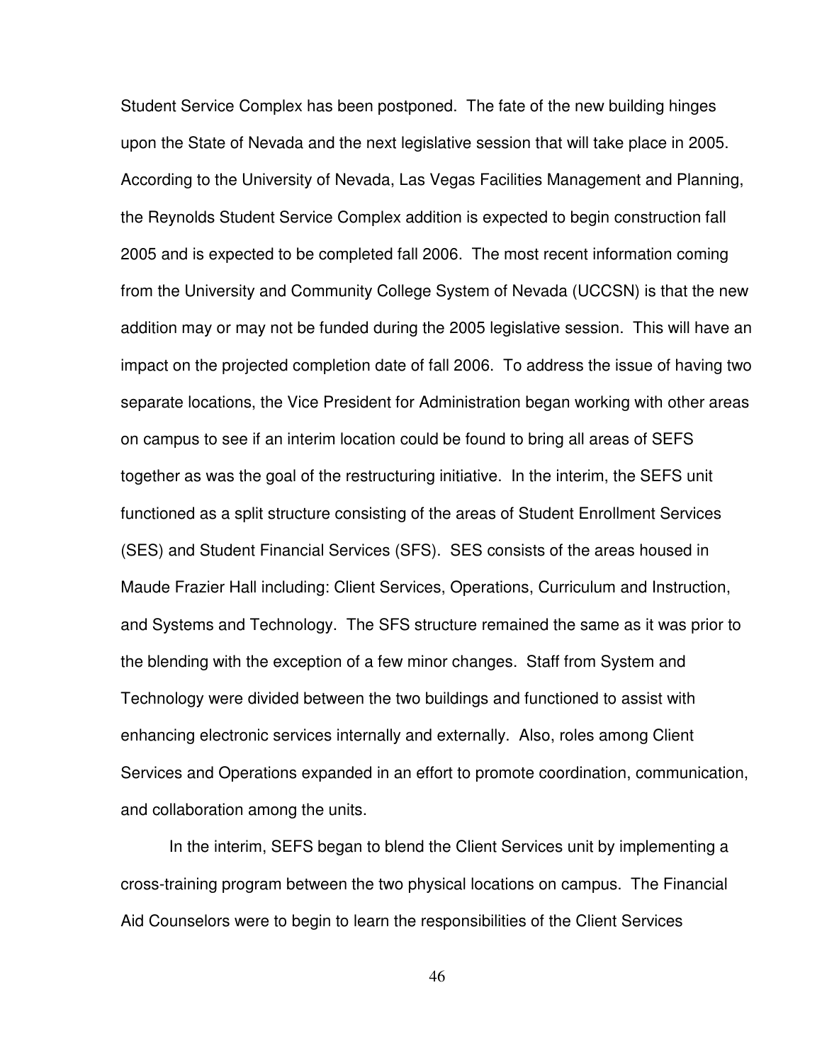Student Service Complex has been postponed. The fate of the new building hinges upon the State of Nevada and the next legislative session that will take place in 2005. According to the University of Nevada, Las Vegas Facilities Management and Planning, the Reynolds Student Service Complex addition is expected to begin construction fall 2005 and is expected to be completed fall 2006. The most recent information coming from the University and Community College System of Nevada (UCCSN) is that the new addition may or may not be funded during the 2005 legislative session. This will have an impact on the projected completion date of fall 2006. To address the issue of having two separate locations, the Vice President for Administration began working with other areas on campus to see if an interim location could be found to bring all areas of SEFS together as was the goal of the restructuring initiative. In the interim, the SEFS unit functioned as a split structure consisting of the areas of Student Enrollment Services (SES) and Student Financial Services (SFS). SES consists of the areas housed in Maude Frazier Hall including: Client Services, Operations, Curriculum and Instruction, and Systems and Technology. The SFS structure remained the same as it was prior to the blending with the exception of a few minor changes. Staff from System and Technology were divided between the two buildings and functioned to assist with enhancing electronic services internally and externally. Also, roles among Client Services and Operations expanded in an effort to promote coordination, communication, and collaboration among the units.

In the interim, SEFS began to blend the Client Services unit by implementing a cross-training program between the two physical locations on campus. The Financial Aid Counselors were to begin to learn the responsibilities of the Client Services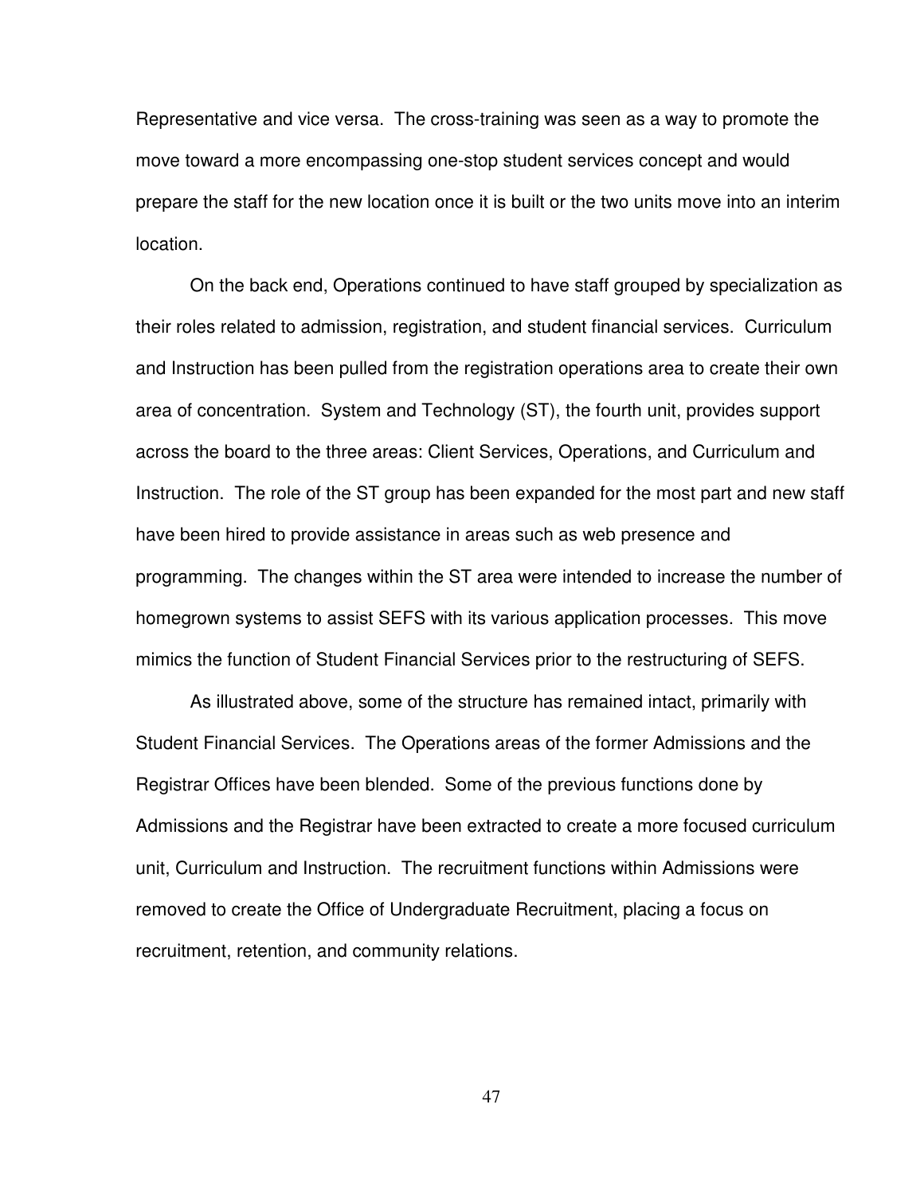Representative and vice versa. The cross-training was seen as a way to promote the move toward a more encompassing one-stop student services concept and would prepare the staff for the new location once it is built or the two units move into an interim location.

On the back end, Operations continued to have staff grouped by specialization as their roles related to admission, registration, and student financial services. Curriculum and Instruction has been pulled from the registration operations area to create their own area of concentration. System and Technology (ST), the fourth unit, provides support across the board to the three areas: Client Services, Operations, and Curriculum and Instruction. The role of the ST group has been expanded for the most part and new staff have been hired to provide assistance in areas such as web presence and programming. The changes within the ST area were intended to increase the number of homegrown systems to assist SEFS with its various application processes. This move mimics the function of Student Financial Services prior to the restructuring of SEFS.

As illustrated above, some of the structure has remained intact, primarily with Student Financial Services. The Operations areas of the former Admissions and the Registrar Offices have been blended. Some of the previous functions done by Admissions and the Registrar have been extracted to create a more focused curriculum unit, Curriculum and Instruction. The recruitment functions within Admissions were removed to create the Office of Undergraduate Recruitment, placing a focus on recruitment, retention, and community relations.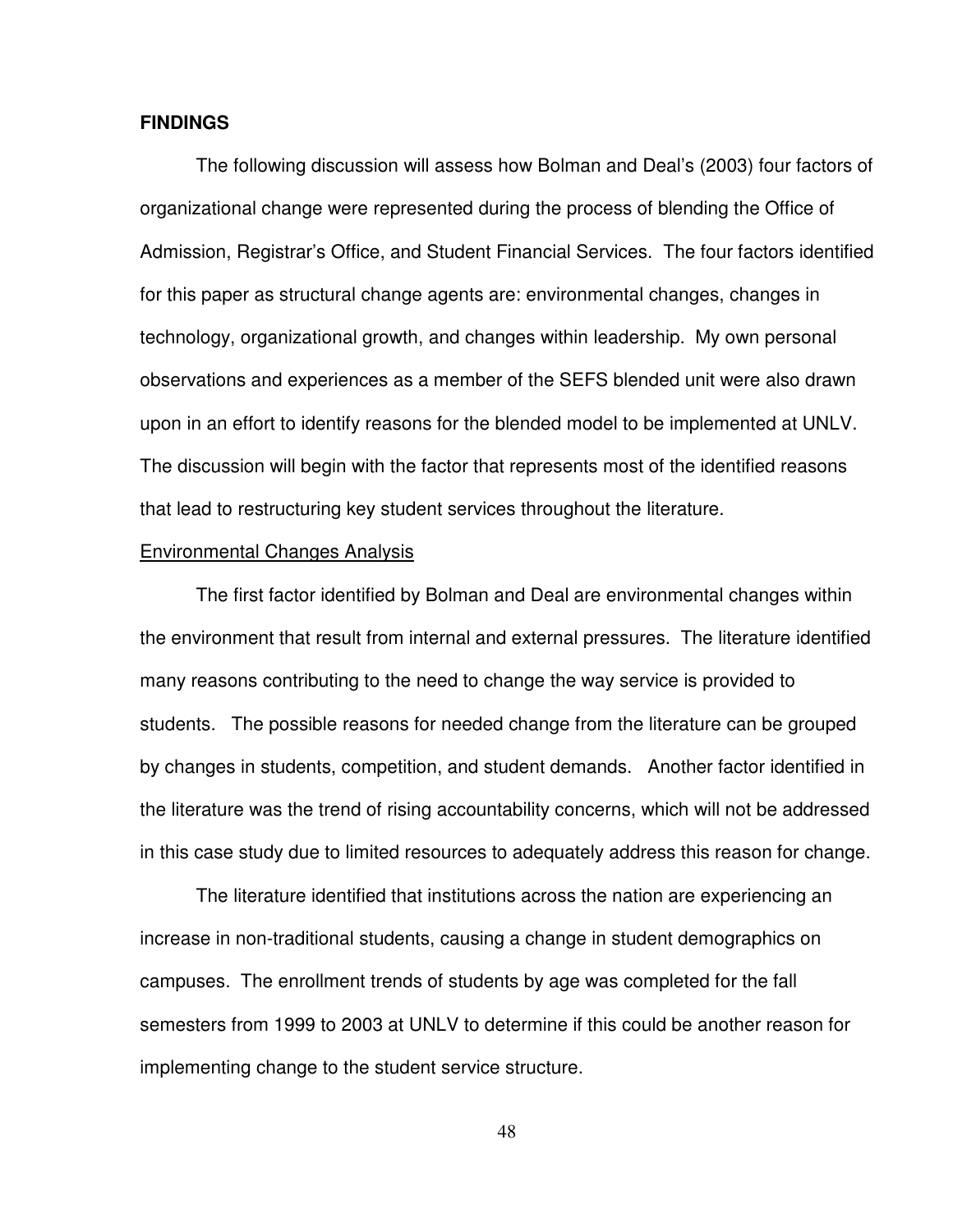**FINDINGS**

The following discussion will assess how Bolman and Deal's (2003) four factors of organizational change were represented during the process of blending the Office of Admission, Registrar's Office, and Student Financial Services. The four factors identified for this paper as structural change agents are: environmental changes, changes in technology, organizational growth, and changes within leadership. My own personal observations and experiences as a member of the SEFS blended unit were also drawn upon in an effort to identify reasons for the blended model to be implemented at UNLV. The discussion will begin with the factor that represents most of the identified reasons that lead to restructuring key student services throughout the literature.

<u>Environmental Changes Analysis</u>

The first factor identified by Bolman and Deal are environmental changes within the environment that result from internal and external pressures. The literature identified many reasons contributing to the need to change the way service is provided to students. The possible reasons for needed change from the literature can be grouped by changes in students, competition, and student demands. Another factor identified in the literature was the trend of rising accountability concerns, which will not be addressed in this case study due to limited resources to adequately address this reason for change.

The literature identified that institutions across the nation are experiencing an increase in non-traditional students, causing a change in student demographics on campuses. The enrollment trends of students by age was completed for the fall semesters from 1999 to 2003 at UNLV to determine if this could be another reason for implementing change to the student service structure.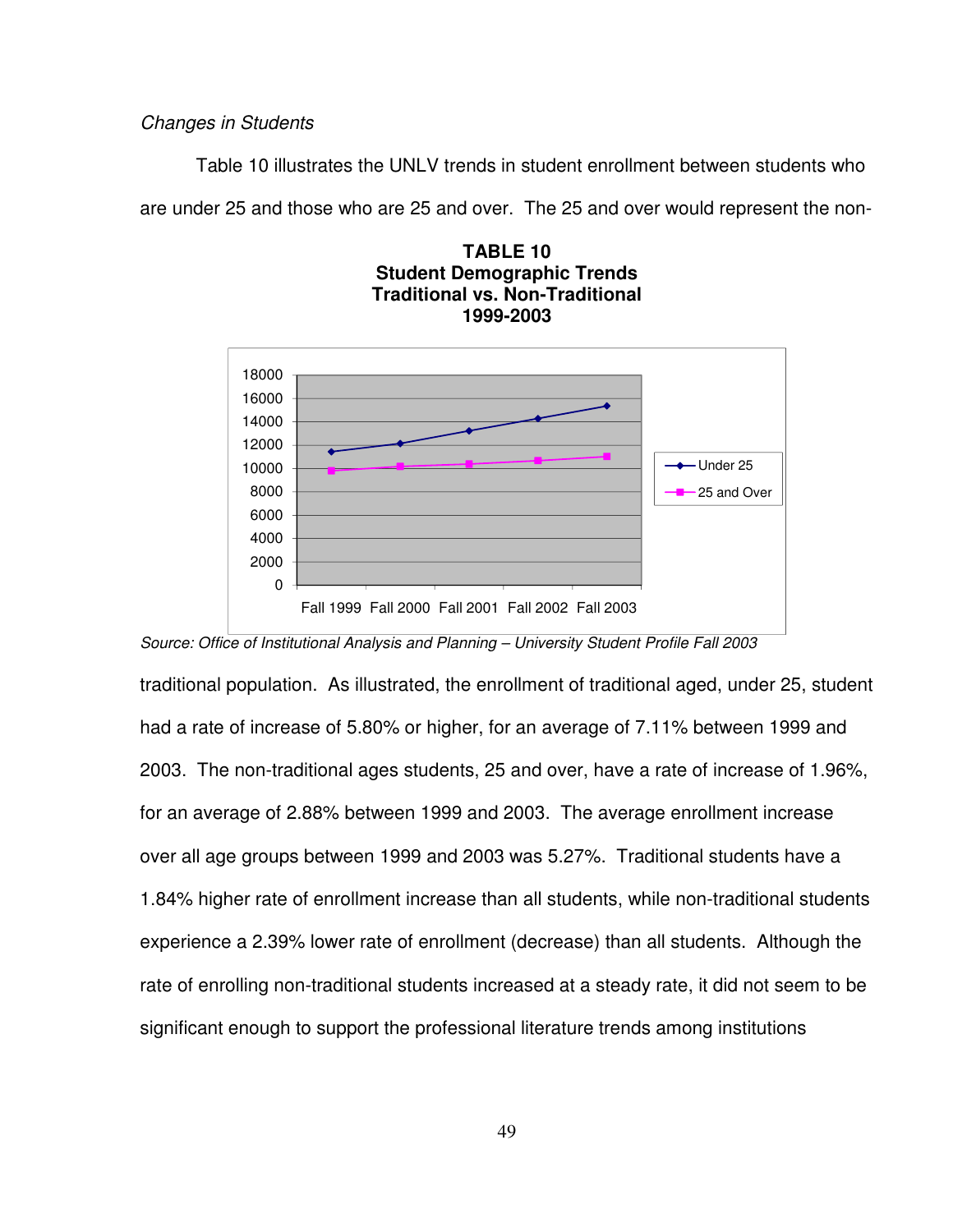*Changes in Students*

Table 10 illustrates the UNLV trends in student enrollment between students who are under 25 and those who are 25 and over. The 25 and over would represent the non-

**TABLE 10**
**Student Demographic Trends**
**Traditional vs. Non-Traditional**
**1999-2003**

*Source: Office of Institutional Analysis and Planning – University Student Profile Fall 2003*

traditional population. As illustrated, the enrollment of traditional aged, under 25, student had a rate of increase of 5.80% or higher, for an average of 7.11% between 1999 and 2003. The non-traditional ages students, 25 and over, have a rate of increase of 1.96%, for an average of 2.88% between 1999 and 2003. The average enrollment increase over all age groups between 1999 and 2003 was 5.27%. Traditional students have a 1.84% higher rate of enrollment increase than all students, while non-traditional students experience a 2.39% lower rate of enrollment (decrease) than all students. Although the rate of enrolling non-traditional students increased at a steady rate, it did not seem to be significant enough to support the professional literature trends among institutions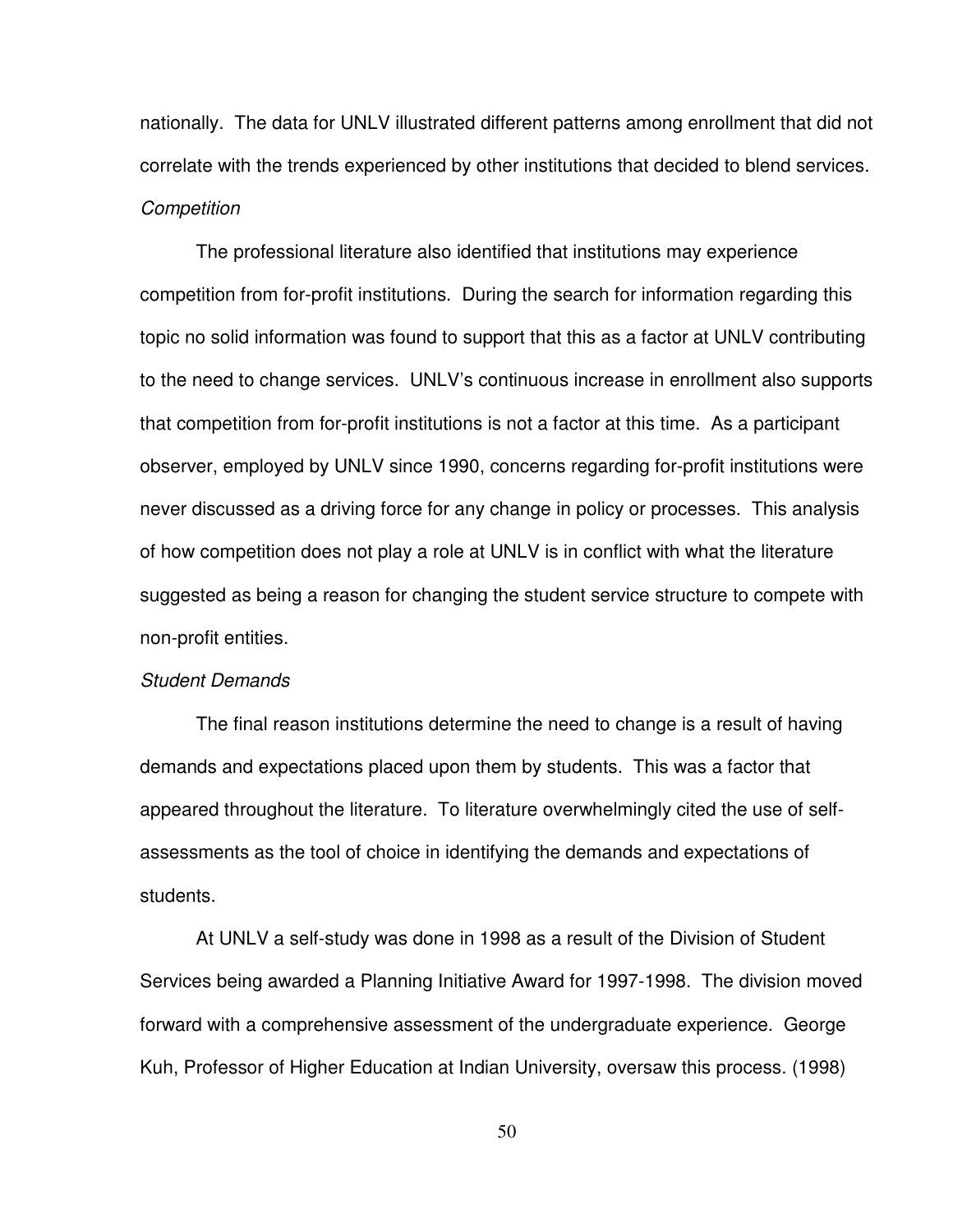nationally. The data for UNLV illustrated different patterns among enrollment that did not correlate with the trends experienced by other institutions that decided to blend services.

*Competition*

The professional literature also identified that institutions may experience competition from for-profit institutions. During the search for information regarding this topic no solid information was found to support that this as a factor at UNLV contributing to the need to change services. UNLV's continuous increase in enrollment also supports that competition from for-profit institutions is not a factor at this time. As a participant observer, employed by UNLV since 1990, concerns regarding for-profit institutions were never discussed as a driving force for any change in policy or processes. This analysis of how competition does not play a role at UNLV is in conflict with what the literature suggested as being a reason for changing the student service structure to compete with non-profit entities.

*Student Demands*

The final reason institutions determine the need to change is a result of having demands and expectations placed upon them by students. This was a factor that appeared throughout the literature. To literature overwhelmingly cited the use of self-assessments as the tool of choice in identifying the demands and expectations of students.

At UNLV a self-study was done in 1998 as a result of the Division of Student Services being awarded a Planning Initiative Award for 1997-1998. The division moved forward with a comprehensive assessment of the undergraduate experience. George Kuh, Professor of Higher Education at Indian University, oversaw this process. (1998)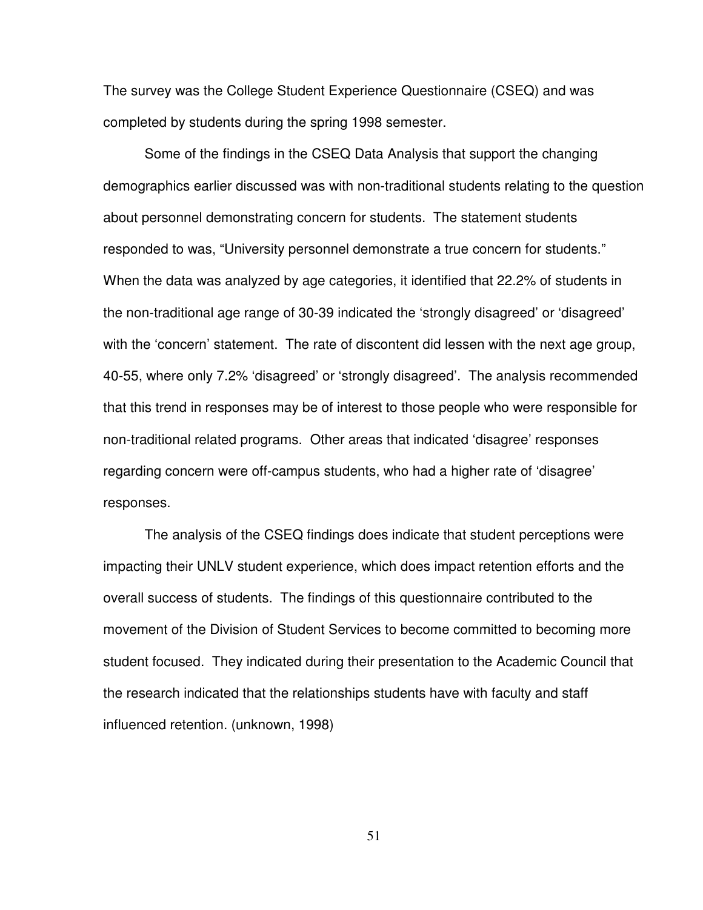The survey was the College Student Experience Questionnaire (CSEQ) and was completed by students during the spring 1998 semester.

Some of the findings in the CSEQ Data Analysis that support the changing demographics earlier discussed was with non-traditional students relating to the question about personnel demonstrating concern for students. The statement students responded to was, "University personnel demonstrate a true concern for students." When the data was analyzed by age categories, it identified that 22.2% of students in the non-traditional age range of 30-39 indicated the 'strongly disagreed' or 'disagreed' with the 'concern' statement. The rate of discontent did lessen with the next age group, 40-55, where only 7.2% 'disagreed' or 'strongly disagreed'. The analysis recommended that this trend in responses may be of interest to those people who were responsible for non-traditional related programs. Other areas that indicated 'disagree' responses regarding concern were off-campus students, who had a higher rate of 'disagree' responses.

The analysis of the CSEQ findings does indicate that student perceptions were impacting their UNLV student experience, which does impact retention efforts and the overall success of students. The findings of this questionnaire contributed to the movement of the Division of Student Services to become committed to becoming more student focused. They indicated during their presentation to the Academic Council that the research indicated that the relationships students have with faculty and staff influenced retention. (unknown, 1998)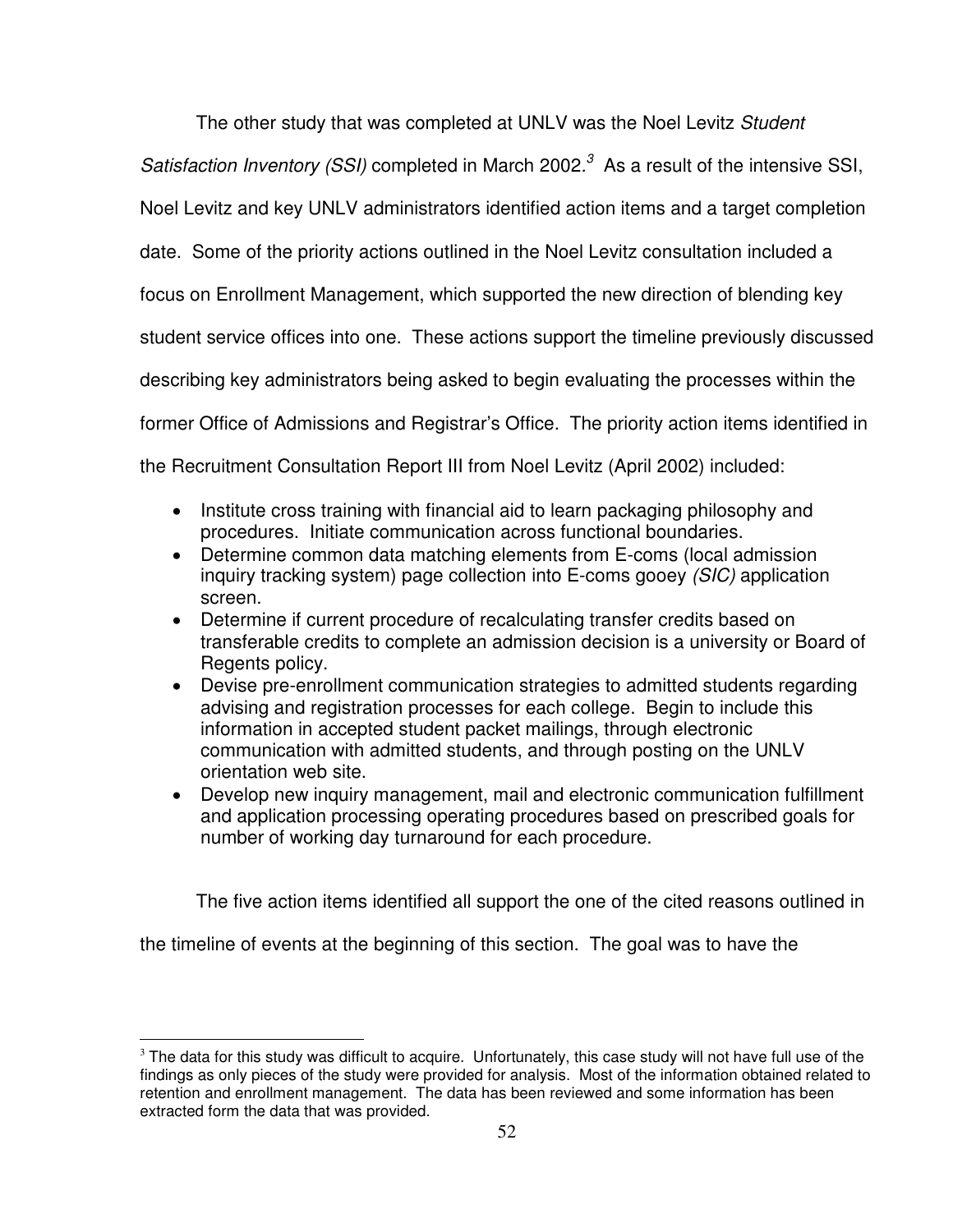The other study that was completed at UNLV was the Noel Levitz *Student Satisfaction Inventory (SSI)* completed in March 2002.[3] As a result of the intensive SSI, Noel Levitz and key UNLV administrators identified action items and a target completion date. Some of the priority actions outlined in the Noel Levitz consultation included a focus on Enrollment Management, which supported the new direction of blending key student service offices into one. These actions support the timeline previously discussed describing key administrators being asked to begin evaluating the processes within the former Office of Admissions and Registrar's Office. The priority action items identified in the Recruitment Consultation Report III from Noel Levitz (April 2002) included:

- Institute cross training with financial aid to learn packaging philosophy and procedures. Initiate communication across functional boundaries.
- Determine common data matching elements from E-coms (local admission inquiry tracking system) page collection into E-coms gooey *(SIC)* application screen.
- Determine if current procedure of recalculating transfer credits based on transferable credits to complete an admission decision is a university or Board of Regents policy.
- Devise pre-enrollment communication strategies to admitted students regarding advising and registration processes for each college. Begin to include this information in accepted student packet mailings, through electronic communication with admitted students, and through posting on the UNLV orientation web site.
- Develop new inquiry management, mail and electronic communication fulfillment and application processing operating procedures based on prescribed goals for number of working day turnaround for each procedure.

The five action items identified all support the one of the cited reasons outlined in the timeline of events at the beginning of this section. The goal was to have the

[3] The data for this study was difficult to acquire. Unfortunately, this case study will not have full use of the findings as only pieces of the study were provided for analysis. Most of the information obtained related to retention and enrollment management. The data has been reviewed and some information has been extracted form the data that was provided.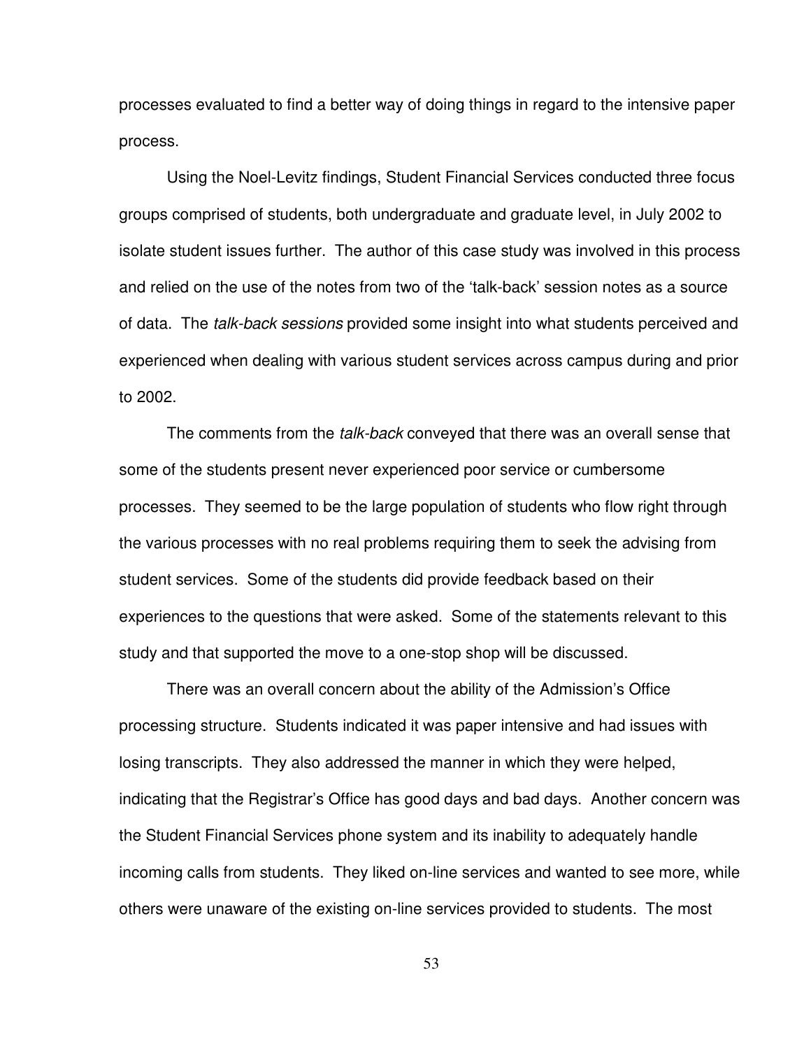processes evaluated to find a better way of doing things in regard to the intensive paper process.

Using the Noel-Levitz findings, Student Financial Services conducted three focus groups comprised of students, both undergraduate and graduate level, in July 2002 to isolate student issues further. The author of this case study was involved in this process and relied on the use of the notes from two of the 'talk-back' session notes as a source of data. The *talk-back sessions* provided some insight into what students perceived and experienced when dealing with various student services across campus during and prior to 2002.

The comments from the *talk-back* conveyed that there was an overall sense that some of the students present never experienced poor service or cumbersome processes. They seemed to be the large population of students who flow right through the various processes with no real problems requiring them to seek the advising from student services. Some of the students did provide feedback based on their experiences to the questions that were asked. Some of the statements relevant to this study and that supported the move to a one-stop shop will be discussed.

There was an overall concern about the ability of the Admission's Office processing structure. Students indicated it was paper intensive and had issues with losing transcripts. They also addressed the manner in which they were helped, indicating that the Registrar's Office has good days and bad days. Another concern was the Student Financial Services phone system and its inability to adequately handle incoming calls from students. They liked on-line services and wanted to see more, while others were unaware of the existing on-line services provided to students. The most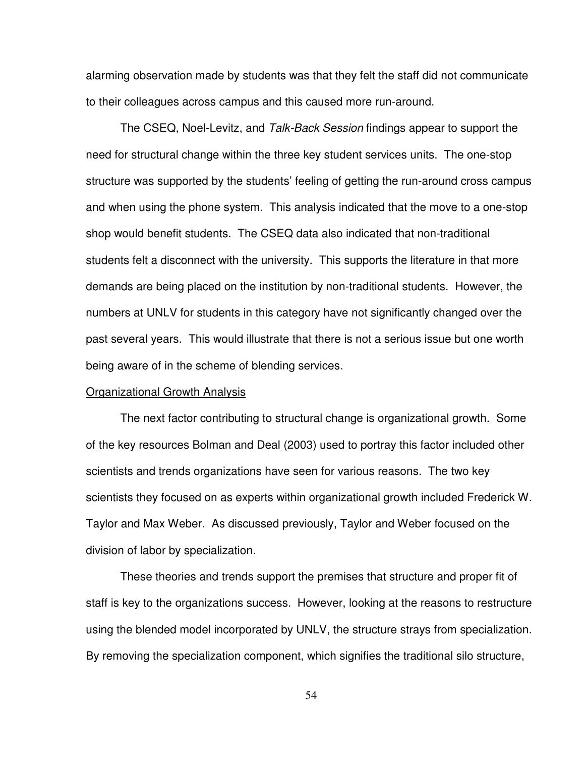alarming observation made by students was that they felt the staff did not communicate to their colleagues across campus and this caused more run-around.

The CSEQ, Noel-Levitz, and *Talk-Back Session* findings appear to support the need for structural change within the three key student services units. The one-stop structure was supported by the students' feeling of getting the run-around cross campus and when using the phone system. This analysis indicated that the move to a one-stop shop would benefit students. The CSEQ data also indicated that non-traditional students felt a disconnect with the university. This supports the literature in that more demands are being placed on the institution by non-traditional students. However, the numbers at UNLV for students in this category have not significantly changed over the past several years. This would illustrate that there is not a serious issue but one worth being aware of in the scheme of blending services.

<u>Organizational Growth Analysis</u>

The next factor contributing to structural change is organizational growth. Some of the key resources Bolman and Deal (2003) used to portray this factor included other scientists and trends organizations have seen for various reasons. The two key scientists they focused on as experts within organizational growth included Frederick W. Taylor and Max Weber. As discussed previously, Taylor and Weber focused on the division of labor by specialization.

These theories and trends support the premises that structure and proper fit of staff is key to the organizations success. However, looking at the reasons to restructure using the blended model incorporated by UNLV, the structure strays from specialization. By removing the specialization component, which signifies the traditional silo structure,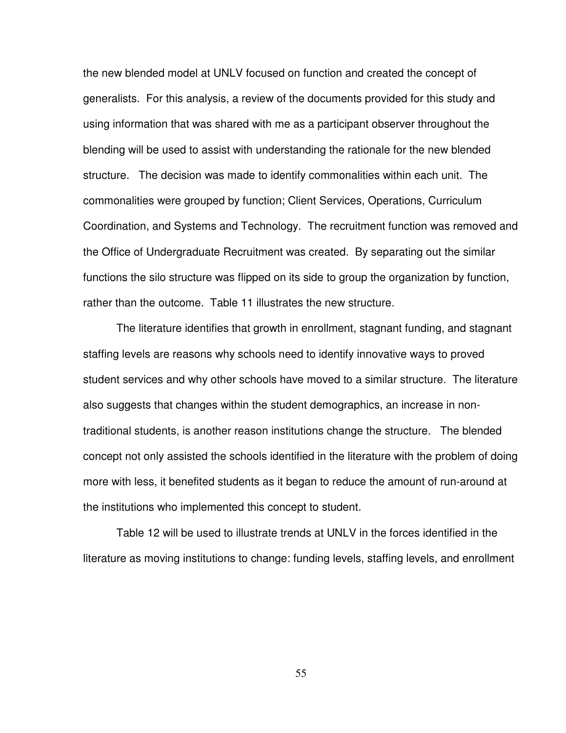the new blended model at UNLV focused on function and created the concept of generalists. For this analysis, a review of the documents provided for this study and using information that was shared with me as a participant observer throughout the blending will be used to assist with understanding the rationale for the new blended structure. The decision was made to identify commonalities within each unit. The commonalities were grouped by function; Client Services, Operations, Curriculum Coordination, and Systems and Technology. The recruitment function was removed and the Office of Undergraduate Recruitment was created. By separating out the similar functions the silo structure was flipped on its side to group the organization by function, rather than the outcome. Table 11 illustrates the new structure.

The literature identifies that growth in enrollment, stagnant funding, and stagnant staffing levels are reasons why schools need to identify innovative ways to proved student services and why other schools have moved to a similar structure. The literature also suggests that changes within the student demographics, an increase in non-traditional students, is another reason institutions change the structure. The blended concept not only assisted the schools identified in the literature with the problem of doing more with less, it benefited students as it began to reduce the amount of run-around at the institutions who implemented this concept to student.

Table 12 will be used to illustrate trends at UNLV in the forces identified in the literature as moving institutions to change: funding levels, staffing levels, and enrollment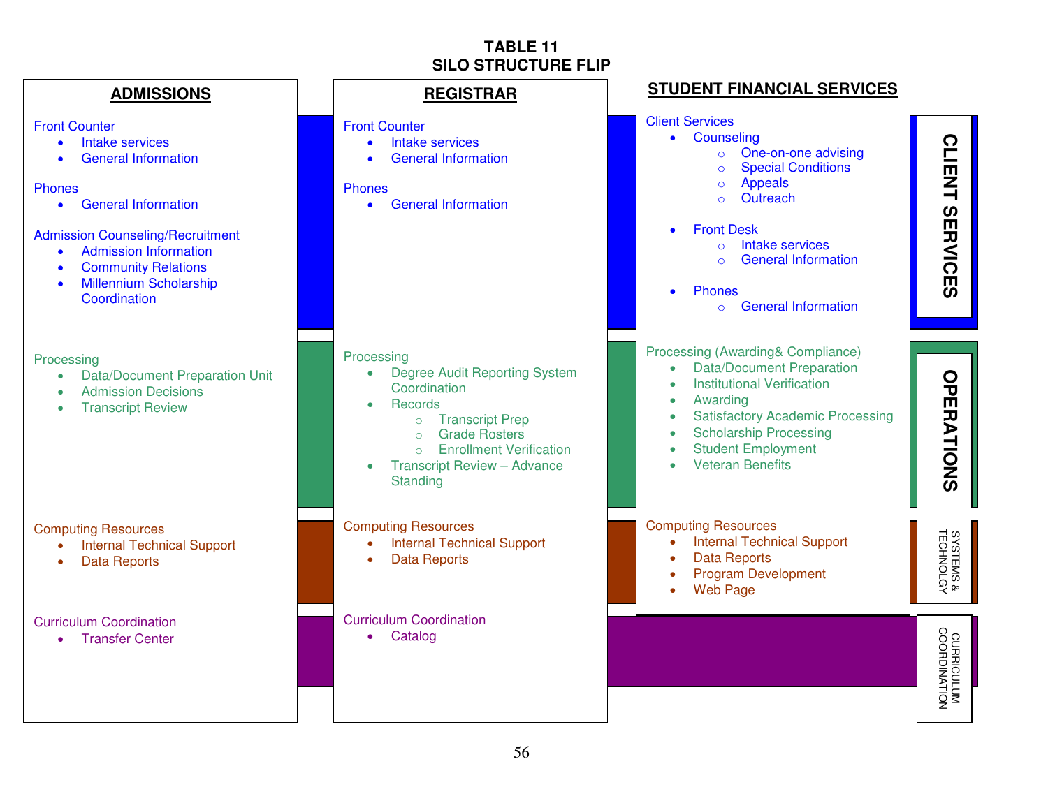# TABLE 11
# SILO STRUCTURE FLIP

| ADMISSIONS | REGISTRAR | STUDENT FINANCIAL SERVICES | |
|---|---|---|---|
| Front Counter<br>• Intake services<br>• General Information<br><br>Phones<br>• General Information<br><br>Admission Counseling/Recruitment<br>• Admission Information<br>• Community Relations<br>• Millennium Scholarship Coordination | Front Counter<br>• Intake services<br>• General Information<br><br>Phones<br>• General Information | Client Services<br>• Counseling<br>○ One-on-one advising<br>○ Special Conditions<br>○ Appeals<br>○ Outreach<br><br>• Front Desk<br>○ Intake services<br>○ General Information<br><br>• Phones<br>○ General Information | CLIENT SERVICES |
| Processing<br>• Data/Document Preparation Unit<br>• Admission Decisions<br>• Transcript Review | Processing<br>• Degree Audit Reporting System Coordination<br>• Records<br>○ Transcript Prep<br>○ Grade Rosters<br>○ Enrollment Verification<br>• Transcript Review – Advance Standing | Processing (Awarding& Compliance)<br>• Data/Document Preparation<br>• Institutional Verification<br>• Awarding<br>• Satisfactory Academic Processing<br>• Scholarship Processing<br>• Student Employment<br>• Veteran Benefits | OPERATIONS |
| Computing Resources<br>• Internal Technical Support<br>• Data Reports | Computing Resources<br>• Internal Technical Support<br>• Data Reports | Computing Resources<br>• Internal Technical Support<br>• Data Reports<br>• Program Development<br>• Web Page | SYSTEMS & TECHNOLGY |
| Curriculum Coordination<br>• Transfer Center | Curriculum Coordination<br>• Catalog | | CURRICULUM COORDINATION |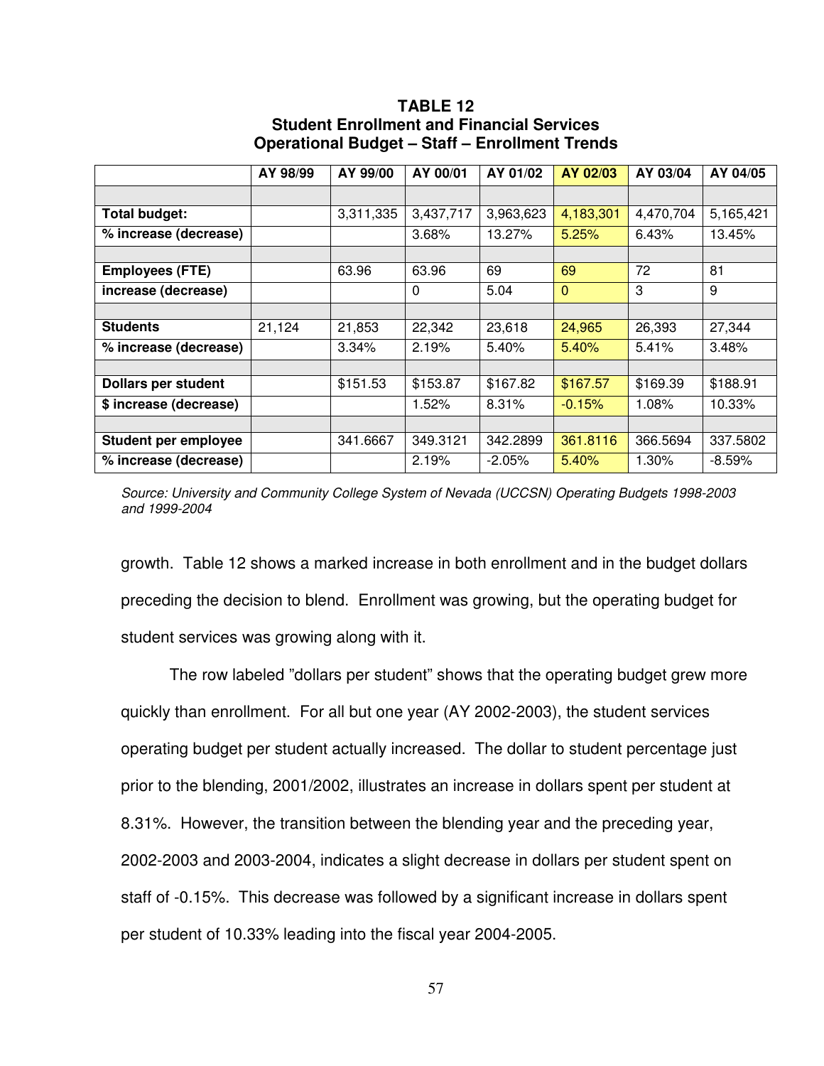**TABLE 12**
**Student Enrollment and Financial Services**
**Operational Budget – Staff – Enrollment Trends**

| | AY 98/99 | AY 99/00 | AY 00/01 | AY 01/02 | AY 02/03 | AY 03/04 | AY 04/05 |
|---|---|---|---|---|---|---|---|
| | | | | | | | |
| **Total budget:** | | 3,311,335 | 3,437,717 | 3,963,623 | 4,183,301 | 4,470,704 | 5,165,421 |
| **% increase (decrease)** | | | 3.68% | 13.27% | 5.25% | 6.43% | 13.45% |
| | | | | | | | |
| **Employees (FTE)** | | 63.96 | 63.96 | 69 | 69 | 72 | 81 |
| **increase (decrease)** | | | 0 | 5.04 | 0 | 3 | 9 |
| | | | | | | | |
| **Students** | 21,124 | 21,853 | 22,342 | 23,618 | 24,965 | 26,393 | 27,344 |
| **% increase (decrease)** | | 3.34% | 2.19% | 5.40% | 5.40% | 5.41% | 3.48% |
| | | | | | | | |
| **Dollars per student** | | $151.53 | $153.87 | $167.82 | $167.57 | $169.39 | $188.91 |
| **$ increase (decrease)** | | | 1.52% | 8.31% | -0.15% | 1.08% | 10.33% |
| | | | | | | | |
| **Student per employee** | | 341.6667 | 349.3121 | 342.2899 | 361.8116 | 366.5694 | 337.5802 |
| **% increase (decrease)** | | | 2.19% | -2.05% | 5.40% | 1.30% | -8.59% |

*Source: University and Community College System of Nevada (UCCSN) Operating Budgets 1998-2003 and 1999-2004*

growth. Table 12 shows a marked increase in both enrollment and in the budget dollars preceding the decision to blend. Enrollment was growing, but the operating budget for student services was growing along with it.

The row labeled "dollars per student" shows that the operating budget grew more quickly than enrollment. For all but one year (AY 2002-2003), the student services operating budget per student actually increased. The dollar to student percentage just prior to the blending, 2001/2002, illustrates an increase in dollars spent per student at 8.31%. However, the transition between the blending year and the preceding year, 2002-2003 and 2003-2004, indicates a slight decrease in dollars per student spent on staff of -0.15%. This decrease was followed by a significant increase in dollars spent per student of 10.33% leading into the fiscal year 2004-2005.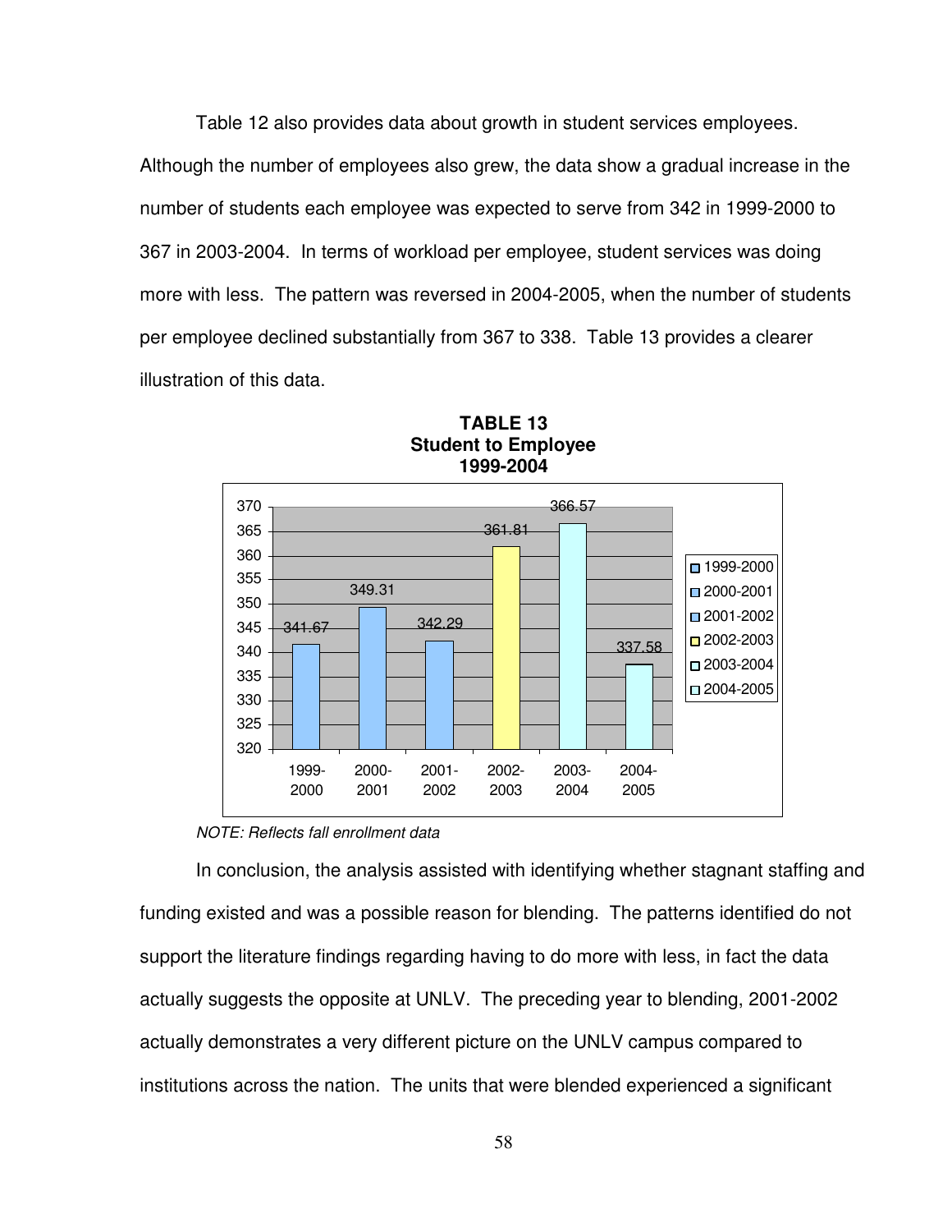Table 12 also provides data about growth in student services employees. Although the number of employees also grew, the data show a gradual increase in the number of students each employee was expected to serve from 342 in 1999-2000 to 367 in 2003-2004. In terms of workload per employee, student services was doing more with less. The pattern was reversed in 2004-2005, when the number of students per employee declined substantially from 367 to 338. Table 13 provides a clearer illustration of this data.

**TABLE 13**
**Student to Employee**
**1999-2004**

| Year | Students per Employee |
|---|---|
| 1999-2000 | 341.67 |
| 2000-2001 | 349.31 |
| 2001-2002 | 342.29 |
| 2002-2003 | 361.81 |
| 2003-2004 | 366.57 |
| 2004-2005 | 337.58 |

*NOTE: Reflects fall enrollment data*

In conclusion, the analysis assisted with identifying whether stagnant staffing and funding existed and was a possible reason for blending. The patterns identified do not support the literature findings regarding having to do more with less, in fact the data actually suggests the opposite at UNLV. The preceding year to blending, 2001-2002 actually demonstrates a very different picture on the UNLV campus compared to institutions across the nation. The units that were blended experienced a significant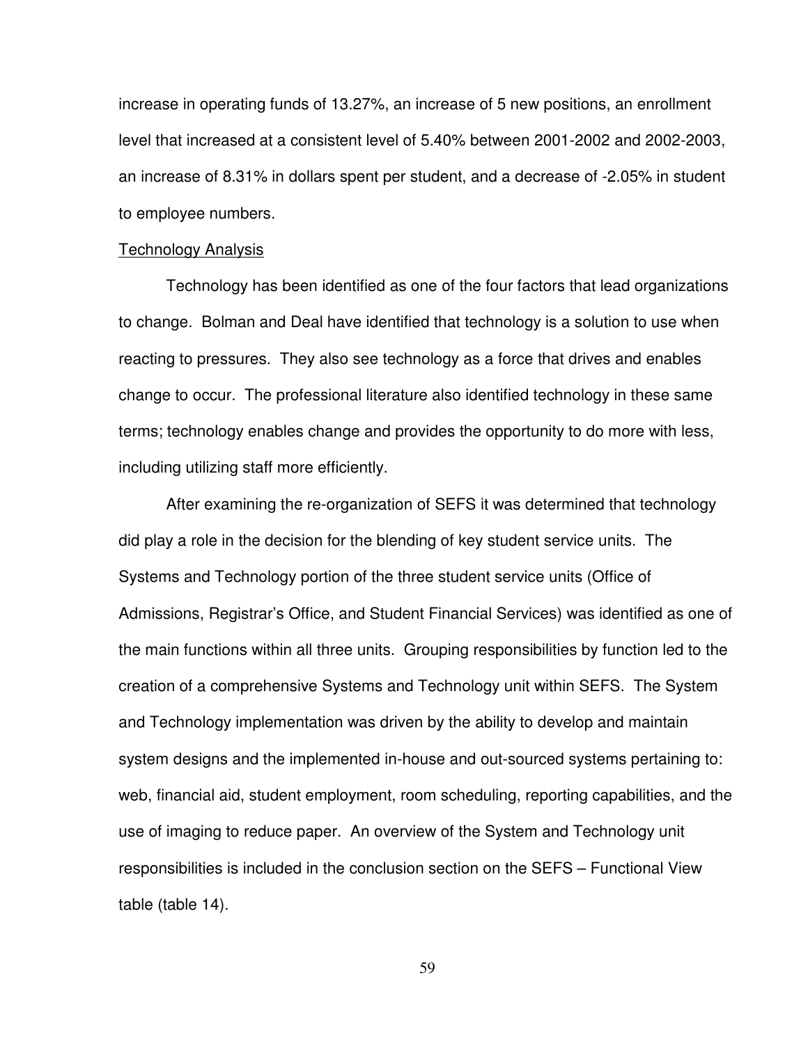increase in operating funds of 13.27%, an increase of 5 new positions, an enrollment level that increased at a consistent level of 5.40% between 2001-2002 and 2002-2003, an increase of 8.31% in dollars spent per student, and a decrease of -2.05% in student to employee numbers.

### Technology Analysis

Technology has been identified as one of the four factors that lead organizations to change. Bolman and Deal have identified that technology is a solution to use when reacting to pressures. They also see technology as a force that drives and enables change to occur. The professional literature also identified technology in these same terms; technology enables change and provides the opportunity to do more with less, including utilizing staff more efficiently.

After examining the re-organization of SEFS it was determined that technology did play a role in the decision for the blending of key student service units. The Systems and Technology portion of the three student service units (Office of Admissions, Registrar's Office, and Student Financial Services) was identified as one of the main functions within all three units. Grouping responsibilities by function led to the creation of a comprehensive Systems and Technology unit within SEFS. The System and Technology implementation was driven by the ability to develop and maintain system designs and the implemented in-house and out-sourced systems pertaining to: web, financial aid, student employment, room scheduling, reporting capabilities, and the use of imaging to reduce paper. An overview of the System and Technology unit responsibilities is included in the conclusion section on the SEFS – Functional View table (table 14).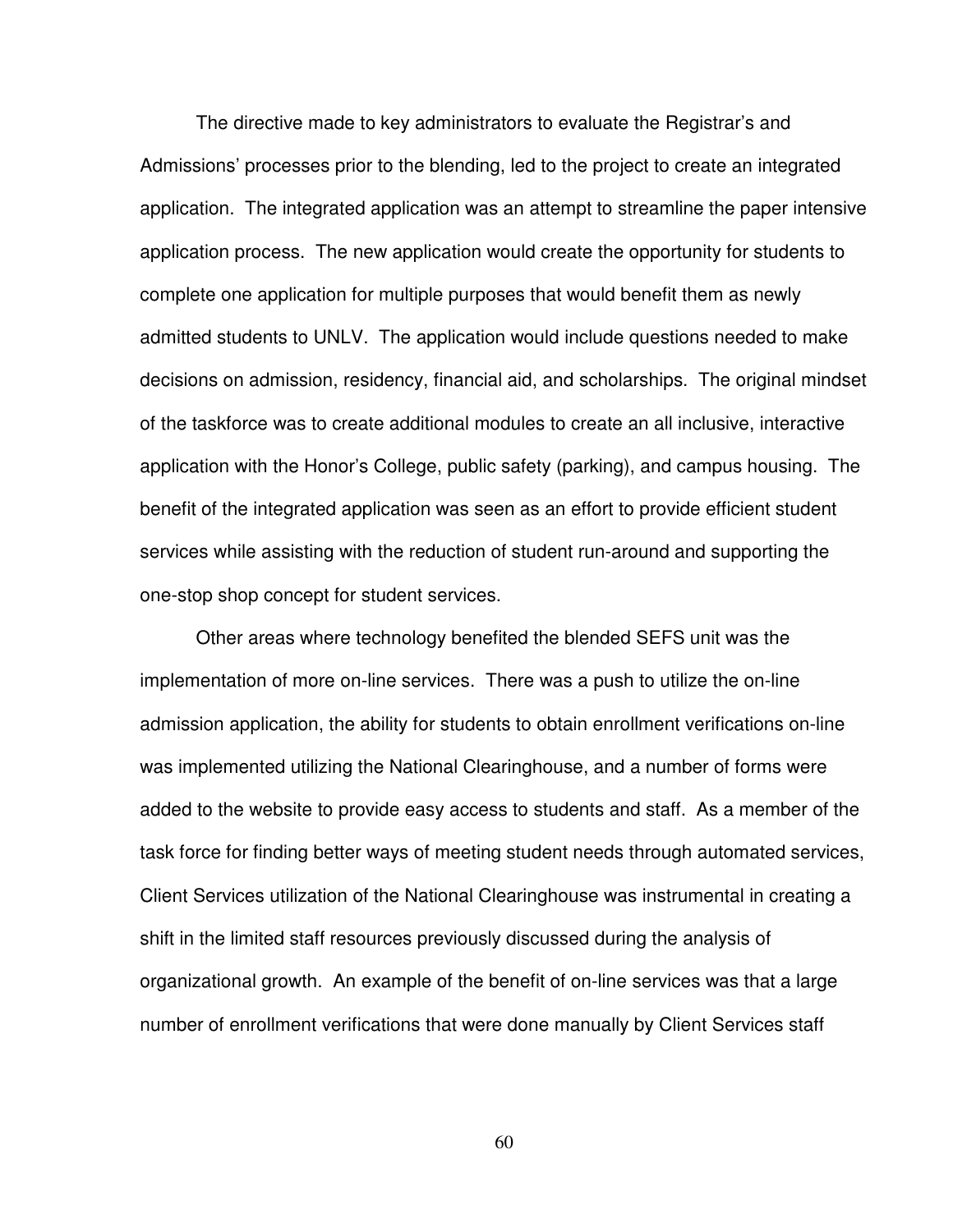The directive made to key administrators to evaluate the Registrar's and Admissions' processes prior to the blending, led to the project to create an integrated application. The integrated application was an attempt to streamline the paper intensive application process. The new application would create the opportunity for students to complete one application for multiple purposes that would benefit them as newly admitted students to UNLV. The application would include questions needed to make decisions on admission, residency, financial aid, and scholarships. The original mindset of the taskforce was to create additional modules to create an all inclusive, interactive application with the Honor's College, public safety (parking), and campus housing. The benefit of the integrated application was seen as an effort to provide efficient student services while assisting with the reduction of student run-around and supporting the one-stop shop concept for student services.

Other areas where technology benefited the blended SEFS unit was the implementation of more on-line services. There was a push to utilize the on-line admission application, the ability for students to obtain enrollment verifications on-line was implemented utilizing the National Clearinghouse, and a number of forms were added to the website to provide easy access to students and staff. As a member of the task force for finding better ways of meeting student needs through automated services, Client Services utilization of the National Clearinghouse was instrumental in creating a shift in the limited staff resources previously discussed during the analysis of organizational growth. An example of the benefit of on-line services was that a large number of enrollment verifications that were done manually by Client Services staff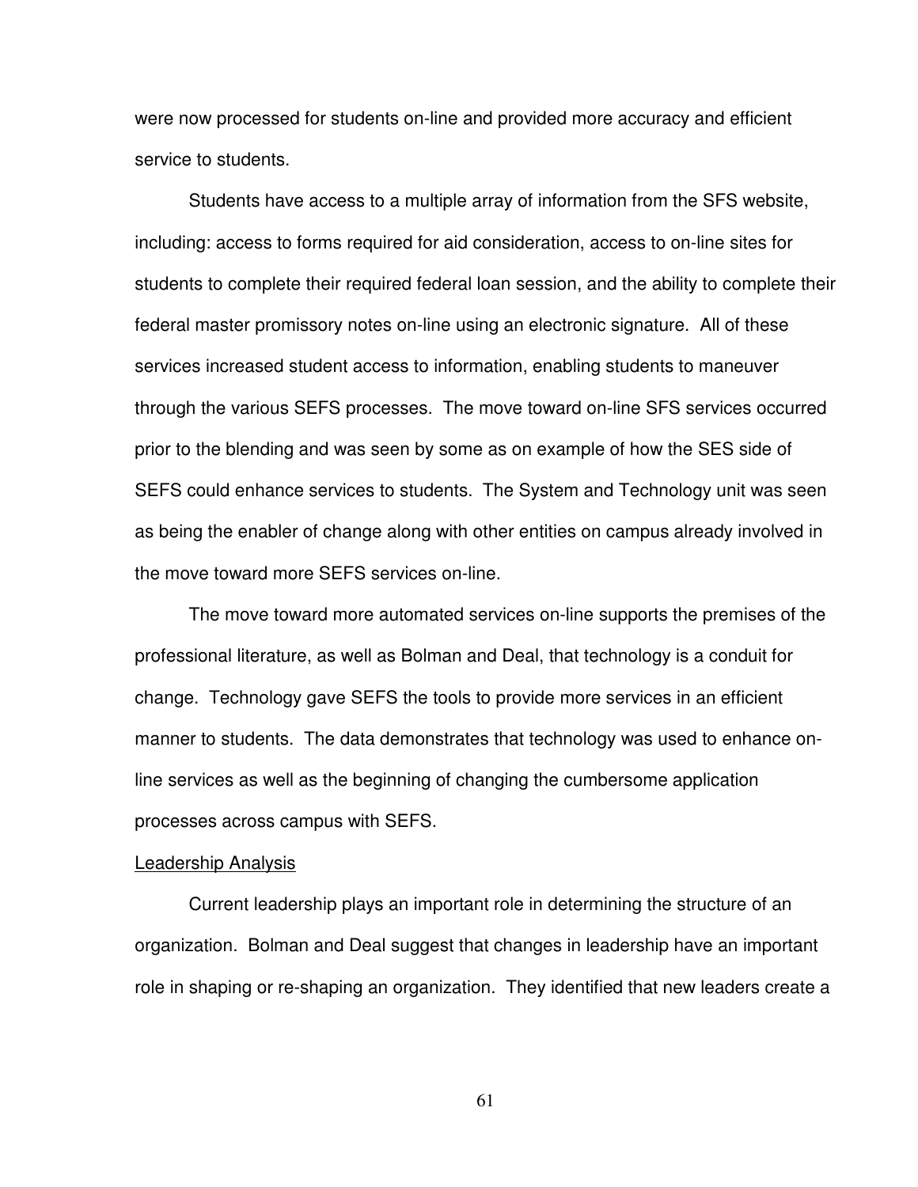were now processed for students on-line and provided more accuracy and efficient service to students.

Students have access to a multiple array of information from the SFS website, including: access to forms required for aid consideration, access to on-line sites for students to complete their required federal loan session, and the ability to complete their federal master promissory notes on-line using an electronic signature. All of these services increased student access to information, enabling students to maneuver through the various SEFS processes. The move toward on-line SFS services occurred prior to the blending and was seen by some as on example of how the SES side of SEFS could enhance services to students. The System and Technology unit was seen as being the enabler of change along with other entities on campus already involved in the move toward more SEFS services on-line.

The move toward more automated services on-line supports the premises of the professional literature, as well as Bolman and Deal, that technology is a conduit for change. Technology gave SEFS the tools to provide more services in an efficient manner to students. The data demonstrates that technology was used to enhance on-line services as well as the beginning of changing the cumbersome application processes across campus with SEFS.

<u>Leadership Analysis</u>

Current leadership plays an important role in determining the structure of an organization. Bolman and Deal suggest that changes in leadership have an important role in shaping or re-shaping an organization. They identified that new leaders create a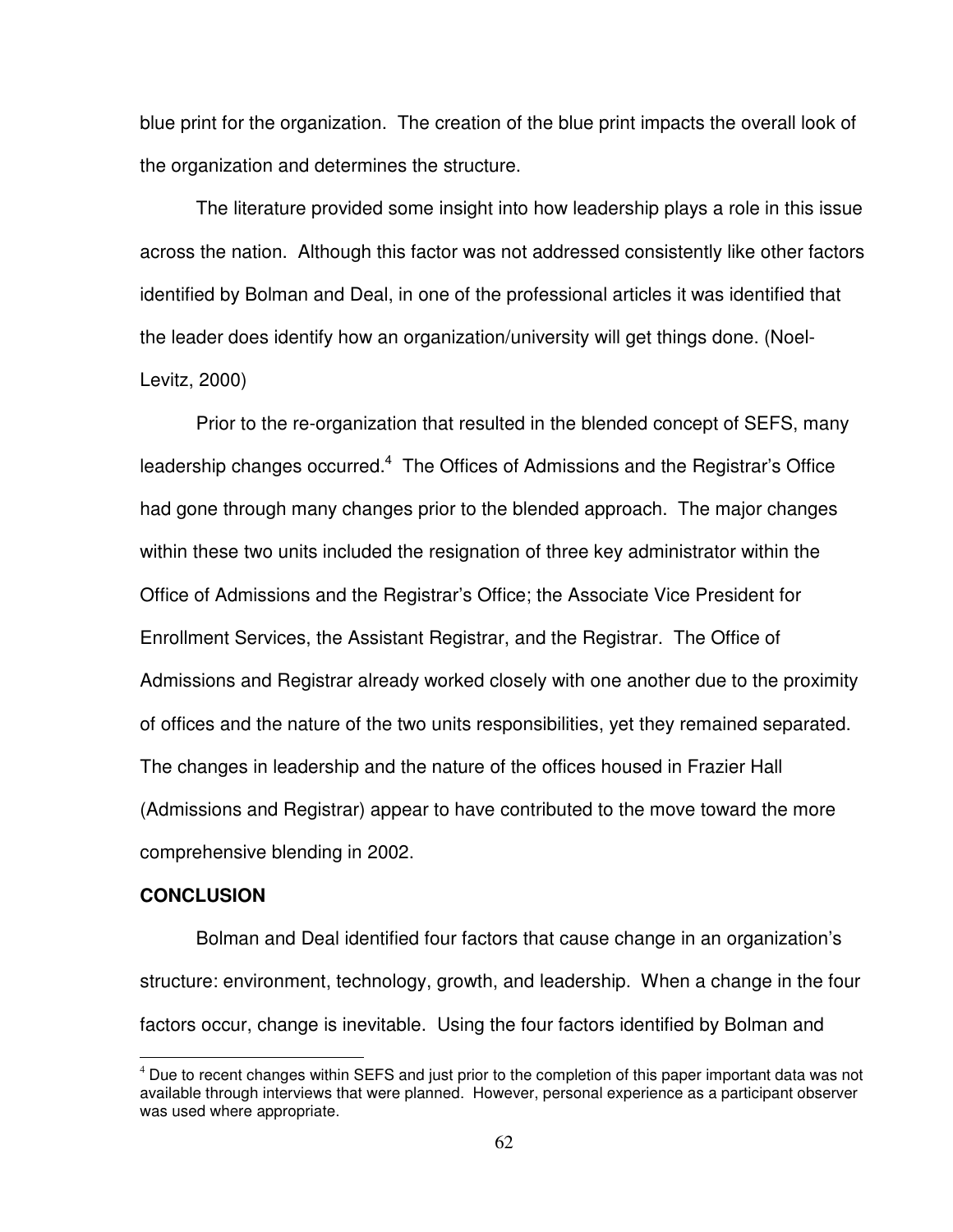blue print for the organization. The creation of the blue print impacts the overall look of the organization and determines the structure.

The literature provided some insight into how leadership plays a role in this issue across the nation. Although this factor was not addressed consistently like other factors identified by Bolman and Deal, in one of the professional articles it was identified that the leader does identify how an organization/university will get things done. (Noel-Levitz, 2000)

Prior to the re-organization that resulted in the blended concept of SEFS, many leadership changes occurred.[4] The Offices of Admissions and the Registrar's Office had gone through many changes prior to the blended approach. The major changes within these two units included the resignation of three key administrator within the Office of Admissions and the Registrar's Office; the Associate Vice President for Enrollment Services, the Assistant Registrar, and the Registrar. The Office of Admissions and Registrar already worked closely with one another due to the proximity of offices and the nature of the two units responsibilities, yet they remained separated. The changes in leadership and the nature of the offices housed in Frazier Hall (Admissions and Registrar) appear to have contributed to the move toward the more comprehensive blending in 2002.

**CONCLUSION**

Bolman and Deal identified four factors that cause change in an organization's structure: environment, technology, growth, and leadership. When a change in the four factors occur, change is inevitable. Using the four factors identified by Bolman and

[4] Due to recent changes within SEFS and just prior to the completion of this paper important data was not available through interviews that were planned. However, personal experience as a participant observer was used where appropriate.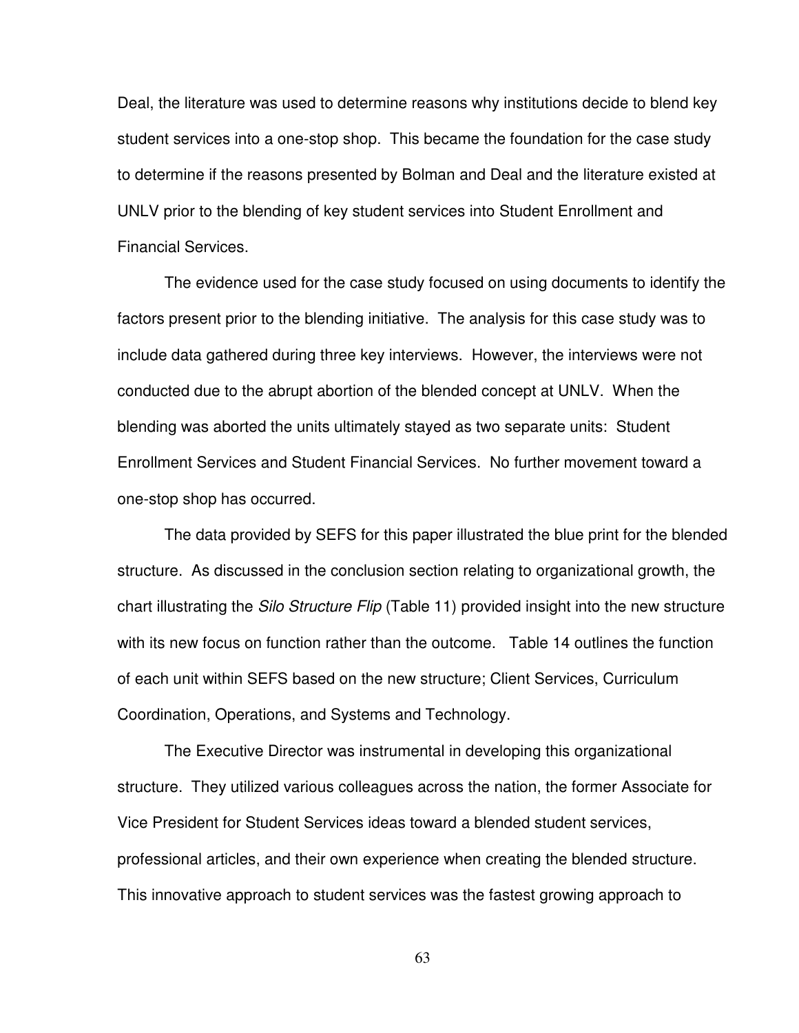Deal, the literature was used to determine reasons why institutions decide to blend key student services into a one-stop shop. This became the foundation for the case study to determine if the reasons presented by Bolman and Deal and the literature existed at UNLV prior to the blending of key student services into Student Enrollment and Financial Services.

The evidence used for the case study focused on using documents to identify the factors present prior to the blending initiative. The analysis for this case study was to include data gathered during three key interviews. However, the interviews were not conducted due to the abrupt abortion of the blended concept at UNLV. When the blending was aborted the units ultimately stayed as two separate units: Student Enrollment Services and Student Financial Services. No further movement toward a one-stop shop has occurred.

The data provided by SEFS for this paper illustrated the blue print for the blended structure. As discussed in the conclusion section relating to organizational growth, the chart illustrating the *Silo Structure Flip* (Table 11) provided insight into the new structure with its new focus on function rather than the outcome. Table 14 outlines the function of each unit within SEFS based on the new structure; Client Services, Curriculum Coordination, Operations, and Systems and Technology.

The Executive Director was instrumental in developing this organizational structure. They utilized various colleagues across the nation, the former Associate for Vice President for Student Services ideas toward a blended student services, professional articles, and their own experience when creating the blended structure. This innovative approach to student services was the fastest growing approach to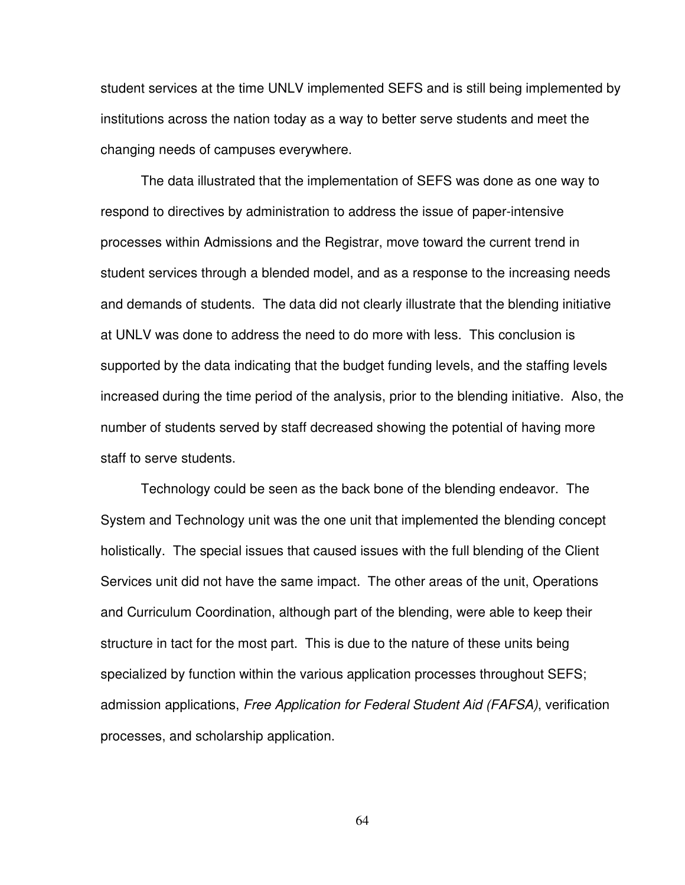student services at the time UNLV implemented SEFS and is still being implemented by institutions across the nation today as a way to better serve students and meet the changing needs of campuses everywhere.

The data illustrated that the implementation of SEFS was done as one way to respond to directives by administration to address the issue of paper-intensive processes within Admissions and the Registrar, move toward the current trend in student services through a blended model, and as a response to the increasing needs and demands of students. The data did not clearly illustrate that the blending initiative at UNLV was done to address the need to do more with less. This conclusion is supported by the data indicating that the budget funding levels, and the staffing levels increased during the time period of the analysis, prior to the blending initiative. Also, the number of students served by staff decreased showing the potential of having more staff to serve students.

Technology could be seen as the back bone of the blending endeavor. The System and Technology unit was the one unit that implemented the blending concept holistically. The special issues that caused issues with the full blending of the Client Services unit did not have the same impact. The other areas of the unit, Operations and Curriculum Coordination, although part of the blending, were able to keep their structure in tact for the most part. This is due to the nature of these units being specialized by function within the various application processes throughout SEFS; admission applications, *Free Application for Federal Student Aid (FAFSA)*, verification processes, and scholarship application.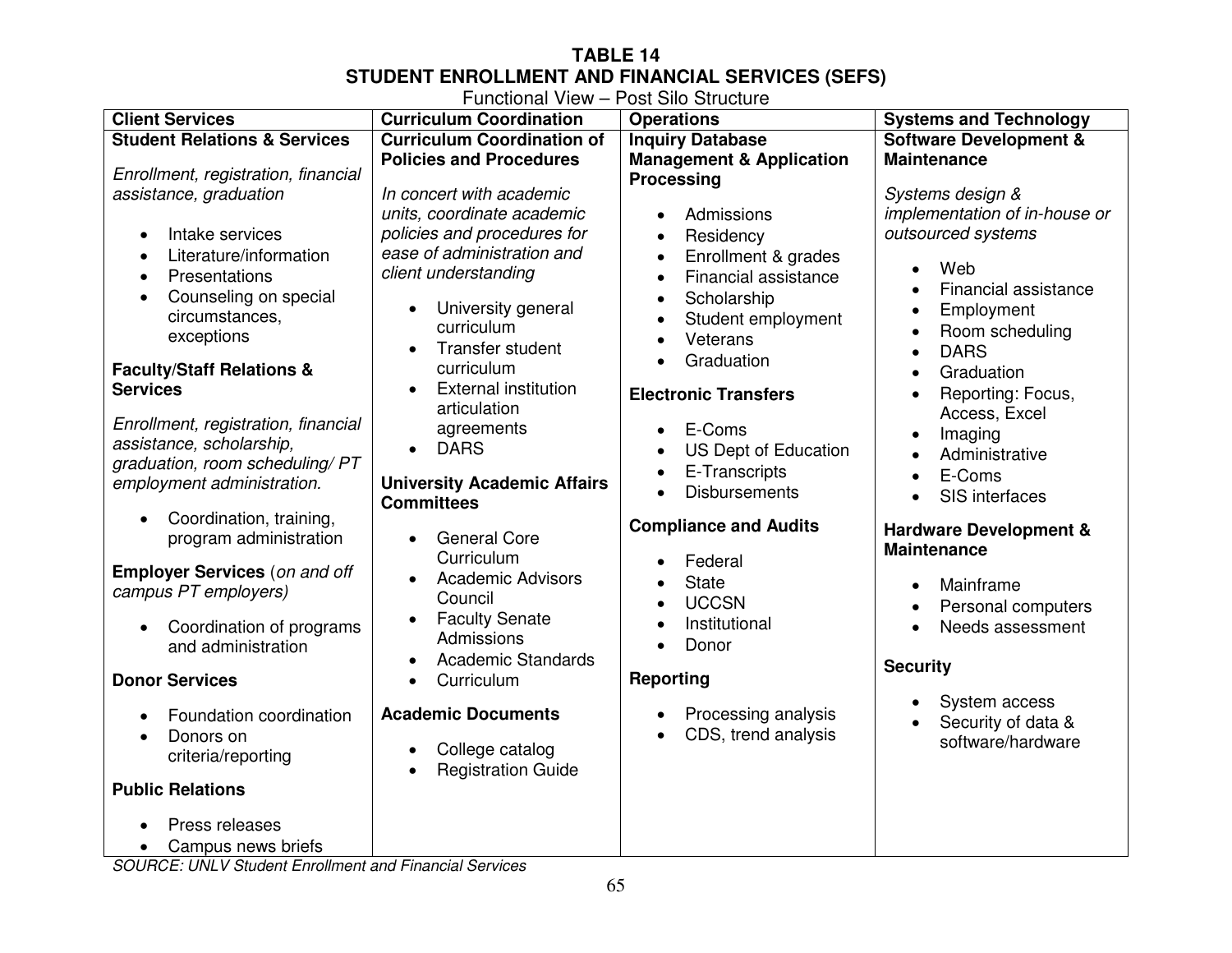**TABLE 14**
**STUDENT ENROLLMENT AND FINANCIAL SERVICES (SEFS)**
Functional View – Post Silo Structure

| Client Services | Curriculum Coordination | Operations | Systems and Technology |
|---|---|---|---|
| **Student Relations & Services**<br><br>*Enrollment, registration, financial assistance, graduation*<br><br>• Intake services<br>• Literature/information<br>• Presentations<br>• Counseling on special circumstances, exceptions<br><br>**Faculty/Staff Relations & Services**<br><br>*Enrollment, registration, financial assistance, scholarship, graduation, room scheduling/ PT employment administration.*<br><br>• Coordination, training, program administration<br><br>**Employer Services** (*on and off campus PT employers)*<br><br>• Coordination of programs and administration<br><br>**Donor Services**<br><br>• Foundation coordination<br>• Donors on criteria/reporting<br><br>**Public Relations**<br><br>• Press releases<br>• Campus news briefs | **Curriculum Coordination of Policies and Procedures**<br><br>*In concert with academic units, coordinate academic policies and procedures for ease of administration and client understanding*<br><br>• University general curriculum<br>• Transfer student curriculum<br>• External institution articulation agreements<br>• DARS<br><br>**University Academic Affairs Committees**<br><br>• General Core Curriculum<br>• Academic Advisors Council<br>• Faculty Senate Admissions<br>• Academic Standards<br>• Curriculum<br><br>**Academic Documents**<br><br>• College catalog<br>• Registration Guide | **Inquiry Database Management & Application Processing**<br><br>• Admissions<br>• Residency<br>• Enrollment & grades<br>• Financial assistance<br>• Scholarship<br>• Student employment<br>• Veterans<br>• Graduation<br><br>**Electronic Transfers**<br><br>• E-Coms<br>• US Dept of Education<br>• E-Transcripts<br>• Disbursements<br><br>**Compliance and Audits**<br><br>• Federal<br>• State<br>• UCCSN<br>• Institutional<br>• Donor<br><br>**Reporting**<br><br>• Processing analysis<br>• CDS, trend analysis | **Software Development & Maintenance**<br><br>*Systems design & implementation of in-house or outsourced systems*<br><br>• Web<br>• Financial assistance<br>• Employment<br>• Room scheduling<br>• DARS<br>• Graduation<br>• Reporting: Focus, Access, Excel<br>• Imaging<br>• Administrative<br>• E-Coms<br>• SIS interfaces<br><br>**Hardware Development & Maintenance**<br><br>• Mainframe<br>• Personal computers<br>• Needs assessment<br><br>**Security**<br><br>• System access<br>• Security of data & software/hardware |

*SOURCE: UNLV Student Enrollment and Financial Services*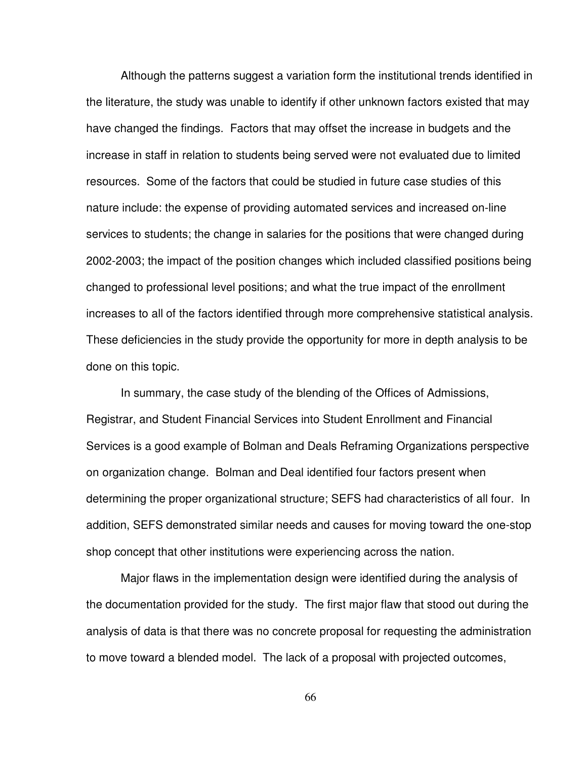Although the patterns suggest a variation form the institutional trends identified in the literature, the study was unable to identify if other unknown factors existed that may have changed the findings. Factors that may offset the increase in budgets and the increase in staff in relation to students being served were not evaluated due to limited resources. Some of the factors that could be studied in future case studies of this nature include: the expense of providing automated services and increased on-line services to students; the change in salaries for the positions that were changed during 2002-2003; the impact of the position changes which included classified positions being changed to professional level positions; and what the true impact of the enrollment increases to all of the factors identified through more comprehensive statistical analysis. These deficiencies in the study provide the opportunity for more in depth analysis to be done on this topic.

In summary, the case study of the blending of the Offices of Admissions, Registrar, and Student Financial Services into Student Enrollment and Financial Services is a good example of Bolman and Deals Reframing Organizations perspective on organization change. Bolman and Deal identified four factors present when determining the proper organizational structure; SEFS had characteristics of all four. In addition, SEFS demonstrated similar needs and causes for moving toward the one-stop shop concept that other institutions were experiencing across the nation.

Major flaws in the implementation design were identified during the analysis of the documentation provided for the study. The first major flaw that stood out during the analysis of data is that there was no concrete proposal for requesting the administration to move toward a blended model. The lack of a proposal with projected outcomes,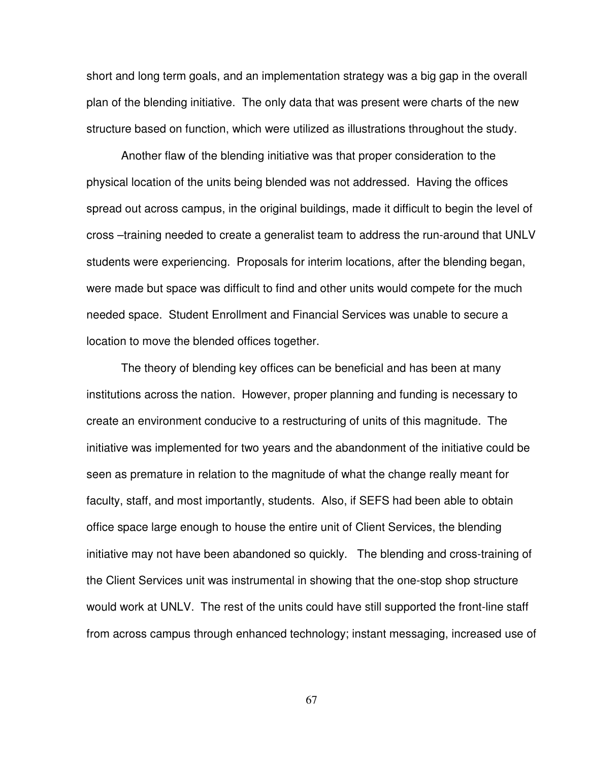short and long term goals, and an implementation strategy was a big gap in the overall plan of the blending initiative. The only data that was present were charts of the new structure based on function, which were utilized as illustrations throughout the study.

Another flaw of the blending initiative was that proper consideration to the physical location of the units being blended was not addressed. Having the offices spread out across campus, in the original buildings, made it difficult to begin the level of cross –training needed to create a generalist team to address the run-around that UNLV students were experiencing. Proposals for interim locations, after the blending began, were made but space was difficult to find and other units would compete for the much needed space. Student Enrollment and Financial Services was unable to secure a location to move the blended offices together.

The theory of blending key offices can be beneficial and has been at many institutions across the nation. However, proper planning and funding is necessary to create an environment conducive to a restructuring of units of this magnitude. The initiative was implemented for two years and the abandonment of the initiative could be seen as premature in relation to the magnitude of what the change really meant for faculty, staff, and most importantly, students. Also, if SEFS had been able to obtain office space large enough to house the entire unit of Client Services, the blending initiative may not have been abandoned so quickly. The blending and cross-training of the Client Services unit was instrumental in showing that the one-stop shop structure would work at UNLV. The rest of the units could have still supported the front-line staff from across campus through enhanced technology; instant messaging, increased use of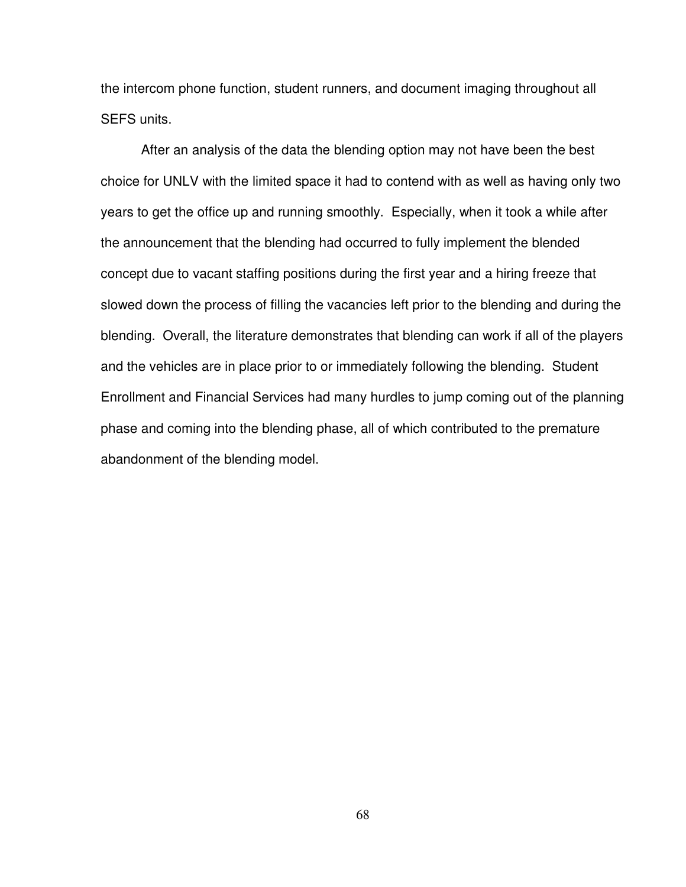the intercom phone function, student runners, and document imaging throughout all SEFS units.

After an analysis of the data the blending option may not have been the best choice for UNLV with the limited space it had to contend with as well as having only two years to get the office up and running smoothly. Especially, when it took a while after the announcement that the blending had occurred to fully implement the blended concept due to vacant staffing positions during the first year and a hiring freeze that slowed down the process of filling the vacancies left prior to the blending and during the blending. Overall, the literature demonstrates that blending can work if all of the players and the vehicles are in place prior to or immediately following the blending. Student Enrollment and Financial Services had many hurdles to jump coming out of the planning phase and coming into the blending phase, all of which contributed to the premature abandonment of the blending model.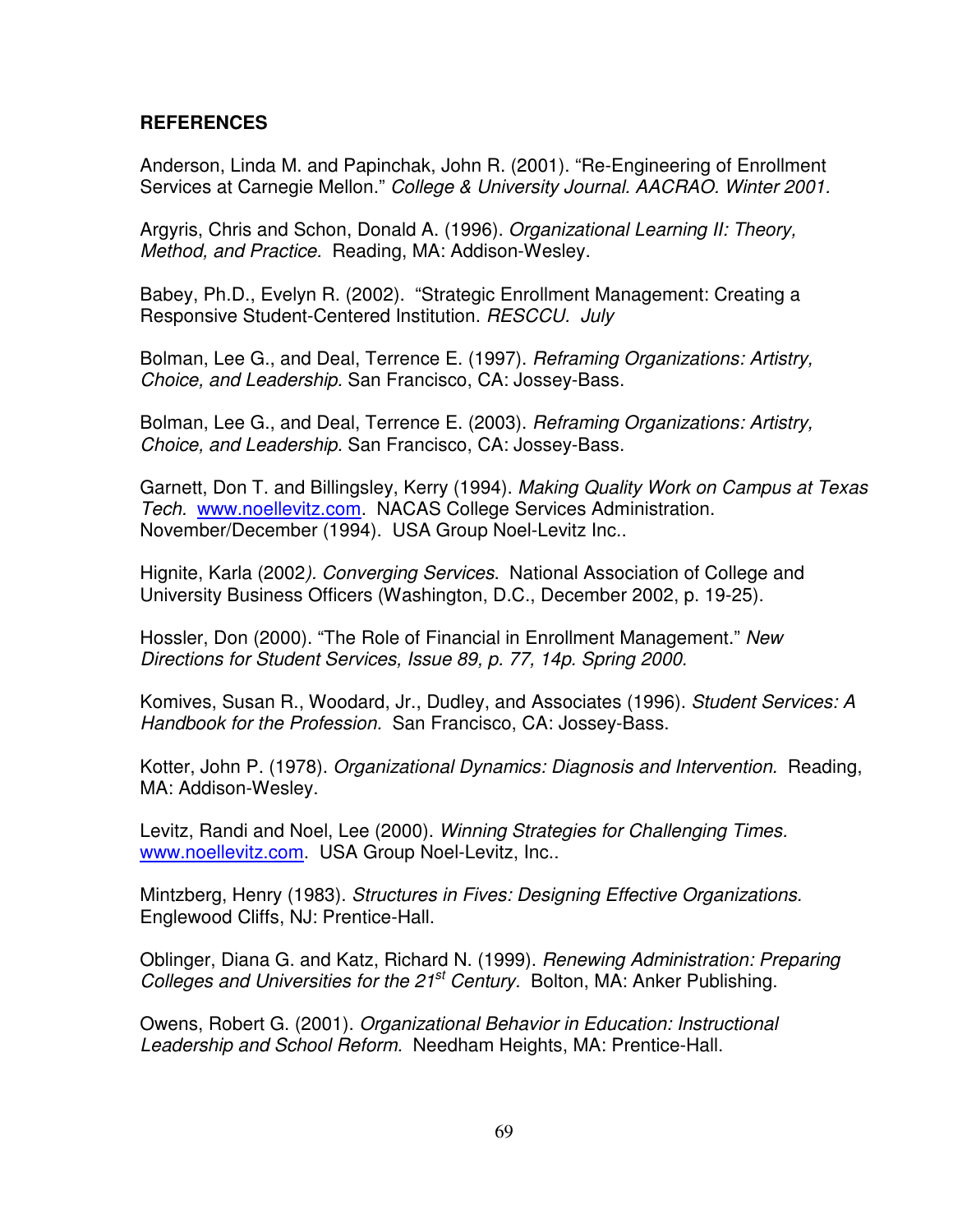## REFERENCES

Anderson, Linda M. and Papinchak, John R. (2001). "Re-Engineering of Enrollment Services at Carnegie Mellon." *College & University Journal. AACRAO. Winter 2001.*

Argyris, Chris and Schon, Donald A. (1996). *Organizational Learning II: Theory, Method, and Practice.* Reading, MA: Addison-Wesley.

Babey, Ph.D., Evelyn R. (2002). "Strategic Enrollment Management: Creating a Responsive Student-Centered Institution. *RESCCU. July*

Bolman, Lee G., and Deal, Terrence E. (1997). *Reframing Organizations: Artistry, Choice, and Leadership.* San Francisco, CA: Jossey-Bass.

Bolman, Lee G., and Deal, Terrence E. (2003). *Reframing Organizations: Artistry, Choice, and Leadership.* San Francisco, CA: Jossey-Bass.

Garnett, Don T. and Billingsley, Kerry (1994). *Making Quality Work on Campus at Texas Tech.* www.noellevitz.com. NACAS College Services Administration. November/December (1994). USA Group Noel-Levitz Inc..

Hignite, Karla (2002*). Converging Services*. National Association of College and University Business Officers (Washington, D.C., December 2002, p. 19-25).

Hossler, Don (2000). "The Role of Financial in Enrollment Management." *New Directions for Student Services, Issue 89, p. 77, 14p. Spring 2000.*

Komives, Susan R., Woodard, Jr., Dudley, and Associates (1996). *Student Services: A Handbook for the Profession.* San Francisco, CA: Jossey-Bass.

Kotter, John P. (1978). *Organizational Dynamics: Diagnosis and Intervention.* Reading, MA: Addison-Wesley.

Levitz, Randi and Noel, Lee (2000). *Winning Strategies for Challenging Times.* www.noellevitz.com. USA Group Noel-Levitz, Inc..

Mintzberg, Henry (1983). *Structures in Fives: Designing Effective Organizations.* Englewood Cliffs, NJ: Prentice-Hall.

Oblinger, Diana G. and Katz, Richard N. (1999). *Renewing Administration: Preparing Colleges and Universities for the 21st Century.* Bolton, MA: Anker Publishing.

Owens, Robert G. (2001). *Organizational Behavior in Education: Instructional Leadership and School Reform.* Needham Heights, MA: Prentice-Hall.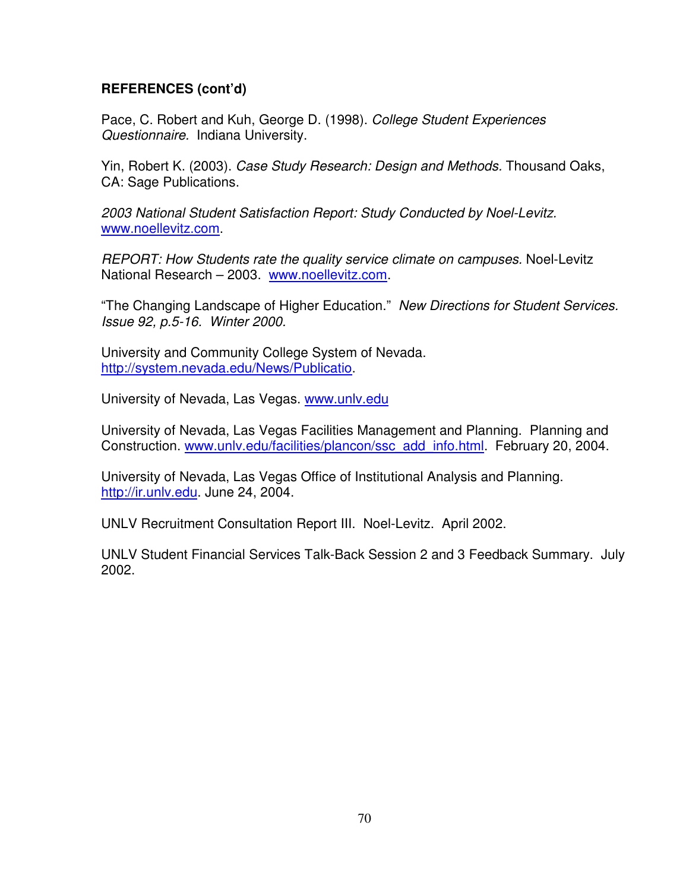**REFERENCES (cont'd)**

Pace, C. Robert and Kuh, George D. (1998). *College Student Experiences Questionnaire.* Indiana University.

Yin, Robert K. (2003). *Case Study Research: Design and Methods.* Thousand Oaks, CA: Sage Publications.

*2003 National Student Satisfaction Report: Study Conducted by Noel-Levitz.* www.noellevitz.com.

*REPORT: How Students rate the quality service climate on campuses.* Noel-Levitz National Research – 2003. www.noellevitz.com.

"The Changing Landscape of Higher Education." *New Directions for Student Services. Issue 92, p.5-16. Winter 2000.*

University and Community College System of Nevada. http://system.nevada.edu/News/Publicatio.

University of Nevada, Las Vegas. www.unlv.edu

University of Nevada, Las Vegas Facilities Management and Planning. Planning and Construction. www.unlv.edu/facilities/plancon/ssc_add_info.html. February 20, 2004.

University of Nevada, Las Vegas Office of Institutional Analysis and Planning. http://ir.unlv.edu. June 24, 2004.

UNLV Recruitment Consultation Report III. Noel-Levitz. April 2002.

UNLV Student Financial Services Talk-Back Session 2 and 3 Feedback Summary. July 2002.